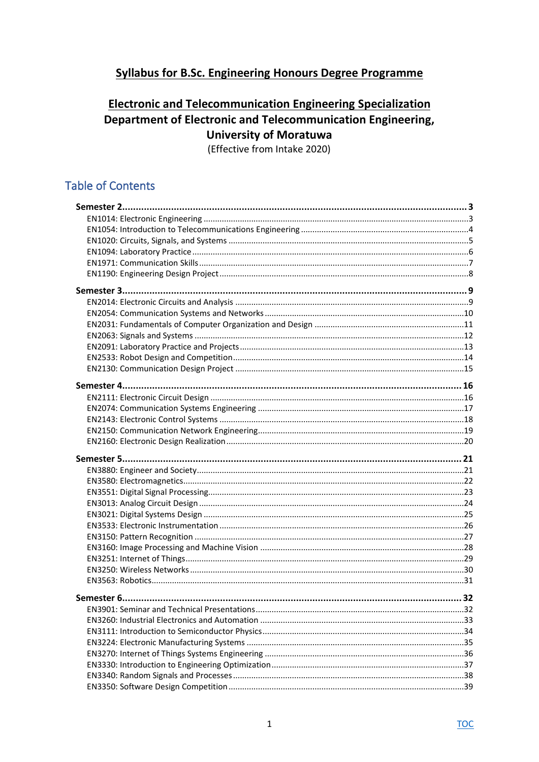# Syllabus for B.Sc. Engineering Honours Degree Programme

## Electronic and Telecommunication Engineering Specialization

**Department of Electronic and Telecommunication Engineering,**
**University of Moratuwa**

(Effective from Intake 2020)

## Table of Contents

**Semester 2 ............................................................ 3**
- EN1014: Electronic Engineering ............................................................ 3
- EN1054: Introduction to Telecommunications Engineering ............................................................ 4
- EN1020: Circuits, Signals, and Systems ............................................................ 5
- EN1094: Laboratory Practice ............................................................ 6
- EN1971: Communication Skills ............................................................ 7
- EN1190: Engineering Design Project ............................................................ 8

**Semester 3 ............................................................ 9**
- EN2014: Electronic Circuits and Analysis ............................................................ 9
- EN2054: Communication Systems and Networks ............................................................ 10
- EN2031: Fundamentals of Computer Organization and Design ............................................................ 11
- EN2063: Signals and Systems ............................................................ 12
- EN2091: Laboratory Practice and Projects ............................................................ 13
- EN2533: Robot Design and Competition ............................................................ 14
- EN2130: Communication Design Project ............................................................ 15

**Semester 4 ............................................................ 16**
- EN2111: Electronic Circuit Design ............................................................ 16
- EN2074: Communication Systems Engineering ............................................................ 17
- EN2143: Electronic Control Systems ............................................................ 18
- EN2150: Communication Network Engineering ............................................................ 19
- EN2160: Electronic Design Realization ............................................................ 20

**Semester 5 ............................................................ 21**
- EN3880: Engineer and Society ............................................................ 21
- EN3580: Electromagnetics ............................................................ 22
- EN3551: Digital Signal Processing ............................................................ 23
- EN3013: Analog Circuit Design ............................................................ 24
- EN3021: Digital Systems Design ............................................................ 25
- EN3533: Electronic Instrumentation ............................................................ 26
- EN3150: Pattern Recognition ............................................................ 27
- EN3160: Image Processing and Machine Vision ............................................................ 28
- EN3251: Internet of Things ............................................................ 29
- EN3250: Wireless Networks ............................................................ 30
- EN3563: Robotics ............................................................ 31

**Semester 6 ............................................................ 32**
- EN3901: Seminar and Technical Presentations ............................................................ 32
- EN3260: Industrial Electronics and Automation ............................................................ 33
- EN3111: Introduction to Semiconductor Physics ............................................................ 34
- EN3224: Electronic Manufacturing Systems ............................................................ 35
- EN3270: Internet of Things Systems Engineering ............................................................ 36
- EN3330: Introduction to Engineering Optimization ............................................................ 37
- EN3340: Random Signals and Processes ............................................................ 38
- EN3350: Software Design Competition ............................................................ 39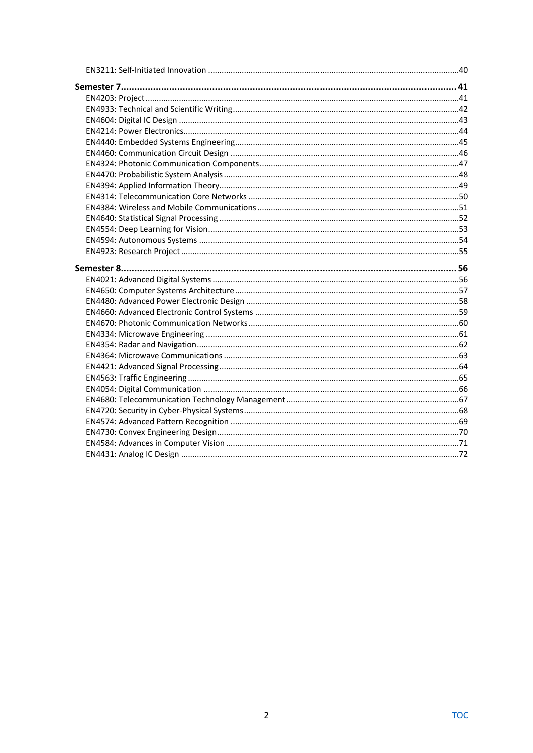EN3211: Self-Initiated Innovation ....................................................................................................40

**Semester 7...................................................................................................................... 41**

EN4203: Project ..............................................................................................................41
EN4933: Technical and Scientific Writing ..........................................................................42
EN4604: Digital IC Design ................................................................................................43
EN4214: Power Electronics ...............................................................................................44
EN4440: Embedded Systems Engineering ...........................................................................45
EN4460: Communication Circuit Design .............................................................................46
EN4324: Photonic Communication Components ...................................................................47
EN4470: Probabilistic System Analysis ...............................................................................48
EN4394: Applied Information Theory ..................................................................................49
EN4314: Telecommunication Core Networks .......................................................................50
EN4384: Wireless and Mobile Communications ....................................................................51
EN4640: Statistical Signal Processing .................................................................................52
EN4554: Deep Learning for Vision ......................................................................................53
EN4594: Autonomous Systems ...........................................................................................54
EN4923: Research Project .................................................................................................55

**Semester 8...................................................................................................................... 56**

EN4021: Advanced Digital Systems ....................................................................................56
EN4650: Computer Systems Architecture ............................................................................57
EN4480: Advanced Power Electronic Design .......................................................................58
EN4660: Advanced Electronic Control Systems ....................................................................59
EN4670: Photonic Communication Networks .......................................................................60
EN4334: Microwave Engineering ........................................................................................61
EN4354: Radar and Navigation ..........................................................................................62
EN4364: Microwave Communications .................................................................................63
EN4421: Advanced Signal Processing .................................................................................64
EN4563: Traffic Engineering ..............................................................................................65
EN4054: Digital Communication ........................................................................................66
EN4680: Telecommunication Technology Management .........................................................67
EN4720: Security in Cyber-Physical Systems .......................................................................68
EN4574: Advanced Pattern Recognition ..............................................................................69
EN4730: Convex Engineering Design ..................................................................................70
EN4584: Advances in Computer Vision ...............................................................................71
EN4431: Analog IC Design ................................................................................................72

TOC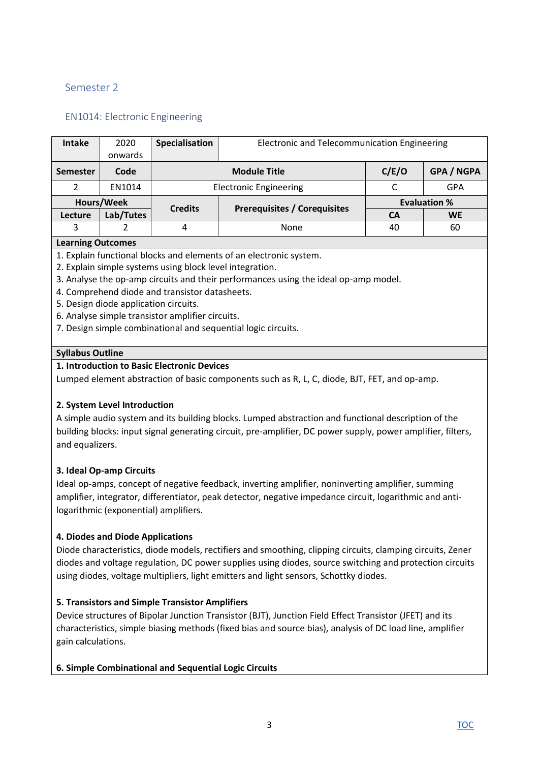## Semester 2

### EN1014: Electronic Engineering

| Intake | 2020 onwards | Specialisation | Electronic and Telecommunication Engineering | | |
|---|---|---|---|---|---|
| Semester | Code | Module Title | | C/E/O | GPA / NGPA |
| 2 | EN1014 | Electronic Engineering | | C | GPA |
| Hours/Week | | Credits | Prerequisites / Corequisites | Evaluation % | |
| Lecture | Lab/Tutes | | | CA | WE |
| 3 | 2 | 4 | None | 40 | 60 |

**Learning Outcomes**

1. Explain functional blocks and elements of an electronic system.
2. Explain simple systems using block level integration.
3. Analyse the op-amp circuits and their performances using the ideal op-amp model.
4. Comprehend diode and transistor datasheets.
5. Design diode application circuits.
6. Analyse simple transistor amplifier circuits.
7. Design simple combinational and sequential logic circuits.

**Syllabus Outline**

**1. Introduction to Basic Electronic Devices**

Lumped element abstraction of basic components such as R, L, C, diode, BJT, FET, and op-amp.

**2. System Level Introduction**

A simple audio system and its building blocks. Lumped abstraction and functional description of the building blocks: input signal generating circuit, pre-amplifier, DC power supply, power amplifier, filters, and equalizers.

**3. Ideal Op-amp Circuits**

Ideal op-amps, concept of negative feedback, inverting amplifier, noninverting amplifier, summing amplifier, integrator, differentiator, peak detector, negative impedance circuit, logarithmic and anti-logarithmic (exponential) amplifiers.

**4. Diodes and Diode Applications**

Diode characteristics, diode models, rectifiers and smoothing, clipping circuits, clamping circuits, Zener diodes and voltage regulation, DC power supplies using diodes, source switching and protection circuits using diodes, voltage multipliers, light emitters and light sensors, Schottky diodes.

**5. Transistors and Simple Transistor Amplifiers**

Device structures of Bipolar Junction Transistor (BJT), Junction Field Effect Transistor (JFET) and its characteristics, simple biasing methods (fixed bias and source bias), analysis of DC load line, amplifier gain calculations.

**6. Simple Combinational and Sequential Logic Circuits**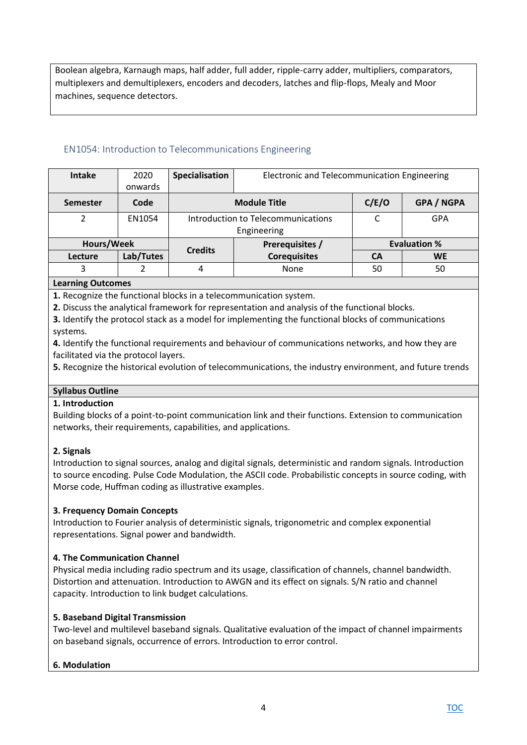Boolean algebra, Karnaugh maps, half adder, full adder, ripple-carry adder, multipliers, comparators, multiplexers and demultiplexers, encoders and decoders, latches and flip-flops, Mealy and Moor machines, sequence detectors.

## EN1054: Introduction to Telecommunications Engineering

| Intake | 2020 onwards | Specialisation | Electronic and Telecommunication Engineering | | |
|---|---|---|---|---|---|
| **Semester** | **Code** | **Module Title** | | **C/E/O** | **GPA / NGPA** |
| 2 | EN1054 | Introduction to Telecommunications Engineering | | C | GPA |
| **Hours/Week** | | **Credits** | **Prerequisites / Corequisites** | **Evaluation %** | |
| **Lecture** | **Lab/Tutes** | | | **CA** | **WE** |
| 3 | 2 | 4 | None | 50 | 50 |

**Learning Outcomes**

**1.** Recognize the functional blocks in a telecommunication system.
**2.** Discuss the analytical framework for representation and analysis of the functional blocks.
**3.** Identify the protocol stack as a model for implementing the functional blocks of communications systems.
**4.** Identify the functional requirements and behaviour of communications networks, and how they are facilitated via the protocol layers.
**5.** Recognize the historical evolution of telecommunications, the industry environment, and future trends

**Syllabus Outline**

**1. Introduction**
Building blocks of a point-to-point communication link and their functions. Extension to communication networks, their requirements, capabilities, and applications.

**2. Signals**
Introduction to signal sources, analog and digital signals, deterministic and random signals. Introduction to source encoding. Pulse Code Modulation, the ASCII code. Probabilistic concepts in source coding, with Morse code, Huffman coding as illustrative examples.

**3. Frequency Domain Concepts**
Introduction to Fourier analysis of deterministic signals, trigonometric and complex exponential representations. Signal power and bandwidth.

**4. The Communication Channel**
Physical media including radio spectrum and its usage, classification of channels, channel bandwidth. Distortion and attenuation. Introduction to AWGN and its effect on signals. S/N ratio and channel capacity. Introduction to link budget calculations.

**5. Baseband Digital Transmission**
Two-level and multilevel baseband signals. Qualitative evaluation of the impact of channel impairments on baseband signals, occurrence of errors. Introduction to error control.

**6. Modulation**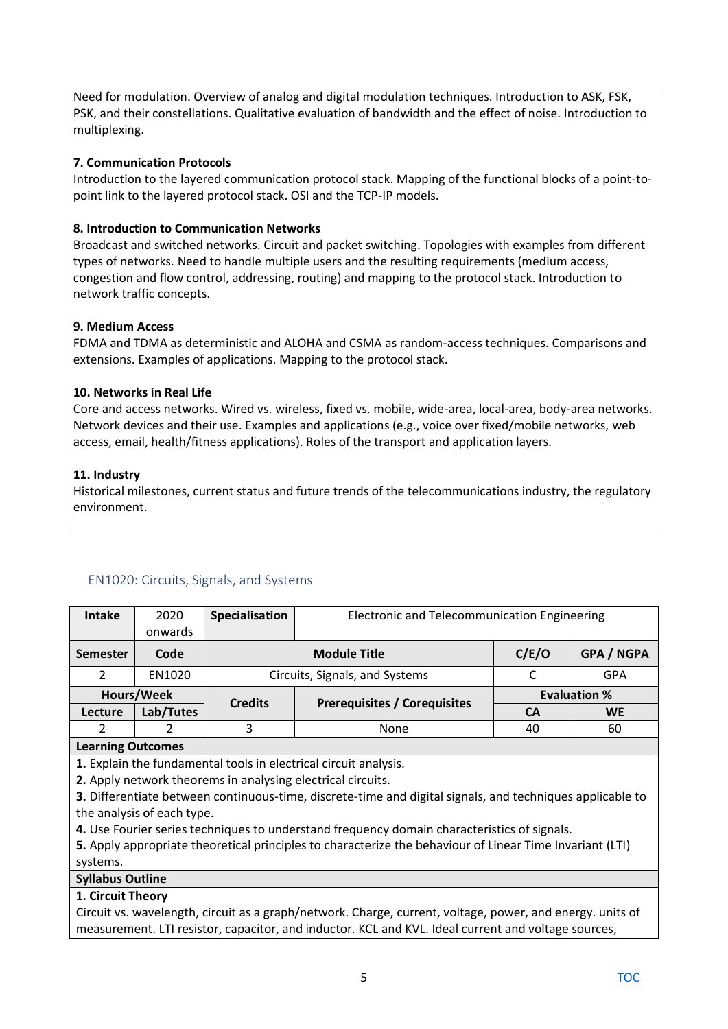Need for modulation. Overview of analog and digital modulation techniques. Introduction to ASK, FSK, PSK, and their constellations. Qualitative evaluation of bandwidth and the effect of noise. Introduction to multiplexing.

**7. Communication Protocols**
Introduction to the layered communication protocol stack. Mapping of the functional blocks of a point-to-point link to the layered protocol stack. OSI and the TCP-IP models.

**8. Introduction to Communication Networks**
Broadcast and switched networks. Circuit and packet switching. Topologies with examples from different types of networks. Need to handle multiple users and the resulting requirements (medium access, congestion and flow control, addressing, routing) and mapping to the protocol stack. Introduction to network traffic concepts.

**9. Medium Access**
FDMA and TDMA as deterministic and ALOHA and CSMA as random-access techniques. Comparisons and extensions. Examples of applications. Mapping to the protocol stack.

**10. Networks in Real Life**
Core and access networks. Wired vs. wireless, fixed vs. mobile, wide-area, local-area, body-area networks. Network devices and their use. Examples and applications (e.g., voice over fixed/mobile networks, web access, email, health/fitness applications). Roles of the transport and application layers.

**11. Industry**
Historical milestones, current status and future trends of the telecommunications industry, the regulatory environment.

## EN1020: Circuits, Signals, and Systems

| **Intake** | 2020 onwards | **Specialisation** | Electronic and Telecommunication Engineering | | |
|---|---|---|---|---|---|
| **Semester** | **Code** | **Module Title** | | **C/E/O** | **GPA / NGPA** |
| 2 | EN1020 | Circuits, Signals, and Systems | | C | GPA |
| **Hours/Week** | | **Credits** | **Prerequisites / Corequisites** | **Evaluation %** | |
| **Lecture** | **Lab/Tutes** | | | **CA** | **WE** |
| 2 | 2 | 3 | None | 40 | 60 |

**Learning Outcomes**

**1.** Explain the fundamental tools in electrical circuit analysis.
**2.** Apply network theorems in analysing electrical circuits.
**3.** Differentiate between continuous-time, discrete-time and digital signals, and techniques applicable to the analysis of each type.
**4.** Use Fourier series techniques to understand frequency domain characteristics of signals.
**5.** Apply appropriate theoretical principles to characterize the behaviour of Linear Time Invariant (LTI) systems.

**Syllabus Outline**

**1. Circuit Theory**
Circuit vs. wavelength, circuit as a graph/network. Charge, current, voltage, power, and energy. units of measurement. LTI resistor, capacitor, and inductor. KCL and KVL. Ideal current and voltage sources,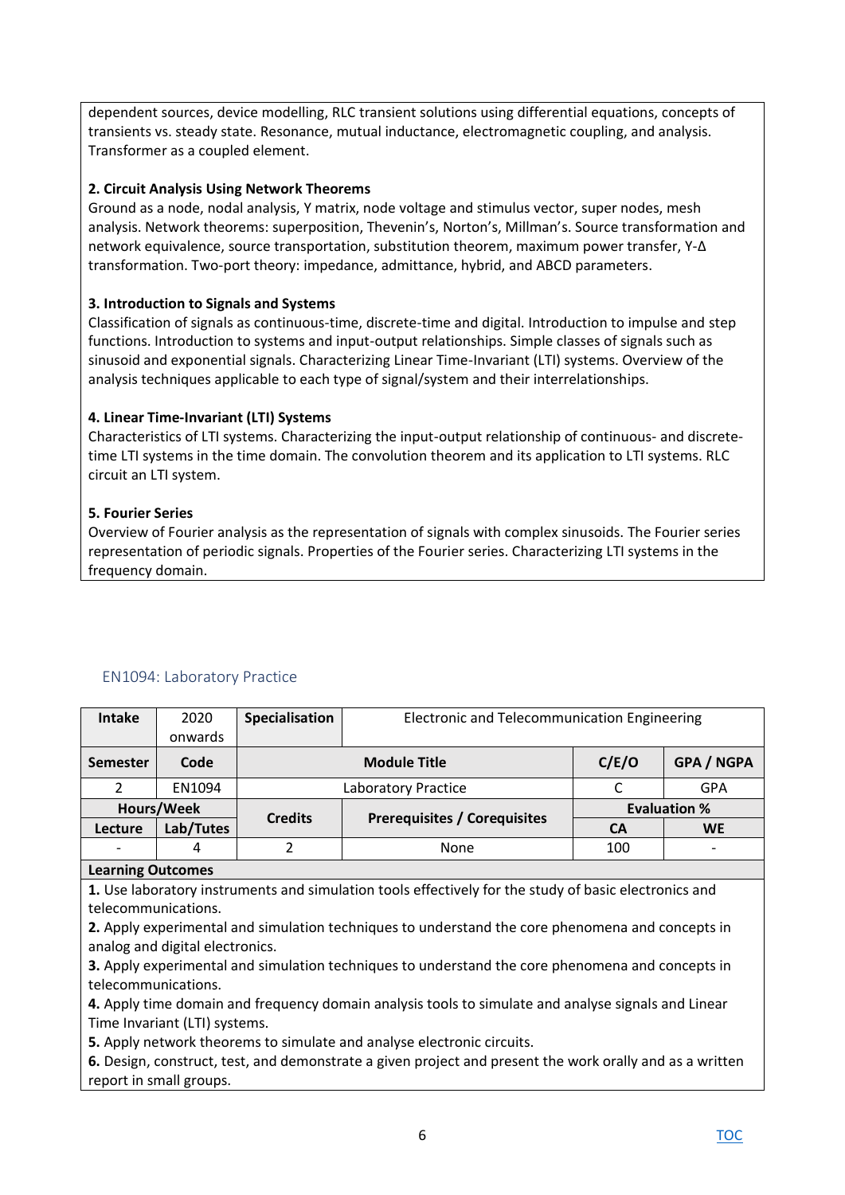dependent sources, device modelling, RLC transient solutions using differential equations, concepts of transients vs. steady state. Resonance, mutual inductance, electromagnetic coupling, and analysis. Transformer as a coupled element.

**2. Circuit Analysis Using Network Theorems**

Ground as a node, nodal analysis, Y matrix, node voltage and stimulus vector, super nodes, mesh analysis. Network theorems: superposition, Thevenin's, Norton's, Millman's. Source transformation and network equivalence, source transportation, substitution theorem, maximum power transfer, Y-Δ transformation. Two-port theory: impedance, admittance, hybrid, and ABCD parameters.

**3. Introduction to Signals and Systems**

Classification of signals as continuous-time, discrete-time and digital. Introduction to impulse and step functions. Introduction to systems and input-output relationships. Simple classes of signals such as sinusoid and exponential signals. Characterizing Linear Time-Invariant (LTI) systems. Overview of the analysis techniques applicable to each type of signal/system and their interrelationships.

**4. Linear Time-Invariant (LTI) Systems**

Characteristics of LTI systems. Characterizing the input-output relationship of continuous- and discrete-time LTI systems in the time domain. The convolution theorem and its application to LTI systems. RLC circuit an LTI system.

**5. Fourier Series**

Overview of Fourier analysis as the representation of signals with complex sinusoids. The Fourier series representation of periodic signals. Properties of the Fourier series. Characterizing LTI systems in the frequency domain.

## EN1094: Laboratory Practice

| **Intake** | 2020 onwards | **Specialisation** | Electronic and Telecommunication Engineering | | |
|---|---|---|---|---|---|
| **Semester** | **Code** | **Module Title** | | **C/E/O** | **GPA / NGPA** |
| 2 | EN1094 | Laboratory Practice | | C | GPA |
| **Hours/Week** | | **Credits** | **Prerequisites / Corequisites** | **Evaluation %** | |
| **Lecture** | **Lab/Tutes** | | | **CA** | **WE** |
| - | 4 | 2 | None | 100 | - |

**Learning Outcomes**

**1.** Use laboratory instruments and simulation tools effectively for the study of basic electronics and telecommunications.
**2.** Apply experimental and simulation techniques to understand the core phenomena and concepts in analog and digital electronics.
**3.** Apply experimental and simulation techniques to understand the core phenomena and concepts in telecommunications.
**4.** Apply time domain and frequency domain analysis tools to simulate and analyse signals and Linear Time Invariant (LTI) systems.
**5.** Apply network theorems to simulate and analyse electronic circuits.
**6.** Design, construct, test, and demonstrate a given project and present the work orally and as a written report in small groups.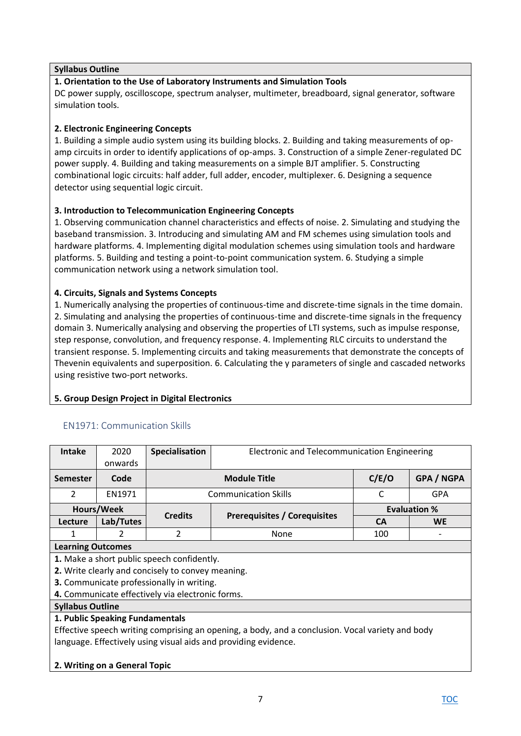**Syllabus Outline**

**1. Orientation to the Use of Laboratory Instruments and Simulation Tools**

DC power supply, oscilloscope, spectrum analyser, multimeter, breadboard, signal generator, software simulation tools.

**2. Electronic Engineering Concepts**

1. Building a simple audio system using its building blocks. 2. Building and taking measurements of op-amp circuits in order to identify applications of op-amps. 3. Construction of a simple Zener-regulated DC power supply. 4. Building and taking measurements on a simple BJT amplifier. 5. Constructing combinational logic circuits: half adder, full adder, encoder, multiplexer. 6. Designing a sequence detector using sequential logic circuit.

**3. Introduction to Telecommunication Engineering Concepts**

1. Observing communication channel characteristics and effects of noise. 2. Simulating and studying the baseband transmission. 3. Introducing and simulating AM and FM schemes using simulation tools and hardware platforms. 4. Implementing digital modulation schemes using simulation tools and hardware platforms. 5. Building and testing a point-to-point communication system. 6. Studying a simple communication network using a network simulation tool.

**4. Circuits, Signals and Systems Concepts**

1. Numerically analysing the properties of continuous-time and discrete-time signals in the time domain. 2. Simulating and analysing the properties of continuous-time and discrete-time signals in the frequency domain 3. Numerically analysing and observing the properties of LTI systems, such as impulse response, step response, convolution, and frequency response. 4. Implementing RLC circuits to understand the transient response. 5. Implementing circuits and taking measurements that demonstrate the concepts of Thevenin equivalents and superposition. 6. Calculating the y parameters of single and cascaded networks using resistive two-port networks.

**5. Group Design Project in Digital Electronics**

## EN1971: Communication Skills

| **Intake** | 2020 onwards | **Specialisation** | Electronic and Telecommunication Engineering | | |
|---|---|---|---|---|---|
| **Semester** | **Code** | **Module Title** | | **C/E/O** | **GPA / NGPA** |
| 2 | EN1971 | Communication Skills | | C | GPA |
| **Hours/Week** | | **Credits** | **Prerequisites / Corequisites** | **Evaluation %** | |
| **Lecture** | **Lab/Tutes** | | | **CA** | **WE** |
| 1 | 2 | 2 | None | 100 | - |

**Learning Outcomes**

**1.** Make a short public speech confidently.
**2.** Write clearly and concisely to convey meaning.
**3.** Communicate professionally in writing.
**4.** Communicate effectively via electronic forms.

**Syllabus Outline**

**1. Public Speaking Fundamentals**

Effective speech writing comprising an opening, a body, and a conclusion. Vocal variety and body language. Effectively using visual aids and providing evidence.

**2. Writing on a General Topic**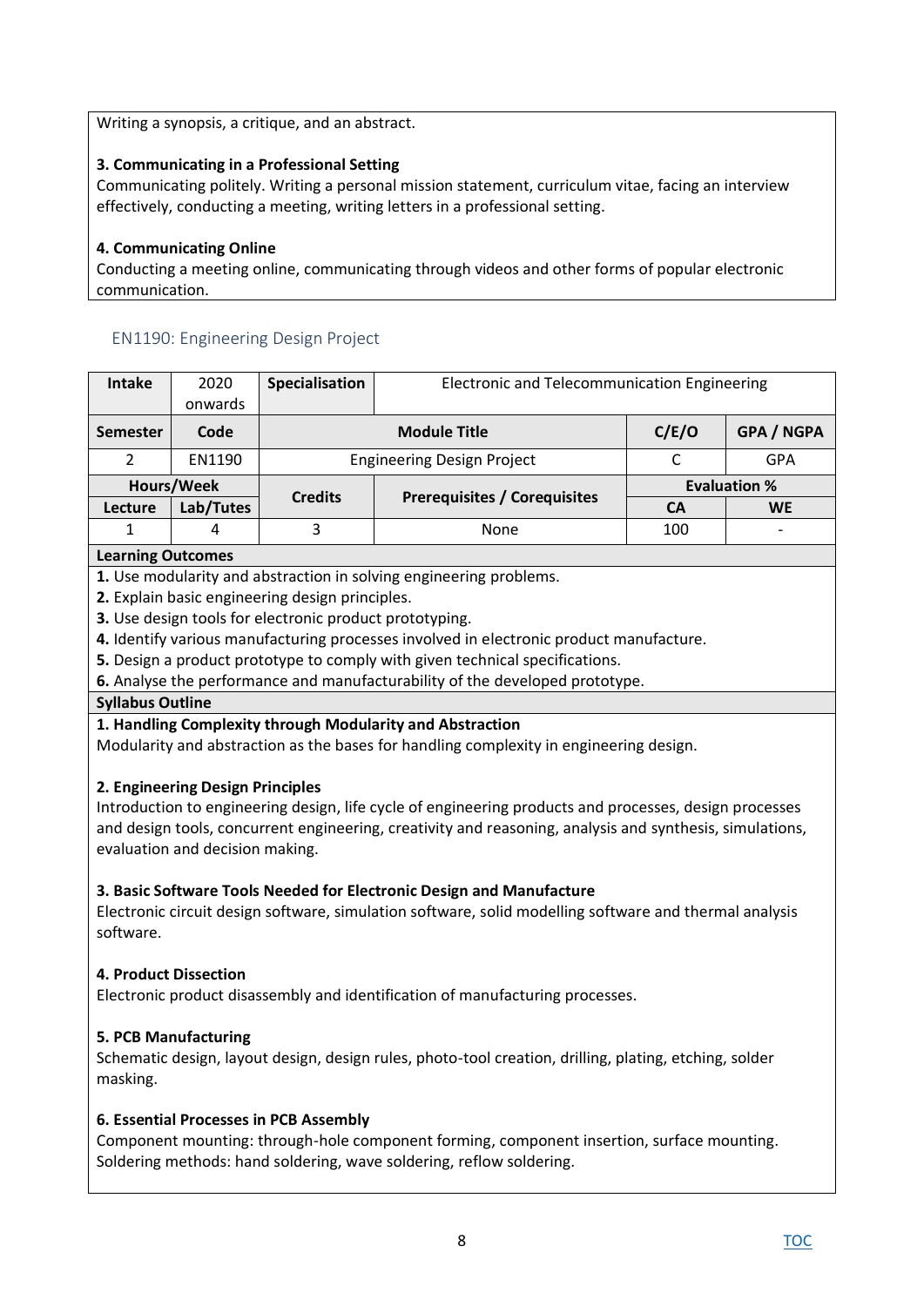Writing a synopsis, a critique, and an abstract.

**3. Communicating in a Professional Setting**
Communicating politely. Writing a personal mission statement, curriculum vitae, facing an interview effectively, conducting a meeting, writing letters in a professional setting.

**4. Communicating Online**
Conducting a meeting online, communicating through videos and other forms of popular electronic communication.

## EN1190: Engineering Design Project

| Intake | 2020 onwards | Specialisation | Electronic and Telecommunication Engineering | | |
|---|---|---|---|---|---|
| **Semester** | **Code** | **Module Title** | | **C/E/O** | **GPA / NGPA** |
| 2 | EN1190 | Engineering Design Project | | C | GPA |
| **Hours/Week** | | **Credits** | **Prerequisites / Corequisites** | **Evaluation %** | |
| **Lecture** | **Lab/Tutes** | | | **CA** | **WE** |
| 1 | 4 | 3 | None | 100 | - |

**Learning Outcomes**

**1.** Use modularity and abstraction in solving engineering problems.
**2.** Explain basic engineering design principles.
**3.** Use design tools for electronic product prototyping.
**4.** Identify various manufacturing processes involved in electronic product manufacture.
**5.** Design a product prototype to comply with given technical specifications.
**6.** Analyse the performance and manufacturability of the developed prototype.

**Syllabus Outline**

**1. Handling Complexity through Modularity and Abstraction**
Modularity and abstraction as the bases for handling complexity in engineering design.

**2. Engineering Design Principles**
Introduction to engineering design, life cycle of engineering products and processes, design processes and design tools, concurrent engineering, creativity and reasoning, analysis and synthesis, simulations, evaluation and decision making.

**3. Basic Software Tools Needed for Electronic Design and Manufacture**
Electronic circuit design software, simulation software, solid modelling software and thermal analysis software.

**4. Product Dissection**
Electronic product disassembly and identification of manufacturing processes.

**5. PCB Manufacturing**
Schematic design, layout design, design rules, photo-tool creation, drilling, plating, etching, solder masking.

**6. Essential Processes in PCB Assembly**
Component mounting: through-hole component forming, component insertion, surface mounting. Soldering methods: hand soldering, wave soldering, reflow soldering.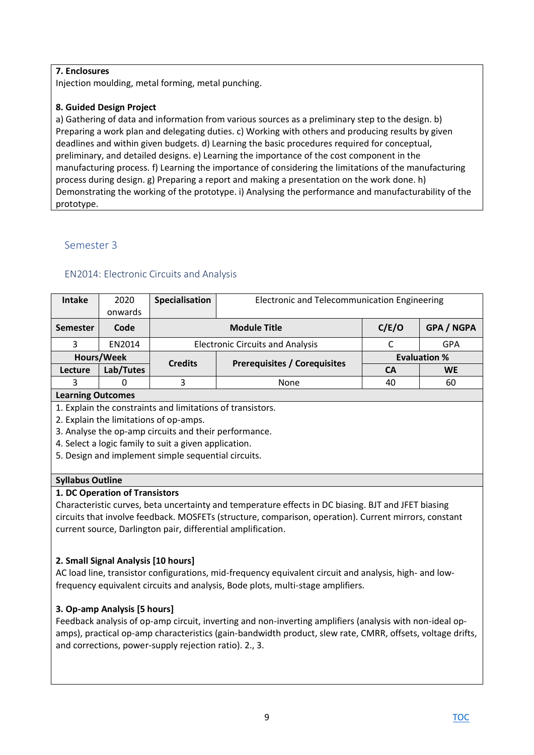**7. Enclosures**

Injection moulding, metal forming, metal punching.

**8. Guided Design Project**

a) Gathering of data and information from various sources as a preliminary step to the design. b) Preparing a work plan and delegating duties. c) Working with others and producing results by given deadlines and within given budgets. d) Learning the basic procedures required for conceptual, preliminary, and detailed designs. e) Learning the importance of the cost component in the manufacturing process. f) Learning the importance of considering the limitations of the manufacturing process during design. g) Preparing a report and making a presentation on the work done. h) Demonstrating the working of the prototype. i) Analysing the performance and manufacturability of the prototype.

## Semester 3

### EN2014: Electronic Circuits and Analysis

| Intake | 2020 onwards | Specialisation | Electronic and Telecommunication Engineering | | |
|---|---|---|---|---|---|
| **Semester** | **Code** | **Module Title** | | **C/E/O** | **GPA / NGPA** |
| 3 | EN2014 | Electronic Circuits and Analysis | | C | GPA |
| **Hours/Week** | | **Credits** | **Prerequisites / Corequisites** | **Evaluation %** | |
| **Lecture** | **Lab/Tutes** | | | **CA** | **WE** |
| 3 | 0 | 3 | None | 40 | 60 |

**Learning Outcomes**

1. Explain the constraints and limitations of transistors.
2. Explain the limitations of op-amps.
3. Analyse the op-amp circuits and their performance.
4. Select a logic family to suit a given application.
5. Design and implement simple sequential circuits.

**Syllabus Outline**

**1. DC Operation of Transistors**

Characteristic curves, beta uncertainty and temperature effects in DC biasing. BJT and JFET biasing circuits that involve feedback. MOSFETs (structure, comparison, operation). Current mirrors, constant current source, Darlington pair, differential amplification.

**2. Small Signal Analysis [10 hours]**

AC load line, transistor configurations, mid-frequency equivalent circuit and analysis, high- and low-frequency equivalent circuits and analysis, Bode plots, multi-stage amplifiers.

**3. Op-amp Analysis [5 hours]**

Feedback analysis of op-amp circuit, inverting and non-inverting amplifiers (analysis with non-ideal op-amps), practical op-amp characteristics (gain-bandwidth product, slew rate, CMRR, offsets, voltage drifts, and corrections, power-supply rejection ratio). 2., 3.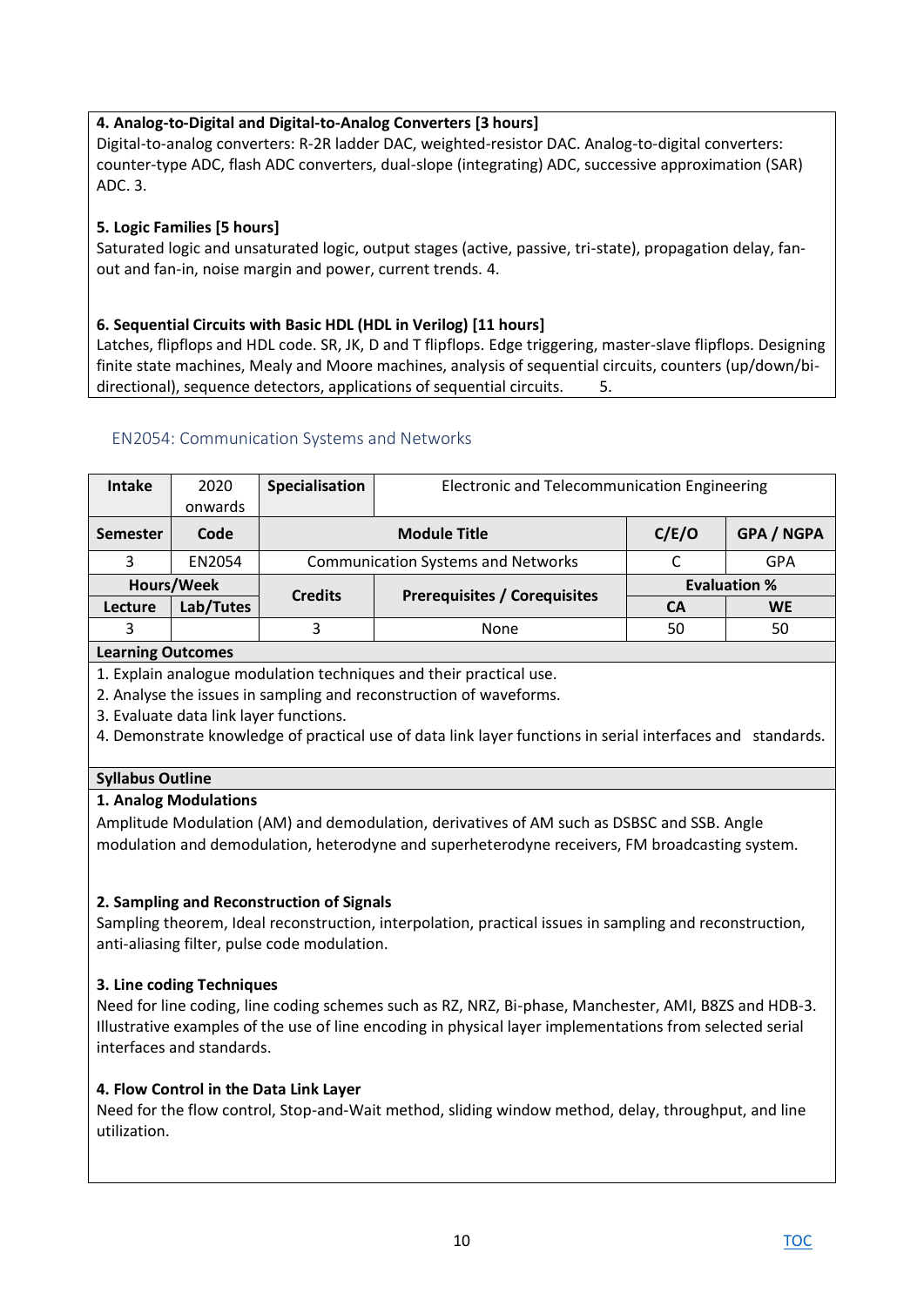**4. Analog-to-Digital and Digital-to-Analog Converters [3 hours]**
Digital-to-analog converters: R-2R ladder DAC, weighted-resistor DAC. Analog-to-digital converters: counter-type ADC, flash ADC converters, dual-slope (integrating) ADC, successive approximation (SAR) ADC. 3.

**5. Logic Families [5 hours]**
Saturated logic and unsaturated logic, output stages (active, passive, tri-state), propagation delay, fan-out and fan-in, noise margin and power, current trends. 4.

**6. Sequential Circuits with Basic HDL (HDL in Verilog) [11 hours]**
Latches, flipflops and HDL code. SR, JK, D and T flipflops. Edge triggering, master-slave flipflops. Designing finite state machines, Mealy and Moore machines, analysis of sequential circuits, counters (up/down/bi-directional), sequence detectors, applications of sequential circuits. 5.

## EN2054: Communication Systems and Networks

| Intake | 2020 onwards | Specialisation | Electronic and Telecommunication Engineering | | |
|---|---|---|---|---|---|
| **Semester** | **Code** | **Module Title** | | **C/E/O** | **GPA / NGPA** |
| 3 | EN2054 | Communication Systems and Networks | | C | GPA |
| **Hours/Week** | | **Credits** | **Prerequisites / Corequisites** | **Evaluation %** | |
| **Lecture** | **Lab/Tutes** | | | **CA** | **WE** |
| 3 | | 3 | None | 50 | 50 |

**Learning Outcomes**

1. Explain analogue modulation techniques and their practical use.
2. Analyse the issues in sampling and reconstruction of waveforms.
3. Evaluate data link layer functions.
4. Demonstrate knowledge of practical use of data link layer functions in serial interfaces and standards.

**Syllabus Outline**

**1. Analog Modulations**
Amplitude Modulation (AM) and demodulation, derivatives of AM such as DSBSC and SSB. Angle modulation and demodulation, heterodyne and superheterodyne receivers, FM broadcasting system.

**2. Sampling and Reconstruction of Signals**
Sampling theorem, Ideal reconstruction, interpolation, practical issues in sampling and reconstruction, anti-aliasing filter, pulse code modulation.

**3. Line coding Techniques**
Need for line coding, line coding schemes such as RZ, NRZ, Bi-phase, Manchester, AMI, B8ZS and HDB-3. Illustrative examples of the use of line encoding in physical layer implementations from selected serial interfaces and standards.

**4. Flow Control in the Data Link Layer**
Need for the flow control, Stop-and-Wait method, sliding window method, delay, throughput, and line utilization.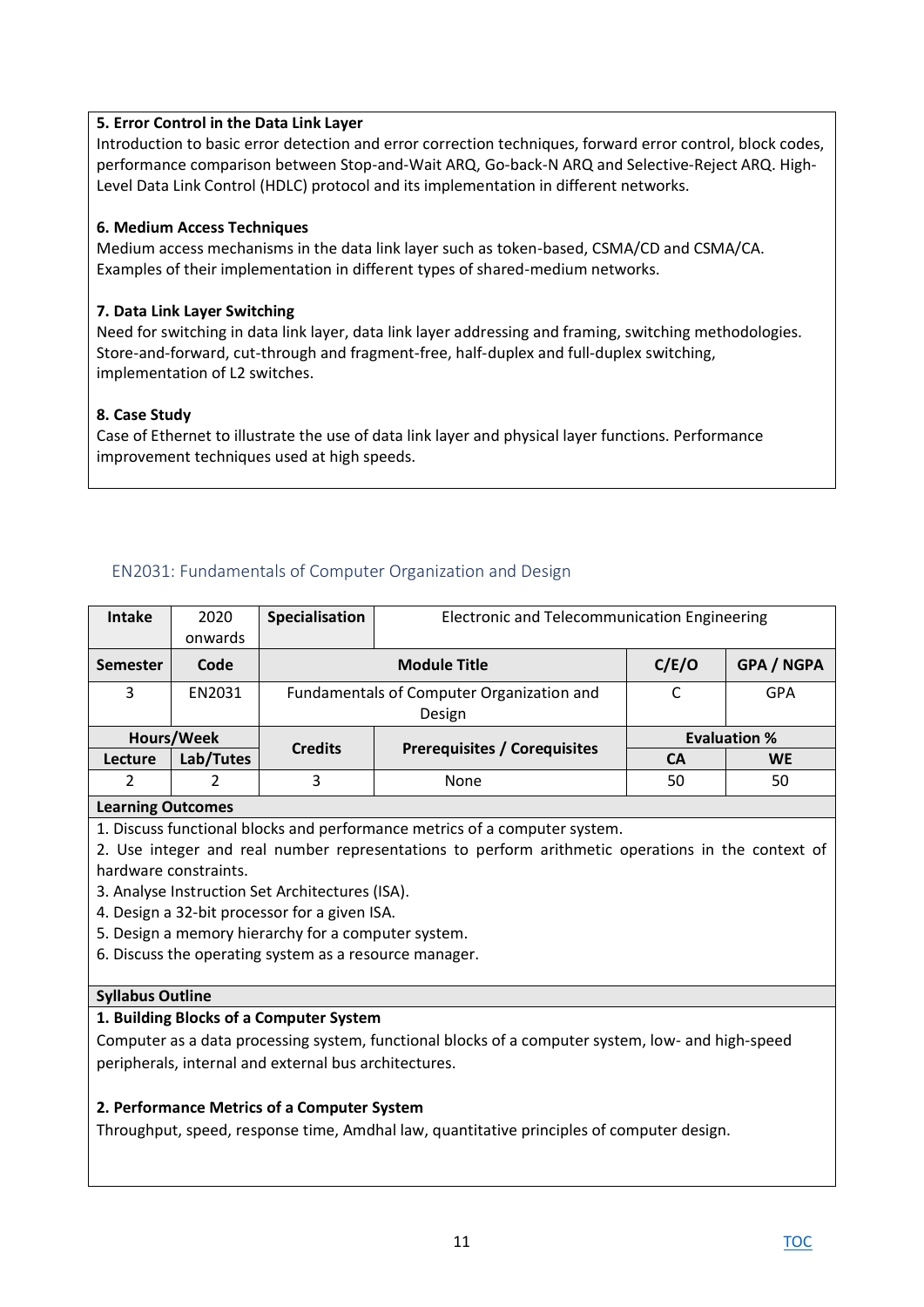**5. Error Control in the Data Link Layer**
Introduction to basic error detection and error correction techniques, forward error control, block codes, performance comparison between Stop-and-Wait ARQ, Go-back-N ARQ and Selective-Reject ARQ. High-Level Data Link Control (HDLC) protocol and its implementation in different networks.

**6. Medium Access Techniques**
Medium access mechanisms in the data link layer such as token-based, CSMA/CD and CSMA/CA. Examples of their implementation in different types of shared-medium networks.

**7. Data Link Layer Switching**
Need for switching in data link layer, data link layer addressing and framing, switching methodologies. Store-and-forward, cut-through and fragment-free, half-duplex and full-duplex switching, implementation of L2 switches.

**8. Case Study**
Case of Ethernet to illustrate the use of data link layer and physical layer functions. Performance improvement techniques used at high speeds.

## EN2031: Fundamentals of Computer Organization and Design

| **Intake** | 2020 onwards | **Specialisation** | Electronic and Telecommunication Engineering | | |
|---|---|---|---|---|---|
| **Semester** | **Code** | **Module Title** | | **C/E/O** | **GPA / NGPA** |
| 3 | EN2031 | Fundamentals of Computer Organization and Design | | C | GPA |
| **Hours/Week** | | **Credits** | **Prerequisites / Corequisites** | **Evaluation %** | |
| **Lecture** | **Lab/Tutes** | | | **CA** | **WE** |
| 2 | 2 | 3 | None | 50 | 50 |

**Learning Outcomes**

1. Discuss functional blocks and performance metrics of a computer system.
2. Use integer and real number representations to perform arithmetic operations in the context of hardware constraints.
3. Analyse Instruction Set Architectures (ISA).
4. Design a 32-bit processor for a given ISA.
5. Design a memory hierarchy for a computer system.
6. Discuss the operating system as a resource manager.

**Syllabus Outline**

**1. Building Blocks of a Computer System**
Computer as a data processing system, functional blocks of a computer system, low- and high-speed peripherals, internal and external bus architectures.

**2. Performance Metrics of a Computer System**
Throughput, speed, response time, Amdhal law, quantitative principles of computer design.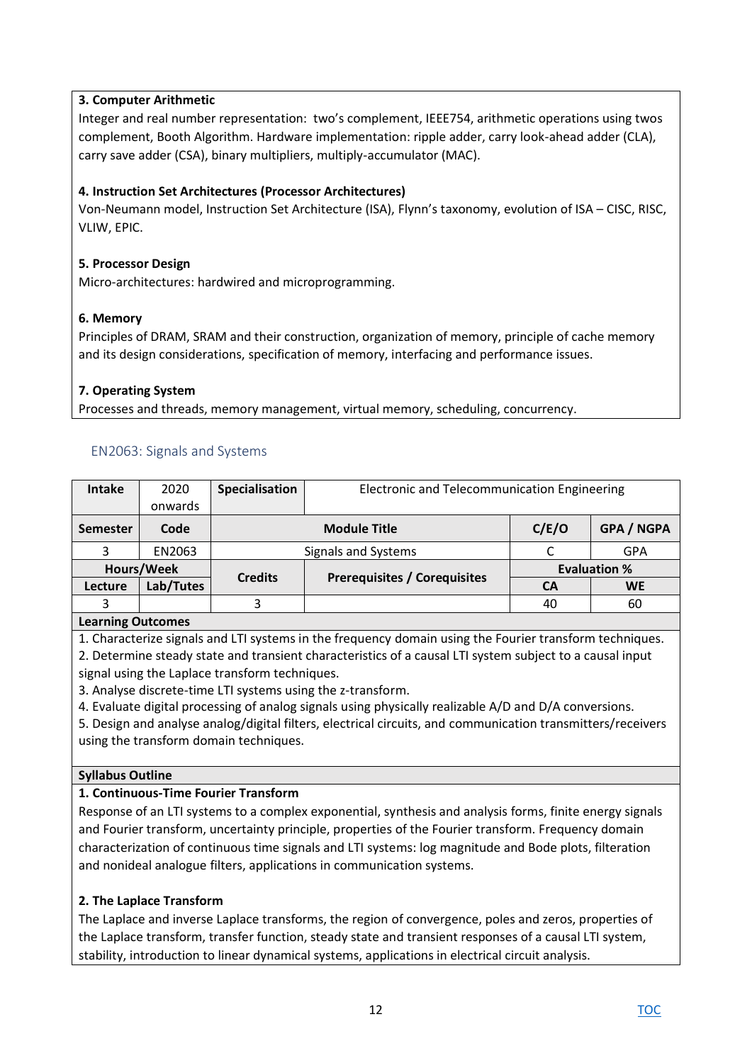**3. Computer Arithmetic**

Integer and real number representation: two's complement, IEEE754, arithmetic operations using twos complement, Booth Algorithm. Hardware implementation: ripple adder, carry look-ahead adder (CLA), carry save adder (CSA), binary multipliers, multiply-accumulator (MAC).

**4. Instruction Set Architectures (Processor Architectures)**

Von-Neumann model, Instruction Set Architecture (ISA), Flynn's taxonomy, evolution of ISA – CISC, RISC, VLIW, EPIC.

**5. Processor Design**

Micro-architectures: hardwired and microprogramming.

**6. Memory**

Principles of DRAM, SRAM and their construction, organization of memory, principle of cache memory and its design considerations, specification of memory, interfacing and performance issues.

**7. Operating System**

Processes and threads, memory management, virtual memory, scheduling, concurrency.

## EN2063: Signals and Systems

| Intake | 2020 onwards | Specialisation | Electronic and Telecommunication Engineering | | |
|---|---|---|---|---|---|
| **Semester** | **Code** | **Module Title** | | **C/E/O** | **GPA / NGPA** |
| 3 | EN2063 | Signals and Systems | | C | GPA |
| **Hours/Week** | | **Credits** | **Prerequisites / Corequisites** | **Evaluation %** | |
| **Lecture** | **Lab/Tutes** | | | **CA** | **WE** |
| 3 | | 3 | | 40 | 60 |

**Learning Outcomes**

1. Characterize signals and LTI systems in the frequency domain using the Fourier transform techniques.
2. Determine steady state and transient characteristics of a causal LTI system subject to a causal input signal using the Laplace transform techniques.
3. Analyse discrete-time LTI systems using the z-transform.
4. Evaluate digital processing of analog signals using physically realizable A/D and D/A conversions.
5. Design and analyse analog/digital filters, electrical circuits, and communication transmitters/receivers using the transform domain techniques.

**Syllabus Outline**

**1. Continuous-Time Fourier Transform**

Response of an LTI systems to a complex exponential, synthesis and analysis forms, finite energy signals and Fourier transform, uncertainty principle, properties of the Fourier transform. Frequency domain characterization of continuous time signals and LTI systems: log magnitude and Bode plots, filteration and nonideal analogue filters, applications in communication systems.

**2. The Laplace Transform**

The Laplace and inverse Laplace transforms, the region of convergence, poles and zeros, properties of the Laplace transform, transfer function, steady state and transient responses of a causal LTI system, stability, introduction to linear dynamical systems, applications in electrical circuit analysis.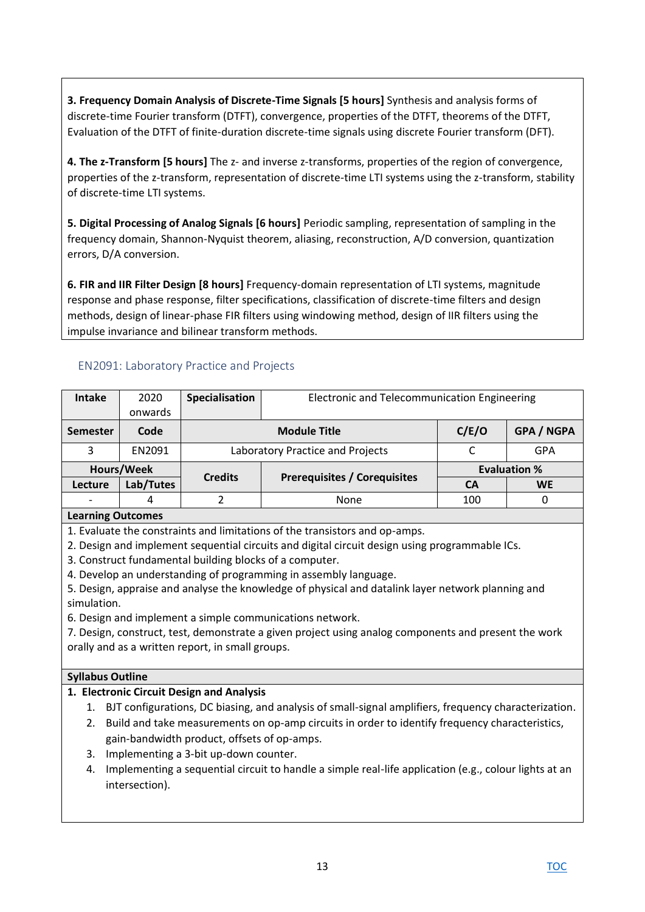**3. Frequency Domain Analysis of Discrete-Time Signals [5 hours]** Synthesis and analysis forms of discrete-time Fourier transform (DTFT), convergence, properties of the DTFT, theorems of the DTFT, Evaluation of the DTFT of finite-duration discrete-time signals using discrete Fourier transform (DFT).

**4. The z-Transform [5 hours]** The z- and inverse z-transforms, properties of the region of convergence, properties of the z-transform, representation of discrete-time LTI systems using the z-transform, stability of discrete-time LTI systems.

**5. Digital Processing of Analog Signals [6 hours]** Periodic sampling, representation of sampling in the frequency domain, Shannon-Nyquist theorem, aliasing, reconstruction, A/D conversion, quantization errors, D/A conversion.

**6. FIR and IIR Filter Design [8 hours]** Frequency-domain representation of LTI systems, magnitude response and phase response, filter specifications, classification of discrete-time filters and design methods, design of linear-phase FIR filters using windowing method, design of IIR filters using the impulse invariance and bilinear transform methods.

## EN2091: Laboratory Practice and Projects

| **Intake** | 2020 onwards | **Specialisation** | Electronic and Telecommunication Engineering | | |
|---|---|---|---|---|---|
| **Semester** | **Code** | **Module Title** | | **C/E/O** | **GPA / NGPA** |
| 3 | EN2091 | Laboratory Practice and Projects | | C | GPA |
| **Hours/Week** | | **Credits** | **Prerequisites / Corequisites** | **Evaluation %** | |
| **Lecture** | **Lab/Tutes** | | | **CA** | **WE** |
| - | 4 | 2 | None | 100 | 0 |

**Learning Outcomes**

1. Evaluate the constraints and limitations of the transistors and op-amps.
2. Design and implement sequential circuits and digital circuit design using programmable ICs.
3. Construct fundamental building blocks of a computer.
4. Develop an understanding of programming in assembly language.
5. Design, appraise and analyse the knowledge of physical and datalink layer network planning and simulation.
6. Design and implement a simple communications network.
7. Design, construct, test, demonstrate a given project using analog components and present the work orally and as a written report, in small groups.

**Syllabus Outline**

1. **Electronic Circuit Design and Analysis**
   1. BJT configurations, DC biasing, and analysis of small-signal amplifiers, frequency characterization.
   2. Build and take measurements on op-amp circuits in order to identify frequency characteristics, gain-bandwidth product, offsets of op-amps.
   3. Implementing a 3-bit up-down counter.
   4. Implementing a sequential circuit to handle a simple real-life application (e.g., colour lights at an intersection).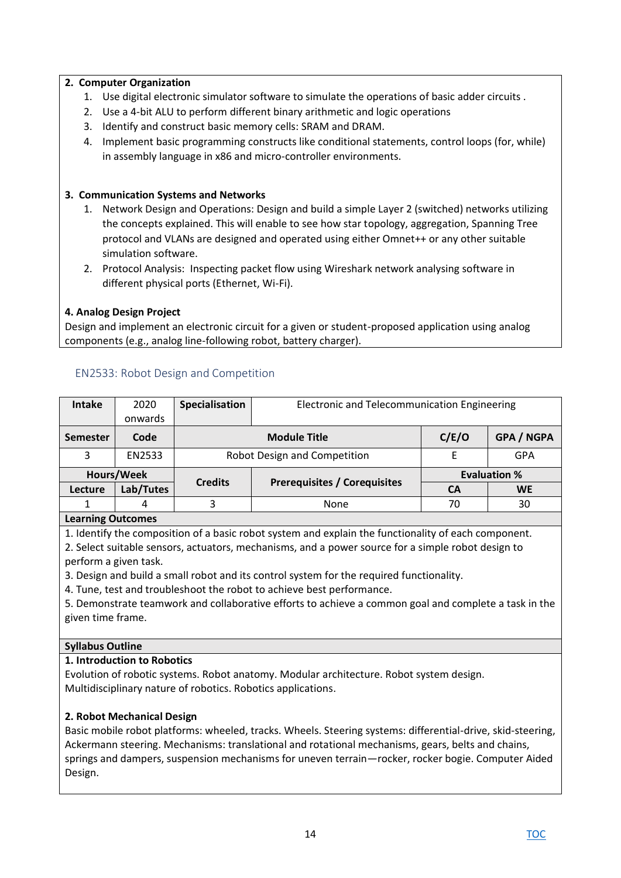**2. Computer Organization**

1. Use digital electronic simulator software to simulate the operations of basic adder circuits .
2. Use a 4-bit ALU to perform different binary arithmetic and logic operations
3. Identify and construct basic memory cells: SRAM and DRAM.
4. Implement basic programming constructs like conditional statements, control loops (for, while) in assembly language in x86 and micro-controller environments.

**3. Communication Systems and Networks**

1. Network Design and Operations: Design and build a simple Layer 2 (switched) networks utilizing the concepts explained. This will enable to see how star topology, aggregation, Spanning Tree protocol and VLANs are designed and operated using either Omnet++ or any other suitable simulation software.
2. Protocol Analysis: Inspecting packet flow using Wireshark network analysing software in different physical ports (Ethernet, Wi-Fi).

**4. Analog Design Project**

Design and implement an electronic circuit for a given or student-proposed application using analog components (e.g., analog line-following robot, battery charger).

## EN2533: Robot Design and Competition

| **Intake** | 2020 onwards | **Specialisation** | Electronic and Telecommunication Engineering | | |
|---|---|---|---|---|---|
| **Semester** | **Code** | **Module Title** | | **C/E/O** | **GPA / NGPA** |
| 3 | EN2533 | Robot Design and Competition | | E | GPA |
| **Hours/Week** | | **Credits** | **Prerequisites / Corequisites** | **Evaluation %** | |
| **Lecture** | **Lab/Tutes** | | | **CA** | **WE** |
| 1 | 4 | 3 | None | 70 | 30 |

**Learning Outcomes**

1. Identify the composition of a basic robot system and explain the functionality of each component.
2. Select suitable sensors, actuators, mechanisms, and a power source for a simple robot design to perform a given task.
3. Design and build a small robot and its control system for the required functionality.
4. Tune, test and troubleshoot the robot to achieve best performance.
5. Demonstrate teamwork and collaborative efforts to achieve a common goal and complete a task in the given time frame.

**Syllabus Outline**

**1. Introduction to Robotics**

Evolution of robotic systems. Robot anatomy. Modular architecture. Robot system design. Multidisciplinary nature of robotics. Robotics applications.

**2. Robot Mechanical Design**

Basic mobile robot platforms: wheeled, tracks. Wheels. Steering systems: differential-drive, skid-steering, Ackermann steering. Mechanisms: translational and rotational mechanisms, gears, belts and chains, springs and dampers, suspension mechanisms for uneven terrain—rocker, rocker bogie. Computer Aided Design.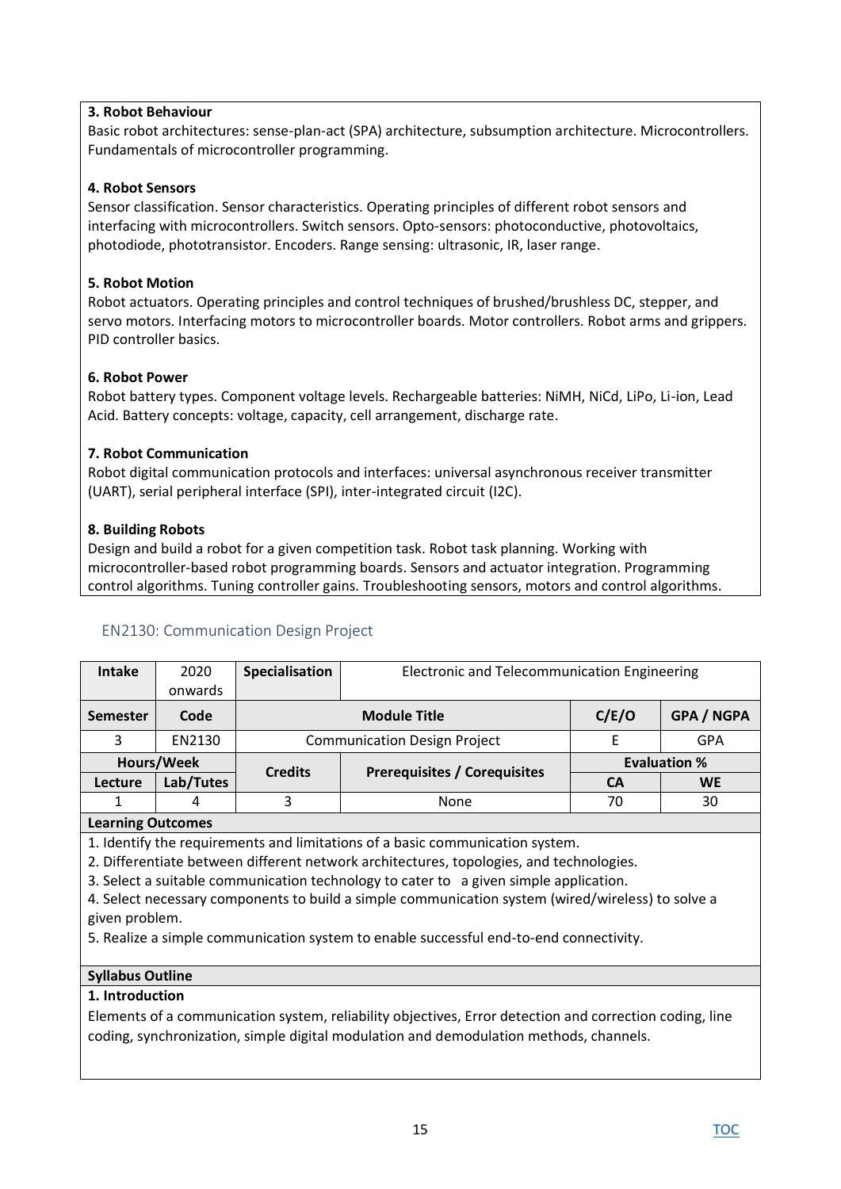**3. Robot Behaviour**

Basic robot architectures: sense-plan-act (SPA) architecture, subsumption architecture. Microcontrollers. Fundamentals of microcontroller programming.

**4. Robot Sensors**

Sensor classification. Sensor characteristics. Operating principles of different robot sensors and interfacing with microcontrollers. Switch sensors. Opto-sensors: photoconductive, photovoltaics, photodiode, phototransistor. Encoders. Range sensing: ultrasonic, IR, laser range.

**5. Robot Motion**

Robot actuators. Operating principles and control techniques of brushed/brushless DC, stepper, and servo motors. Interfacing motors to microcontroller boards. Motor controllers. Robot arms and grippers. PID controller basics.

**6. Robot Power**

Robot battery types. Component voltage levels. Rechargeable batteries: NiMH, NiCd, LiPo, Li-ion, Lead Acid. Battery concepts: voltage, capacity, cell arrangement, discharge rate.

**7. Robot Communication**

Robot digital communication protocols and interfaces: universal asynchronous receiver transmitter (UART), serial peripheral interface (SPI), inter-integrated circuit (I2C).

**8. Building Robots**

Design and build a robot for a given competition task. Robot task planning. Working with microcontroller-based robot programming boards. Sensors and actuator integration. Programming control algorithms. Tuning controller gains. Troubleshooting sensors, motors and control algorithms.

## EN2130: Communication Design Project

| Intake | 2020 onwards | Specialisation | Electronic and Telecommunication Engineering | | |
|---|---|---|---|---|---|
| **Semester** | **Code** | **Module Title** | | **C/E/O** | **GPA / NGPA** |
| 3 | EN2130 | Communication Design Project | | E | GPA |
| **Hours/Week** | | **Credits** | **Prerequisites / Corequisites** | **Evaluation %** | |
| **Lecture** | **Lab/Tutes** | | | **CA** | **WE** |
| 1 | 4 | 3 | None | 70 | 30 |

**Learning Outcomes**

1. Identify the requirements and limitations of a basic communication system.
2. Differentiate between different network architectures, topologies, and technologies.
3. Select a suitable communication technology to cater to a given simple application.
4. Select necessary components to build a simple communication system (wired/wireless) to solve a given problem.
5. Realize a simple communication system to enable successful end-to-end connectivity.

**Syllabus Outline**

**1. Introduction**

Elements of a communication system, reliability objectives, Error detection and correction coding, line coding, synchronization, simple digital modulation and demodulation methods, channels.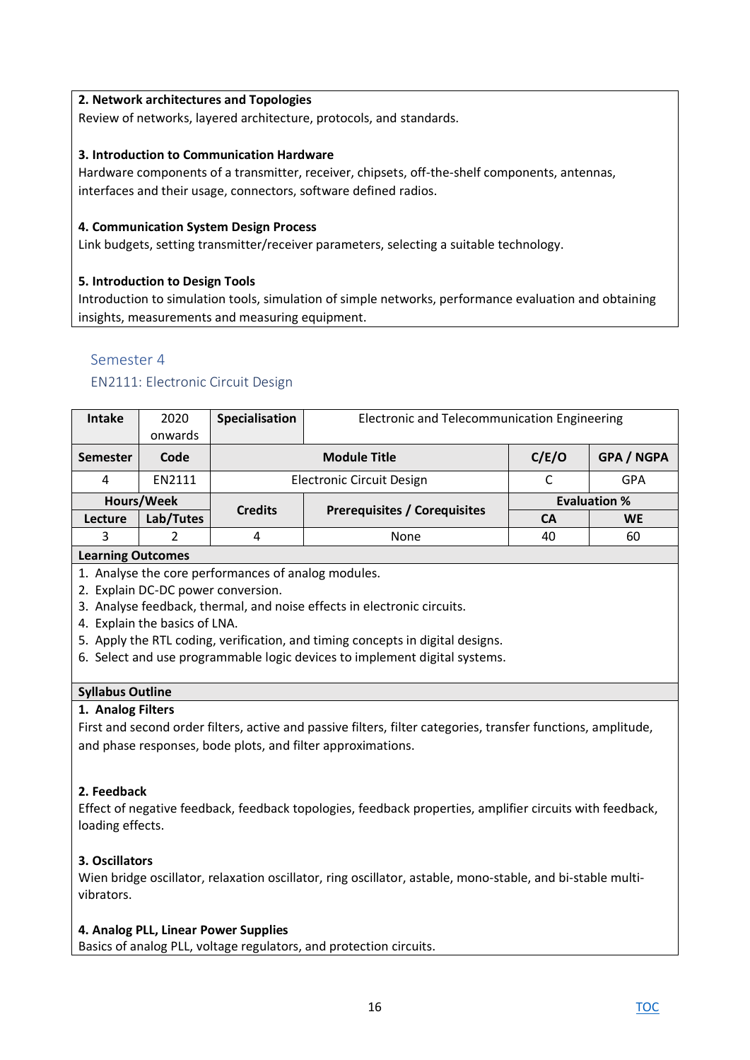**2. Network architectures and Topologies**
Review of networks, layered architecture, protocols, and standards.

**3. Introduction to Communication Hardware**
Hardware components of a transmitter, receiver, chipsets, off-the-shelf components, antennas, interfaces and their usage, connectors, software defined radios.

**4. Communication System Design Process**
Link budgets, setting transmitter/receiver parameters, selecting a suitable technology.

**5. Introduction to Design Tools**
Introduction to simulation tools, simulation of simple networks, performance evaluation and obtaining insights, measurements and measuring equipment.

## Semester 4

### EN2111: Electronic Circuit Design

| **Intake** | 2020 onwards | **Specialisation** | Electronic and Telecommunication Engineering | | |
|---|---|---|---|---|---|
| **Semester** | **Code** | **Module Title** | | **C/E/O** | **GPA / NGPA** |
| 4 | EN2111 | Electronic Circuit Design | | C | GPA |
| **Hours/Week** | | **Credits** | **Prerequisites / Corequisites** | **Evaluation %** | |
| **Lecture** | **Lab/Tutes** | | | **CA** | **WE** |
| 3 | 2 | 4 | None | 40 | 60 |

**Learning Outcomes**

1. Analyse the core performances of analog modules.
2. Explain DC-DC power conversion.
3. Analyse feedback, thermal, and noise effects in electronic circuits.
4. Explain the basics of LNA.
5. Apply the RTL coding, verification, and timing concepts in digital designs.
6. Select and use programmable logic devices to implement digital systems.

**Syllabus Outline**

**1. Analog Filters**
First and second order filters, active and passive filters, filter categories, transfer functions, amplitude, and phase responses, bode plots, and filter approximations.

**2. Feedback**
Effect of negative feedback, feedback topologies, feedback properties, amplifier circuits with feedback, loading effects.

**3. Oscillators**
Wien bridge oscillator, relaxation oscillator, ring oscillator, astable, mono-stable, and bi-stable multi-vibrators.

**4. Analog PLL, Linear Power Supplies**
Basics of analog PLL, voltage regulators, and protection circuits.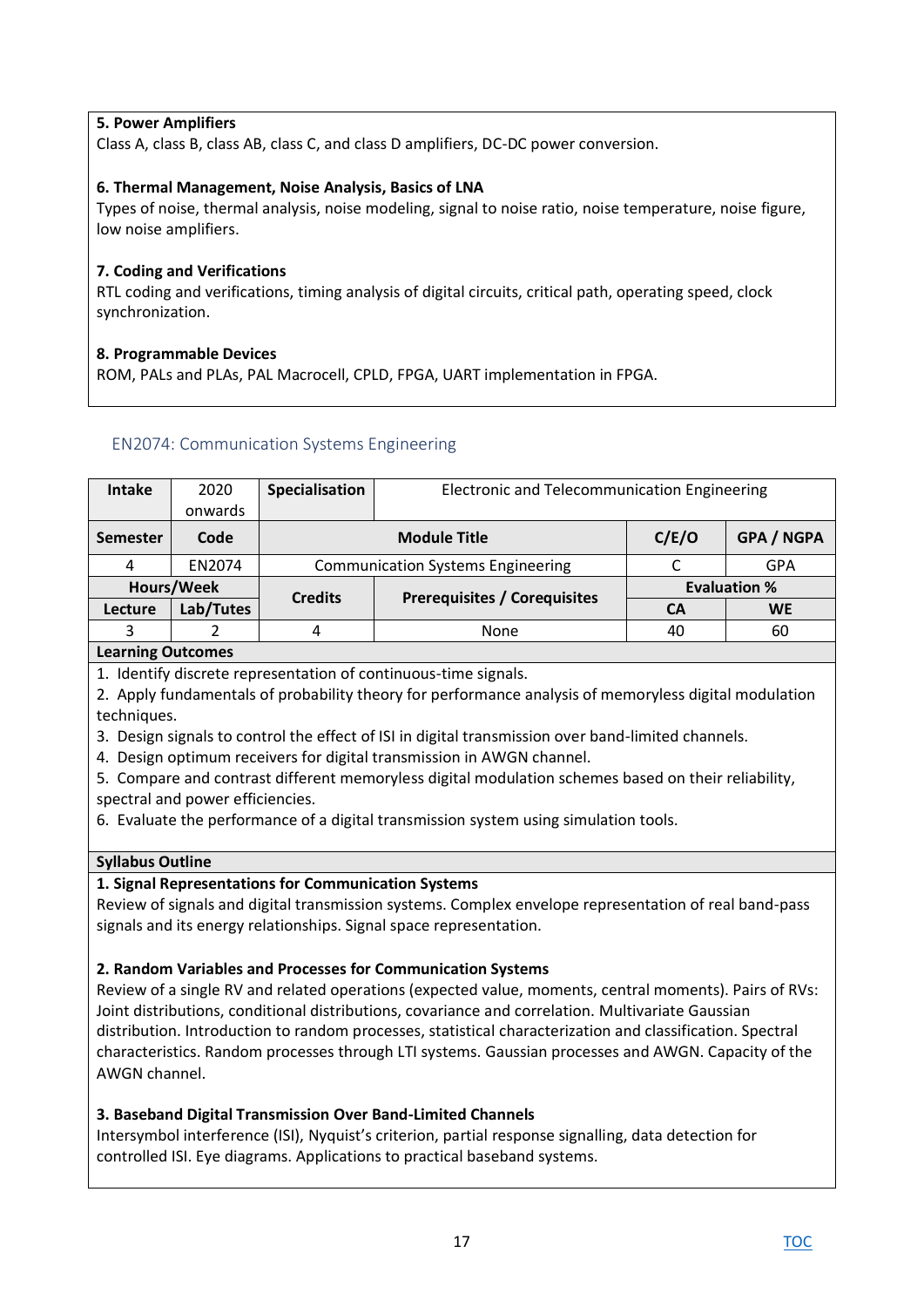**5. Power Amplifiers**
Class A, class B, class AB, class C, and class D amplifiers, DC-DC power conversion.

**6. Thermal Management, Noise Analysis, Basics of LNA**
Types of noise, thermal analysis, noise modeling, signal to noise ratio, noise temperature, noise figure, low noise amplifiers.

**7. Coding and Verifications**
RTL coding and verifications, timing analysis of digital circuits, critical path, operating speed, clock synchronization.

**8. Programmable Devices**
ROM, PALs and PLAs, PAL Macrocell, CPLD, FPGA, UART implementation in FPGA.

## EN2074: Communication Systems Engineering

| Intake | 2020 onwards | Specialisation | Electronic and Telecommunication Engineering | | |
|---|---|---|---|---|---|
| **Semester** | **Code** | **Module Title** | | **C/E/O** | **GPA / NGPA** |
| 4 | EN2074 | Communication Systems Engineering | | C | GPA |
| **Hours/Week** | | **Credits** | **Prerequisites / Corequisites** | **Evaluation %** | |
| **Lecture** | **Lab/Tutes** | | | **CA** | **WE** |
| 3 | 2 | 4 | None | 40 | 60 |

**Learning Outcomes**

1. Identify discrete representation of continuous-time signals.
2. Apply fundamentals of probability theory for performance analysis of memoryless digital modulation techniques.
3. Design signals to control the effect of ISI in digital transmission over band-limited channels.
4. Design optimum receivers for digital transmission in AWGN channel.
5. Compare and contrast different memoryless digital modulation schemes based on their reliability, spectral and power efficiencies.
6. Evaluate the performance of a digital transmission system using simulation tools.

**Syllabus Outline**

**1. Signal Representations for Communication Systems**
Review of signals and digital transmission systems. Complex envelope representation of real band-pass signals and its energy relationships. Signal space representation.

**2. Random Variables and Processes for Communication Systems**
Review of a single RV and related operations (expected value, moments, central moments). Pairs of RVs: Joint distributions, conditional distributions, covariance and correlation. Multivariate Gaussian distribution. Introduction to random processes, statistical characterization and classification. Spectral characteristics. Random processes through LTI systems. Gaussian processes and AWGN. Capacity of the AWGN channel.

**3. Baseband Digital Transmission Over Band-Limited Channels**
Intersymbol interference (ISI), Nyquist's criterion, partial response signalling, data detection for controlled ISI. Eye diagrams. Applications to practical baseband systems.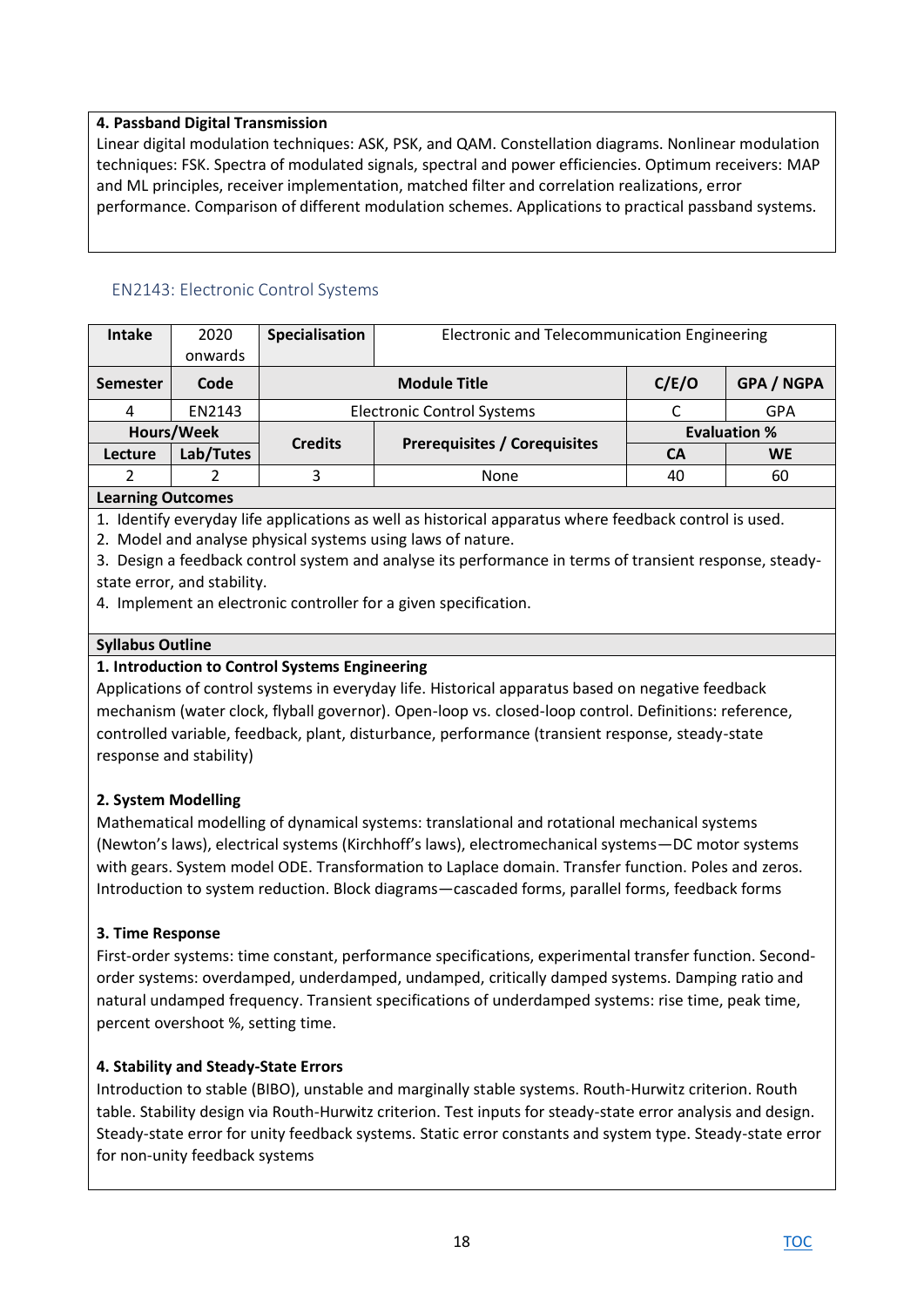**4. Passband Digital Transmission**
Linear digital modulation techniques: ASK, PSK, and QAM. Constellation diagrams. Nonlinear modulation techniques: FSK. Spectra of modulated signals, spectral and power efficiencies. Optimum receivers: MAP and ML principles, receiver implementation, matched filter and correlation realizations, error performance. Comparison of different modulation schemes. Applications to practical passband systems.

## EN2143: Electronic Control Systems

| Intake | 2020 onwards | Specialisation | Electronic and Telecommunication Engineering | | |
|---|---|---|---|---|---|
| **Semester** | **Code** | **Module Title** | | **C/E/O** | **GPA / NGPA** |
| 4 | EN2143 | Electronic Control Systems | | C | GPA |
| **Hours/Week** | | **Credits** | **Prerequisites / Corequisites** | **Evaluation %** | |
| **Lecture** | **Lab/Tutes** | | | **CA** | **WE** |
| 2 | 2 | 3 | None | 40 | 60 |

**Learning Outcomes**

1. Identify everyday life applications as well as historical apparatus where feedback control is used.
2. Model and analyse physical systems using laws of nature.
3. Design a feedback control system and analyse its performance in terms of transient response, steady-state error, and stability.
4. Implement an electronic controller for a given specification.

**Syllabus Outline**

**1. Introduction to Control Systems Engineering**
Applications of control systems in everyday life. Historical apparatus based on negative feedback mechanism (water clock, flyball governor). Open-loop vs. closed-loop control. Definitions: reference, controlled variable, feedback, plant, disturbance, performance (transient response, steady-state response and stability)

**2. System Modelling**
Mathematical modelling of dynamical systems: translational and rotational mechanical systems (Newton's laws), electrical systems (Kirchhoff's laws), electromechanical systems—DC motor systems with gears. System model ODE. Transformation to Laplace domain. Transfer function. Poles and zeros. Introduction to system reduction. Block diagrams—cascaded forms, parallel forms, feedback forms

**3. Time Response**
First-order systems: time constant, performance specifications, experimental transfer function. Second-order systems: overdamped, underdamped, undamped, critically damped systems. Damping ratio and natural undamped frequency. Transient specifications of underdamped systems: rise time, peak time, percent overshoot %, setting time.

**4. Stability and Steady-State Errors**
Introduction to stable (BIBO), unstable and marginally stable systems. Routh-Hurwitz criterion. Routh table. Stability design via Routh-Hurwitz criterion. Test inputs for steady-state error analysis and design. Steady-state error for unity feedback systems. Static error constants and system type. Steady-state error for non-unity feedback systems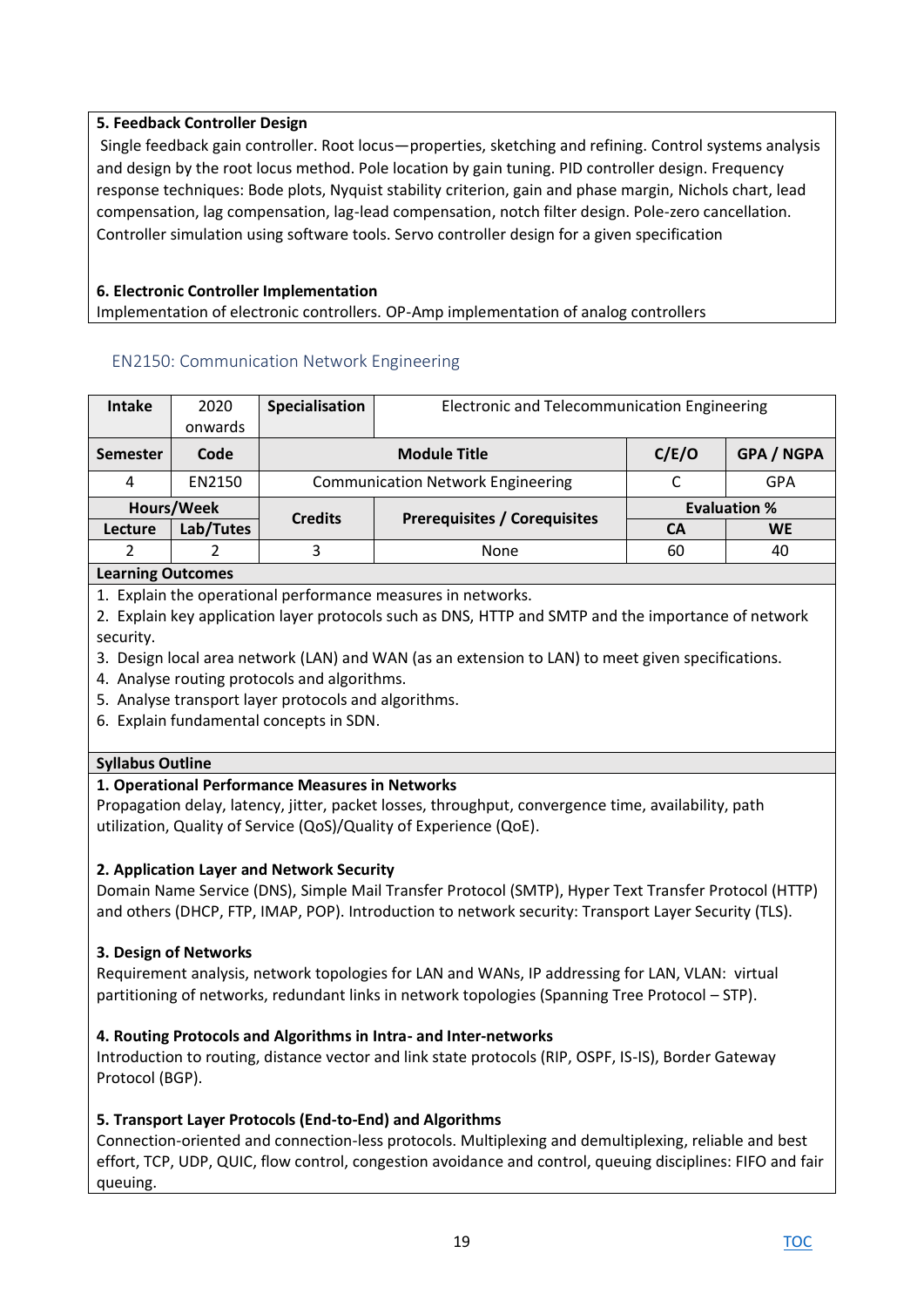**5. Feedback Controller Design**

Single feedback gain controller. Root locus—properties, sketching and refining. Control systems analysis and design by the root locus method. Pole location by gain tuning. PID controller design. Frequency response techniques: Bode plots, Nyquist stability criterion, gain and phase margin, Nichols chart, lead compensation, lag compensation, lag-lead compensation, notch filter design. Pole-zero cancellation. Controller simulation using software tools. Servo controller design for a given specification

**6. Electronic Controller Implementation**

Implementation of electronic controllers. OP-Amp implementation of analog controllers

### EN2150: Communication Network Engineering

| **Intake** | 2020 onwards | **Specialisation** | Electronic and Telecommunication Engineering | | |
|---|---|---|---|---|---|
| **Semester** | **Code** | **Module Title** | | **C/E/O** | **GPA / NGPA** |
| 4 | EN2150 | Communication Network Engineering | | C | GPA |
| **Hours/Week** | | **Credits** | **Prerequisites / Corequisites** | **Evaluation %** | |
| **Lecture** | **Lab/Tutes** | | | **CA** | **WE** |
| 2 | 2 | 3 | None | 60 | 40 |

**Learning Outcomes**

1. Explain the operational performance measures in networks.
2. Explain key application layer protocols such as DNS, HTTP and SMTP and the importance of network security.
3. Design local area network (LAN) and WAN (as an extension to LAN) to meet given specifications.
4. Analyse routing protocols and algorithms.
5. Analyse transport layer protocols and algorithms.
6. Explain fundamental concepts in SDN.

**Syllabus Outline**

**1. Operational Performance Measures in Networks**

Propagation delay, latency, jitter, packet losses, throughput, convergence time, availability, path utilization, Quality of Service (QoS)/Quality of Experience (QoE).

**2. Application Layer and Network Security**

Domain Name Service (DNS), Simple Mail Transfer Protocol (SMTP), Hyper Text Transfer Protocol (HTTP) and others (DHCP, FTP, IMAP, POP). Introduction to network security: Transport Layer Security (TLS).

**3. Design of Networks**

Requirement analysis, network topologies for LAN and WANs, IP addressing for LAN, VLAN: virtual partitioning of networks, redundant links in network topologies (Spanning Tree Protocol – STP).

**4. Routing Protocols and Algorithms in Intra- and Inter-networks**

Introduction to routing, distance vector and link state protocols (RIP, OSPF, IS-IS), Border Gateway Protocol (BGP).

**5. Transport Layer Protocols (End-to-End) and Algorithms**

Connection-oriented and connection-less protocols. Multiplexing and demultiplexing, reliable and best effort, TCP, UDP, QUIC, flow control, congestion avoidance and control, queuing disciplines: FIFO and fair queuing.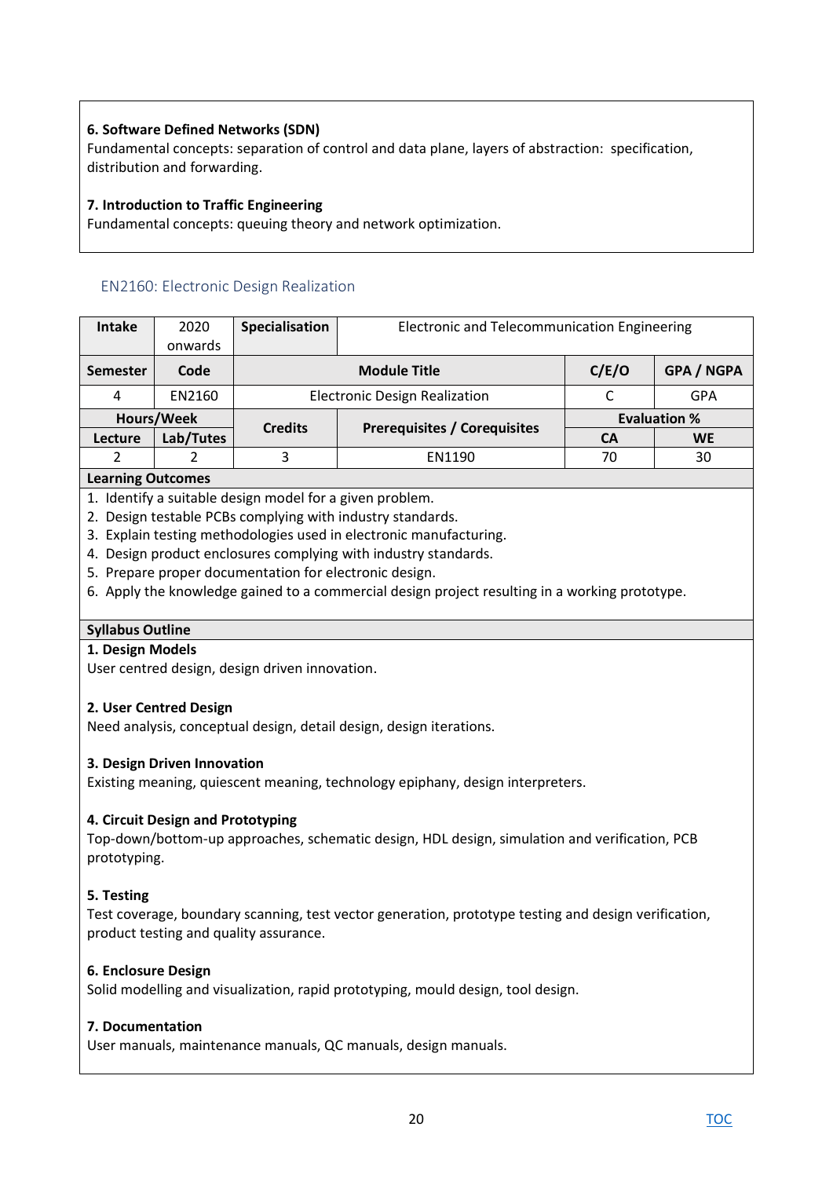**6. Software Defined Networks (SDN)**
Fundamental concepts: separation of control and data plane, layers of abstraction: specification, distribution and forwarding.

**7. Introduction to Traffic Engineering**
Fundamental concepts: queuing theory and network optimization.

## EN2160: Electronic Design Realization

| Intake | 2020 onwards | Specialisation | Electronic and Telecommunication Engineering | | |
|---|---|---|---|---|---|
| **Semester** | **Code** | **Module Title** | | **C/E/O** | **GPA / NGPA** |
| 4 | EN2160 | Electronic Design Realization | | C | GPA |
| **Hours/Week** | | **Credits** | **Prerequisites / Corequisites** | **Evaluation %** | |
| **Lecture** | **Lab/Tutes** | | | **CA** | **WE** |
| 2 | 2 | 3 | EN1190 | 70 | 30 |

**Learning Outcomes**

1. Identify a suitable design model for a given problem.
2. Design testable PCBs complying with industry standards.
3. Explain testing methodologies used in electronic manufacturing.
4. Design product enclosures complying with industry standards.
5. Prepare proper documentation for electronic design.
6. Apply the knowledge gained to a commercial design project resulting in a working prototype.

**Syllabus Outline**

**1. Design Models**
User centred design, design driven innovation.

**2. User Centred Design**
Need analysis, conceptual design, detail design, design iterations.

**3. Design Driven Innovation**
Existing meaning, quiescent meaning, technology epiphany, design interpreters.

**4. Circuit Design and Prototyping**
Top-down/bottom-up approaches, schematic design, HDL design, simulation and verification, PCB prototyping.

**5. Testing**
Test coverage, boundary scanning, test vector generation, prototype testing and design verification, product testing and quality assurance.

**6. Enclosure Design**
Solid modelling and visualization, rapid prototyping, mould design, tool design.

**7. Documentation**
User manuals, maintenance manuals, QC manuals, design manuals.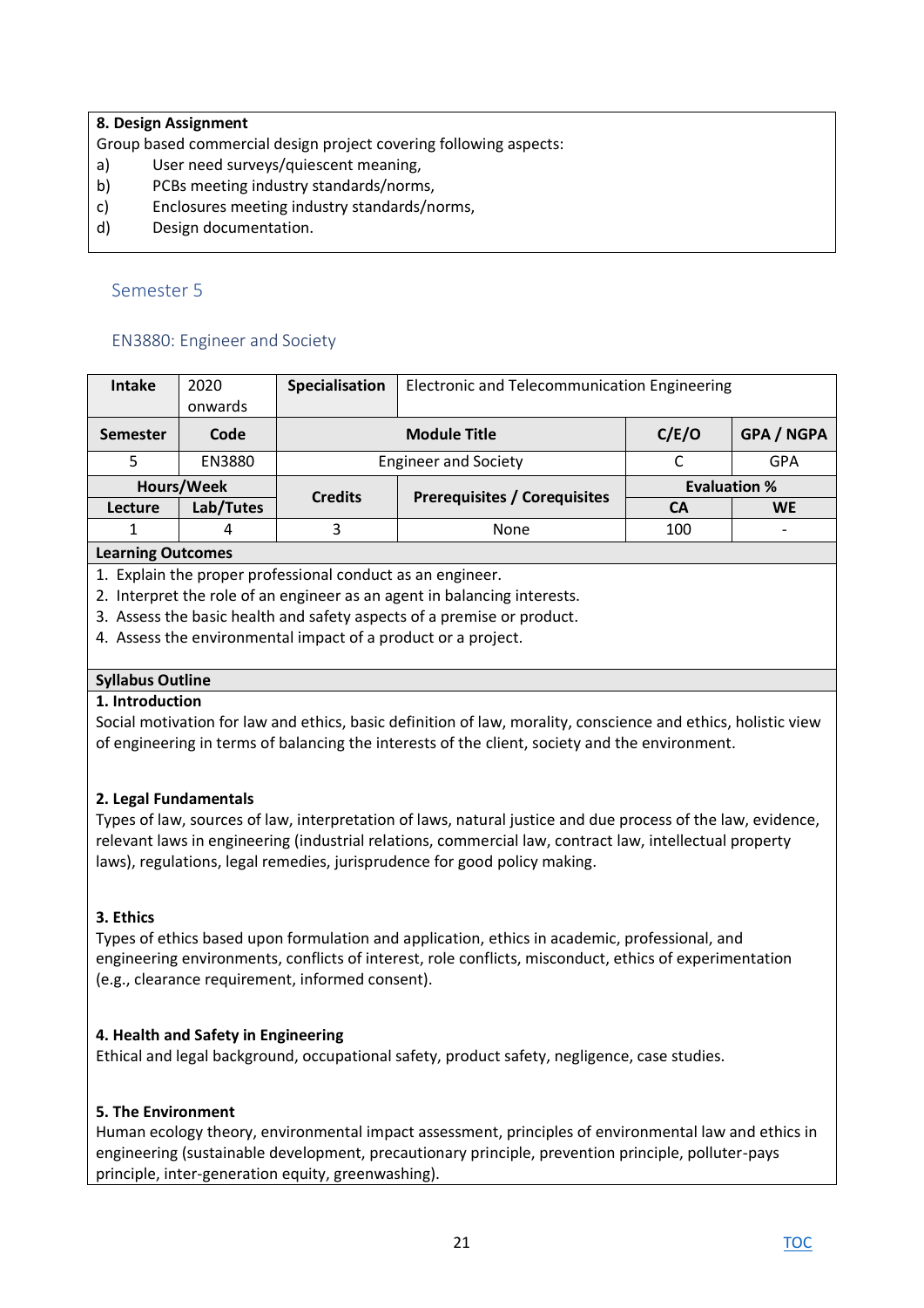**8. Design Assignment**

Group based commercial design project covering following aspects:

a) User need surveys/quiescent meaning,
b) PCBs meeting industry standards/norms,
c) Enclosures meeting industry standards/norms,
d) Design documentation.

## Semester 5

### EN3880: Engineer and Society

| Intake | 2020 onwards | Specialisation | Electronic and Telecommunication Engineering | | |
|---|---|---|---|---|---|
| **Semester** | **Code** | **Module Title** | | **C/E/O** | **GPA / NGPA** |
| 5 | EN3880 | Engineer and Society | | C | GPA |
| **Hours/Week** | | **Credits** | **Prerequisites / Corequisites** | **Evaluation %** | |
| **Lecture** | **Lab/Tutes** | | | **CA** | **WE** |
| 1 | 4 | 3 | None | 100 | - |

**Learning Outcomes**

1. Explain the proper professional conduct as an engineer.
2. Interpret the role of an engineer as an agent in balancing interests.
3. Assess the basic health and safety aspects of a premise or product.
4. Assess the environmental impact of a product or a project.

**Syllabus Outline**

**1. Introduction**

Social motivation for law and ethics, basic definition of law, morality, conscience and ethics, holistic view of engineering in terms of balancing the interests of the client, society and the environment.

**2. Legal Fundamentals**

Types of law, sources of law, interpretation of laws, natural justice and due process of the law, evidence, relevant laws in engineering (industrial relations, commercial law, contract law, intellectual property laws), regulations, legal remedies, jurisprudence for good policy making.

**3. Ethics**

Types of ethics based upon formulation and application, ethics in academic, professional, and engineering environments, conflicts of interest, role conflicts, misconduct, ethics of experimentation (e.g., clearance requirement, informed consent).

**4. Health and Safety in Engineering**

Ethical and legal background, occupational safety, product safety, negligence, case studies.

**5. The Environment**

Human ecology theory, environmental impact assessment, principles of environmental law and ethics in engineering (sustainable development, precautionary principle, prevention principle, polluter-pays principle, inter-generation equity, greenwashing).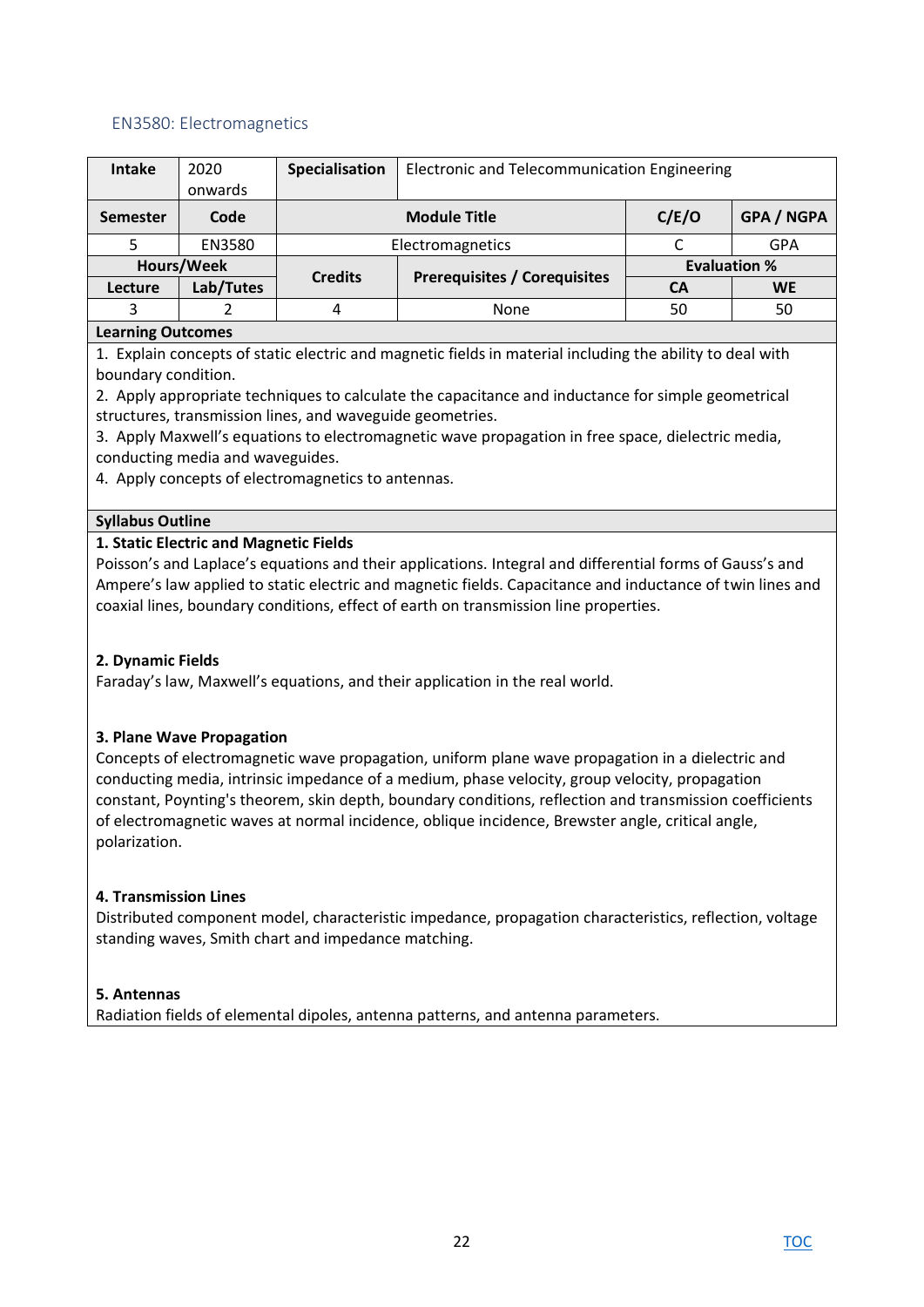### EN3580: Electromagnetics

| Intake | 2020 onwards | Specialisation | Electronic and Telecommunication Engineering | | |
|---|---|---|---|---|---|
| **Semester** | **Code** | **Module Title** | | **C/E/O** | **GPA / NGPA** |
| 5 | EN3580 | Electromagnetics | | C | GPA |
| **Hours/Week** | | **Credits** | **Prerequisites / Corequisites** | **Evaluation %** | |
| **Lecture** | **Lab/Tutes** | | | **CA** | **WE** |
| 3 | 2 | 4 | None | 50 | 50 |

**Learning Outcomes**

1. Explain concepts of static electric and magnetic fields in material including the ability to deal with boundary condition.
2. Apply appropriate techniques to calculate the capacitance and inductance for simple geometrical structures, transmission lines, and waveguide geometries.
3. Apply Maxwell's equations to electromagnetic wave propagation in free space, dielectric media, conducting media and waveguides.
4. Apply concepts of electromagnetics to antennas.

**Syllabus Outline**

**1. Static Electric and Magnetic Fields**

Poisson's and Laplace's equations and their applications. Integral and differential forms of Gauss's and Ampere's law applied to static electric and magnetic fields. Capacitance and inductance of twin lines and coaxial lines, boundary conditions, effect of earth on transmission line properties.

**2. Dynamic Fields**

Faraday's law, Maxwell's equations, and their application in the real world.

**3. Plane Wave Propagation**

Concepts of electromagnetic wave propagation, uniform plane wave propagation in a dielectric and conducting media, intrinsic impedance of a medium, phase velocity, group velocity, propagation constant, Poynting's theorem, skin depth, boundary conditions, reflection and transmission coefficients of electromagnetic waves at normal incidence, oblique incidence, Brewster angle, critical angle, polarization.

**4. Transmission Lines**

Distributed component model, characteristic impedance, propagation characteristics, reflection, voltage standing waves, Smith chart and impedance matching.

**5. Antennas**

Radiation fields of elemental dipoles, antenna patterns, and antenna parameters.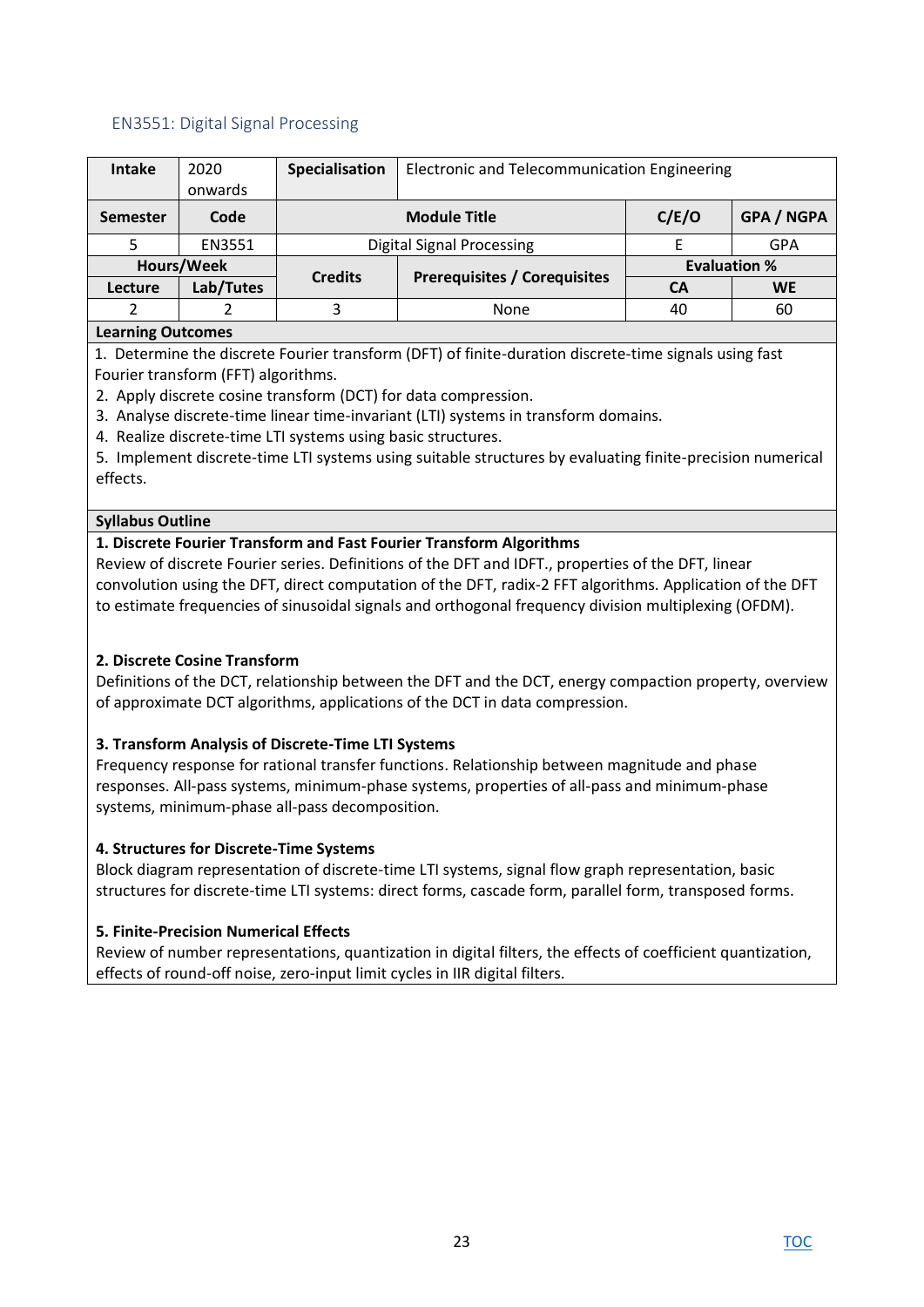## EN3551: Digital Signal Processing

| Intake | 2020 onwards | Specialisation | Electronic and Telecommunication Engineering | | |
|---|---|---|---|---|---|
| **Semester** | **Code** | **Module Title** | | **C/E/O** | **GPA / NGPA** |
| 5 | EN3551 | Digital Signal Processing | | E | GPA |
| **Hours/Week** | | **Credits** | **Prerequisites / Corequisites** | **Evaluation %** | |
| **Lecture** | **Lab/Tutes** | | | **CA** | **WE** |
| 2 | 2 | 3 | None | 40 | 60 |

**Learning Outcomes**

1. Determine the discrete Fourier transform (DFT) of finite-duration discrete-time signals using fast Fourier transform (FFT) algorithms.
2. Apply discrete cosine transform (DCT) for data compression.
3. Analyse discrete-time linear time-invariant (LTI) systems in transform domains.
4. Realize discrete-time LTI systems using basic structures.
5. Implement discrete-time LTI systems using suitable structures by evaluating finite-precision numerical effects.

**Syllabus Outline**

**1. Discrete Fourier Transform and Fast Fourier Transform Algorithms**

Review of discrete Fourier series. Definitions of the DFT and IDFT., properties of the DFT, linear convolution using the DFT, direct computation of the DFT, radix-2 FFT algorithms. Application of the DFT to estimate frequencies of sinusoidal signals and orthogonal frequency division multiplexing (OFDM).

**2. Discrete Cosine Transform**

Definitions of the DCT, relationship between the DFT and the DCT, energy compaction property, overview of approximate DCT algorithms, applications of the DCT in data compression.

**3. Transform Analysis of Discrete-Time LTI Systems**

Frequency response for rational transfer functions. Relationship between magnitude and phase responses. All-pass systems, minimum-phase systems, properties of all-pass and minimum-phase systems, minimum-phase all-pass decomposition.

**4. Structures for Discrete-Time Systems**

Block diagram representation of discrete-time LTI systems, signal flow graph representation, basic structures for discrete-time LTI systems: direct forms, cascade form, parallel form, transposed forms.

**5. Finite-Precision Numerical Effects**

Review of number representations, quantization in digital filters, the effects of coefficient quantization, effects of round-off noise, zero-input limit cycles in IIR digital filters.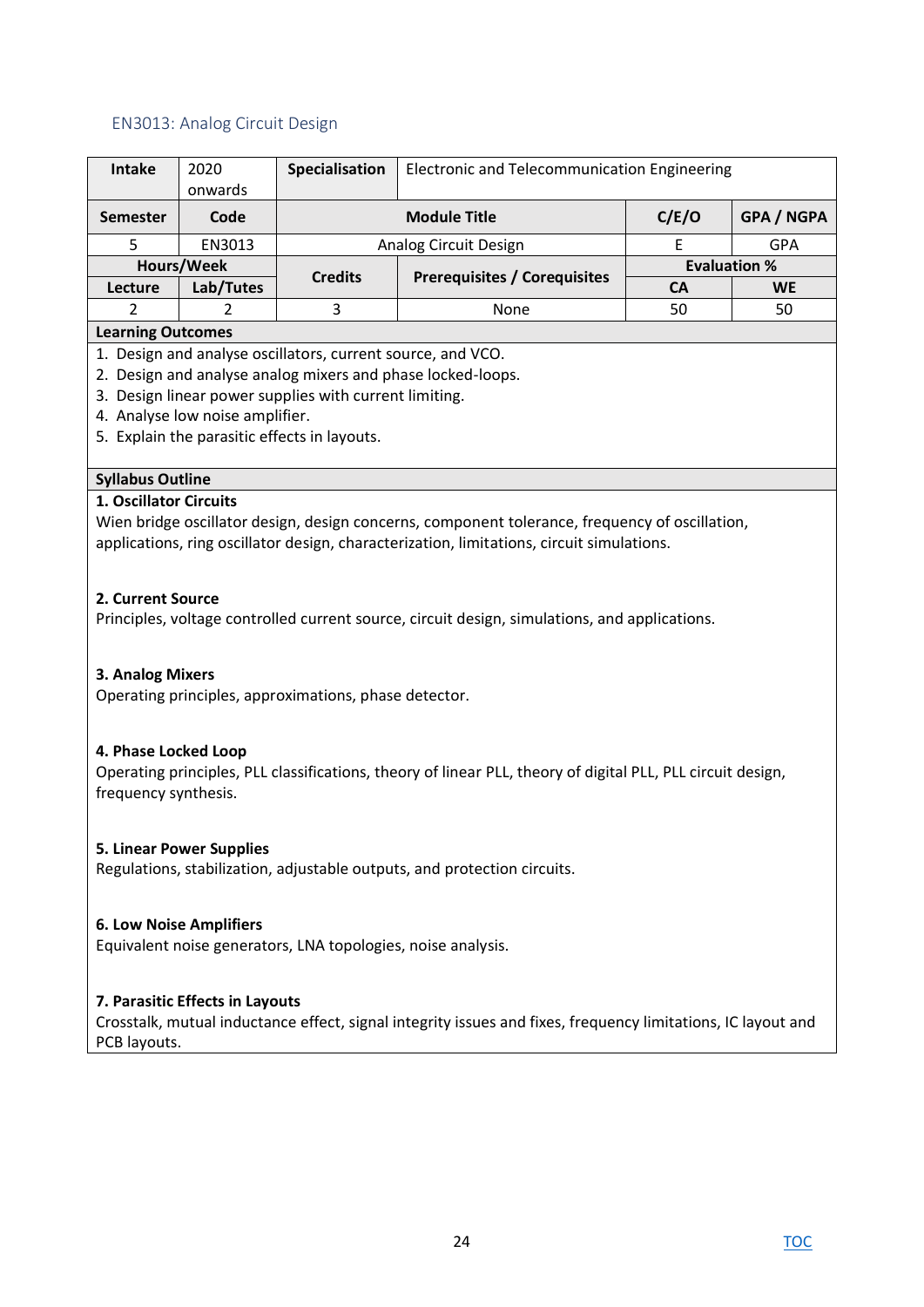## EN3013: Analog Circuit Design

| Intake | 2020 onwards | Specialisation | Electronic and Telecommunication Engineering | | |
|---|---|---|---|---|---|
| **Semester** | **Code** | **Module Title** | | **C/E/O** | **GPA / NGPA** |
| 5 | EN3013 | Analog Circuit Design | | E | GPA |
| **Hours/Week** | | **Credits** | **Prerequisites / Corequisites** | **Evaluation %** | |
| **Lecture** | **Lab/Tutes** | | | **CA** | **WE** |
| 2 | 2 | 3 | None | 50 | 50 |

**Learning Outcomes**

1. Design and analyse oscillators, current source, and VCO.
2. Design and analyse analog mixers and phase locked-loops.
3. Design linear power supplies with current limiting.
4. Analyse low noise amplifier.
5. Explain the parasitic effects in layouts.

**Syllabus Outline**

**1. Oscillator Circuits**

Wien bridge oscillator design, design concerns, component tolerance, frequency of oscillation, applications, ring oscillator design, characterization, limitations, circuit simulations.

**2. Current Source**

Principles, voltage controlled current source, circuit design, simulations, and applications.

**3. Analog Mixers**

Operating principles, approximations, phase detector.

**4. Phase Locked Loop**

Operating principles, PLL classifications, theory of linear PLL, theory of digital PLL, PLL circuit design, frequency synthesis.

**5. Linear Power Supplies**

Regulations, stabilization, adjustable outputs, and protection circuits.

**6. Low Noise Amplifiers**

Equivalent noise generators, LNA topologies, noise analysis.

**7. Parasitic Effects in Layouts**

Crosstalk, mutual inductance effect, signal integrity issues and fixes, frequency limitations, IC layout and PCB layouts.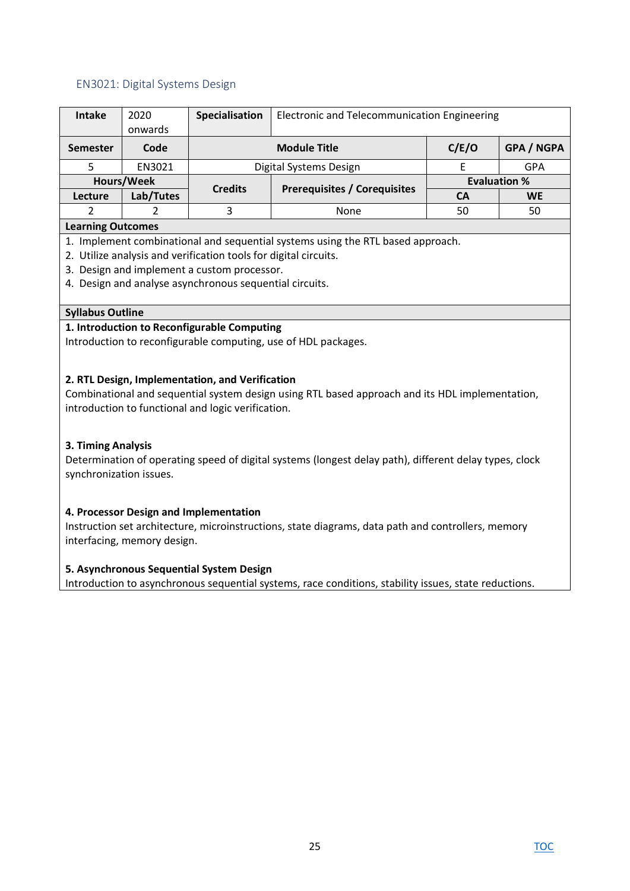## EN3021: Digital Systems Design

| Intake | 2020 onwards | Specialisation | Electronic and Telecommunication Engineering | | |
|---|---|---|---|---|---|
| **Semester** | **Code** | **Module Title** | | **C/E/O** | **GPA / NGPA** |
| 5 | EN3021 | Digital Systems Design | | E | GPA |
| **Hours/Week** | | **Credits** | **Prerequisites / Corequisites** | **Evaluation %** | |
| **Lecture** | **Lab/Tutes** | | | **CA** | **WE** |
| 2 | 2 | 3 | None | 50 | 50 |

**Learning Outcomes**

1. Implement combinational and sequential systems using the RTL based approach.
2. Utilize analysis and verification tools for digital circuits.
3. Design and implement a custom processor.
4. Design and analyse asynchronous sequential circuits.

**Syllabus Outline**

**1. Introduction to Reconfigurable Computing**

Introduction to reconfigurable computing, use of HDL packages.

**2. RTL Design, Implementation, and Verification**

Combinational and sequential system design using RTL based approach and its HDL implementation, introduction to functional and logic verification.

**3. Timing Analysis**

Determination of operating speed of digital systems (longest delay path), different delay types, clock synchronization issues.

**4. Processor Design and Implementation**

Instruction set architecture, microinstructions, state diagrams, data path and controllers, memory interfacing, memory design.

**5. Asynchronous Sequential System Design**

Introduction to asynchronous sequential systems, race conditions, stability issues, state reductions.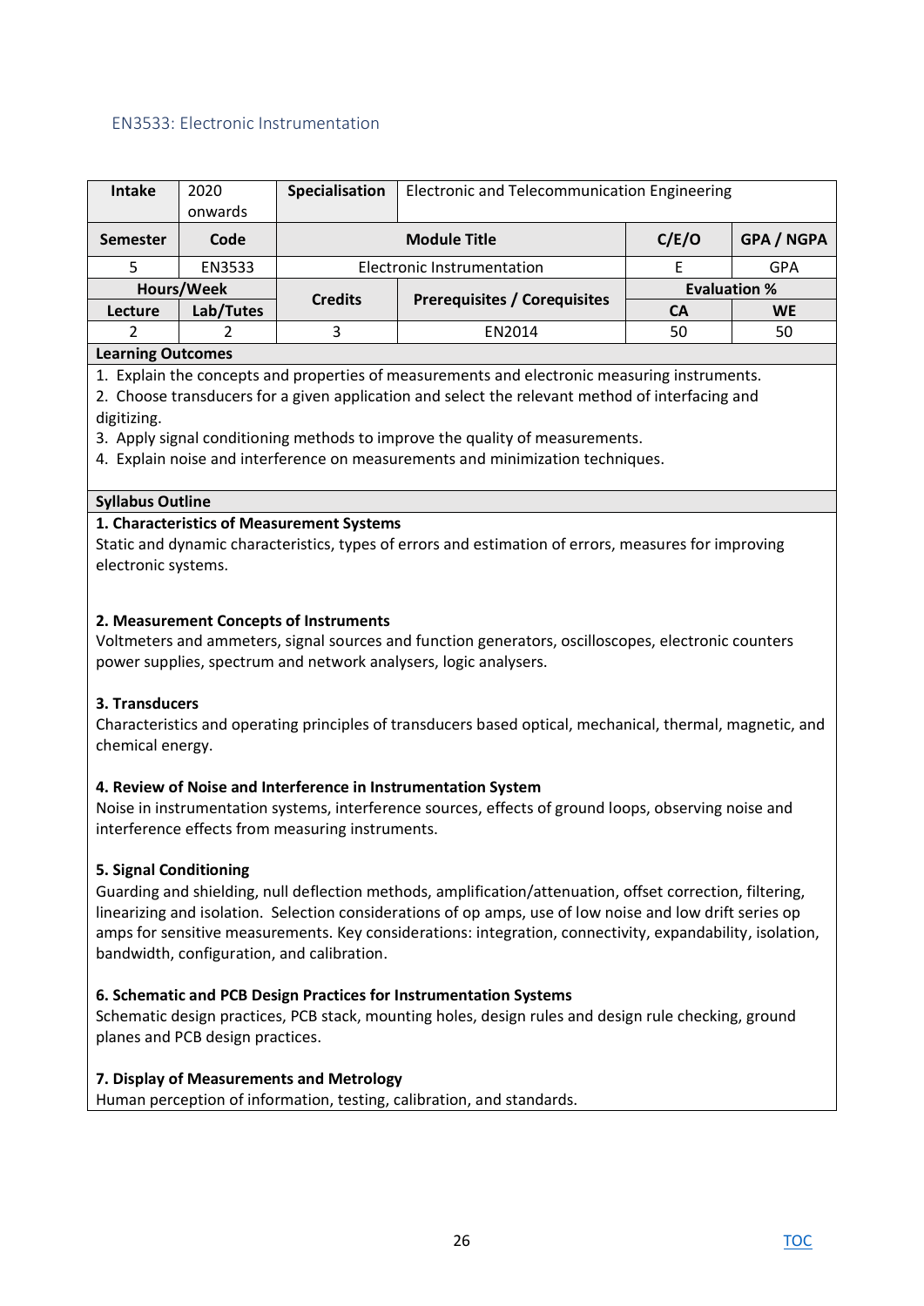## EN3533: Electronic Instrumentation

| Intake | 2020 onwards | Specialisation | Electronic and Telecommunication Engineering | | |
|---|---|---|---|---|---|
| **Semester** | **Code** | **Module Title** | | **C/E/O** | **GPA / NGPA** |
| 5 | EN3533 | Electronic Instrumentation | | E | GPA |
| **Hours/Week** | | **Credits** | **Prerequisites / Corequisites** | **Evaluation %** | |
| **Lecture** | **Lab/Tutes** | | | **CA** | **WE** |
| 2 | 2 | 3 | EN2014 | 50 | 50 |

**Learning Outcomes**

1. Explain the concepts and properties of measurements and electronic measuring instruments.
2. Choose transducers for a given application and select the relevant method of interfacing and digitizing.
3. Apply signal conditioning methods to improve the quality of measurements.
4. Explain noise and interference on measurements and minimization techniques.

**Syllabus Outline**

**1. Characteristics of Measurement Systems**

Static and dynamic characteristics, types of errors and estimation of errors, measures for improving electronic systems.

**2. Measurement Concepts of Instruments**

Voltmeters and ammeters, signal sources and function generators, oscilloscopes, electronic counters power supplies, spectrum and network analysers, logic analysers.

**3. Transducers**

Characteristics and operating principles of transducers based optical, mechanical, thermal, magnetic, and chemical energy.

**4. Review of Noise and Interference in Instrumentation System**

Noise in instrumentation systems, interference sources, effects of ground loops, observing noise and interference effects from measuring instruments.

**5. Signal Conditioning**

Guarding and shielding, null deflection methods, amplification/attenuation, offset correction, filtering, linearizing and isolation. Selection considerations of op amps, use of low noise and low drift series op amps for sensitive measurements. Key considerations: integration, connectivity, expandability, isolation, bandwidth, configuration, and calibration.

**6. Schematic and PCB Design Practices for Instrumentation Systems**

Schematic design practices, PCB stack, mounting holes, design rules and design rule checking, ground planes and PCB design practices.

**7. Display of Measurements and Metrology**

Human perception of information, testing, calibration, and standards.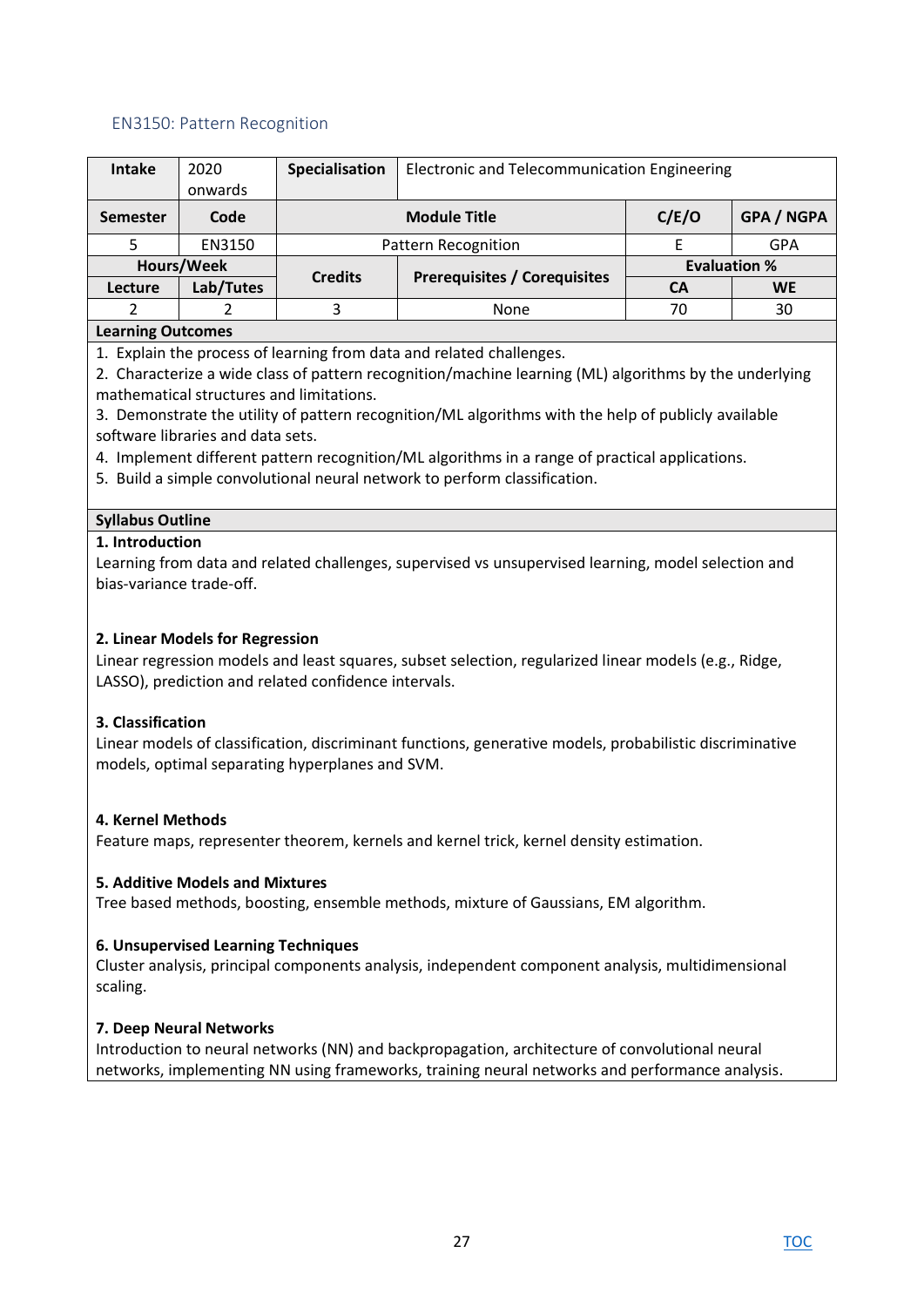### EN3150: Pattern Recognition

| Intake | 2020 onwards | Specialisation | Electronic and Telecommunication Engineering | | |
|---|---|---|---|---|---|
| **Semester** | **Code** | **Module Title** | | **C/E/O** | **GPA / NGPA** |
| 5 | EN3150 | Pattern Recognition | | E | GPA |
| **Hours/Week** | | **Credits** | **Prerequisites / Corequisites** | **Evaluation %** | |
| **Lecture** | **Lab/Tutes** | | | **CA** | **WE** |
| 2 | 2 | 3 | None | 70 | 30 |

**Learning Outcomes**

1. Explain the process of learning from data and related challenges.
2. Characterize a wide class of pattern recognition/machine learning (ML) algorithms by the underlying mathematical structures and limitations.
3. Demonstrate the utility of pattern recognition/ML algorithms with the help of publicly available software libraries and data sets.
4. Implement different pattern recognition/ML algorithms in a range of practical applications.
5. Build a simple convolutional neural network to perform classification.

**Syllabus Outline**

**1. Introduction**

Learning from data and related challenges, supervised vs unsupervised learning, model selection and bias-variance trade-off.

**2. Linear Models for Regression**

Linear regression models and least squares, subset selection, regularized linear models (e.g., Ridge, LASSO), prediction and related confidence intervals.

**3. Classification**

Linear models of classification, discriminant functions, generative models, probabilistic discriminative models, optimal separating hyperplanes and SVM.

**4. Kernel Methods**

Feature maps, representer theorem, kernels and kernel trick, kernel density estimation.

**5. Additive Models and Mixtures**

Tree based methods, boosting, ensemble methods, mixture of Gaussians, EM algorithm.

**6. Unsupervised Learning Techniques**

Cluster analysis, principal components analysis, independent component analysis, multidimensional scaling.

**7. Deep Neural Networks**

Introduction to neural networks (NN) and backpropagation, architecture of convolutional neural networks, implementing NN using frameworks, training neural networks and performance analysis.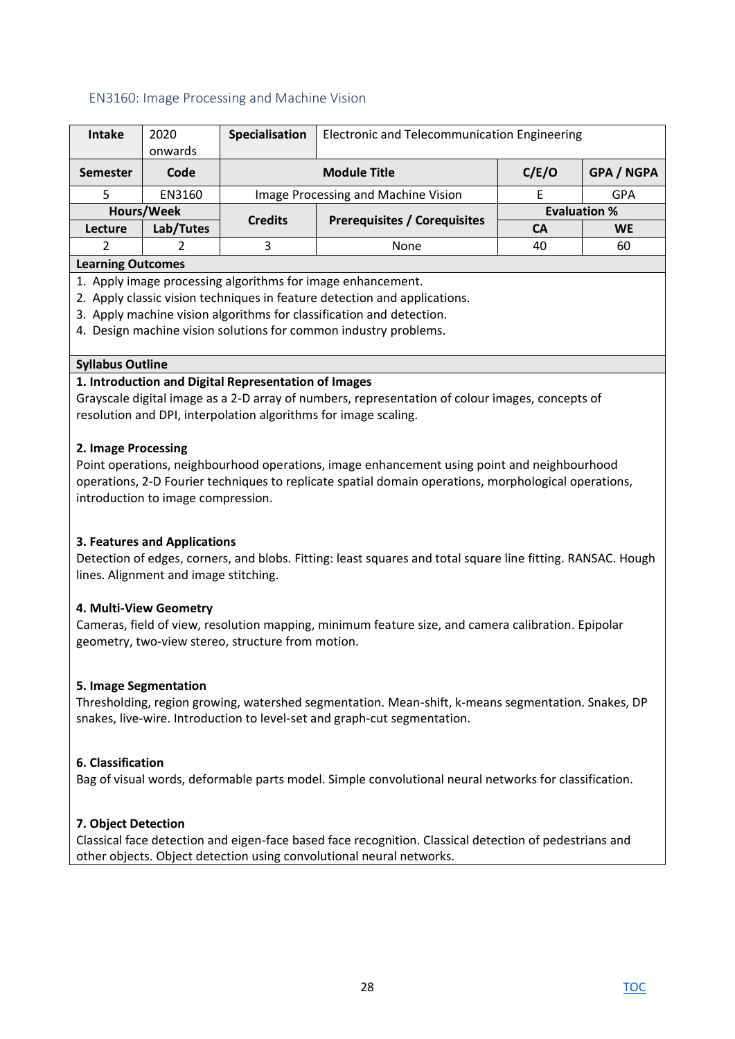## EN3160: Image Processing and Machine Vision

| Intake | 2020 onwards | Specialisation | Electronic and Telecommunication Engineering | | |
|---|---|---|---|---|---|
| **Semester** | **Code** | **Module Title** | | **C/E/O** | **GPA / NGPA** |
| 5 | EN3160 | Image Processing and Machine Vision | | E | GPA |
| **Hours/Week** | | **Credits** | **Prerequisites / Corequisites** | **Evaluation %** | |
| **Lecture** | **Lab/Tutes** | | | **CA** | **WE** |
| 2 | 2 | 3 | None | 40 | 60 |

**Learning Outcomes**

1. Apply image processing algorithms for image enhancement.
2. Apply classic vision techniques in feature detection and applications.
3. Apply machine vision algorithms for classification and detection.
4. Design machine vision solutions for common industry problems.

**Syllabus Outline**

**1. Introduction and Digital Representation of Images**

Grayscale digital image as a 2-D array of numbers, representation of colour images, concepts of resolution and DPI, interpolation algorithms for image scaling.

**2. Image Processing**

Point operations, neighbourhood operations, image enhancement using point and neighbourhood operations, 2-D Fourier techniques to replicate spatial domain operations, morphological operations, introduction to image compression.

**3. Features and Applications**

Detection of edges, corners, and blobs. Fitting: least squares and total square line fitting. RANSAC. Hough lines. Alignment and image stitching.

**4. Multi-View Geometry**

Cameras, field of view, resolution mapping, minimum feature size, and camera calibration. Epipolar geometry, two-view stereo, structure from motion.

**5. Image Segmentation**

Thresholding, region growing, watershed segmentation. Mean-shift, k-means segmentation. Snakes, DP snakes, live-wire. Introduction to level-set and graph-cut segmentation.

**6. Classification**

Bag of visual words, deformable parts model. Simple convolutional neural networks for classification.

**7. Object Detection**

Classical face detection and eigen-face based face recognition. Classical detection of pedestrians and other objects. Object detection using convolutional neural networks.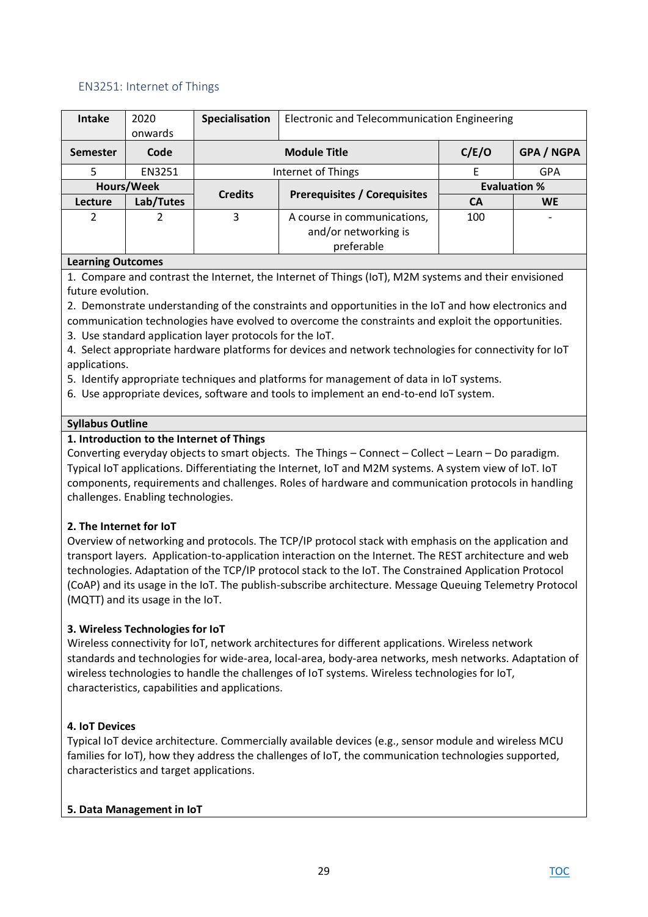## EN3251: Internet of Things

| Intake | 2020 onwards | Specialisation | Electronic and Telecommunication Engineering | | |
|---|---|---|---|---|---|
| **Semester** | **Code** | **Module Title** | | **C/E/O** | **GPA / NGPA** |
| 5 | EN3251 | Internet of Things | | E | GPA |
| **Hours/Week** | | **Credits** | **Prerequisites / Corequisites** | **Evaluation %** | |
| **Lecture** | **Lab/Tutes** | | | **CA** | **WE** |
| 2 | 2 | 3 | A course in communications, and/or networking is preferable | 100 | - |

**Learning Outcomes**

1. Compare and contrast the Internet, the Internet of Things (IoT), M2M systems and their envisioned future evolution.
2. Demonstrate understanding of the constraints and opportunities in the IoT and how electronics and communication technologies have evolved to overcome the constraints and exploit the opportunities.
3. Use standard application layer protocols for the IoT.
4. Select appropriate hardware platforms for devices and network technologies for connectivity for IoT applications.
5. Identify appropriate techniques and platforms for management of data in IoT systems.
6. Use appropriate devices, software and tools to implement an end-to-end IoT system.

**Syllabus Outline**

**1. Introduction to the Internet of Things**

Converting everyday objects to smart objects. The Things – Connect – Collect – Learn – Do paradigm. Typical IoT applications. Differentiating the Internet, IoT and M2M systems. A system view of IoT. IoT components, requirements and challenges. Roles of hardware and communication protocols in handling challenges. Enabling technologies.

**2. The Internet for IoT**

Overview of networking and protocols. The TCP/IP protocol stack with emphasis on the application and transport layers. Application-to-application interaction on the Internet. The REST architecture and web technologies. Adaptation of the TCP/IP protocol stack to the IoT. The Constrained Application Protocol (CoAP) and its usage in the IoT. The publish-subscribe architecture. Message Queuing Telemetry Protocol (MQTT) and its usage in the IoT.

**3. Wireless Technologies for IoT**

Wireless connectivity for IoT, network architectures for different applications. Wireless network standards and technologies for wide-area, local-area, body-area networks, mesh networks. Adaptation of wireless technologies to handle the challenges of IoT systems. Wireless technologies for IoT, characteristics, capabilities and applications.

**4. IoT Devices**

Typical IoT device architecture. Commercially available devices (e.g., sensor module and wireless MCU families for IoT), how they address the challenges of IoT, the communication technologies supported, characteristics and target applications.

**5. Data Management in IoT**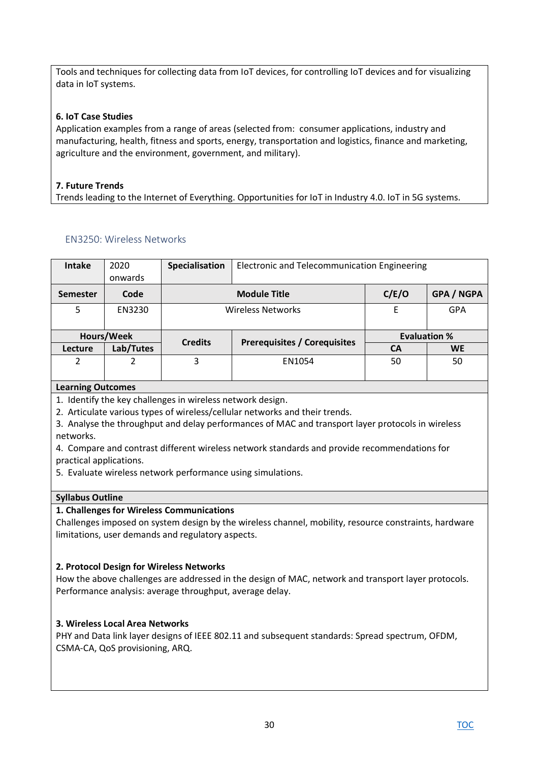Tools and techniques for collecting data from IoT devices, for controlling IoT devices and for visualizing data in IoT systems.

**6. IoT Case Studies**
Application examples from a range of areas (selected from: consumer applications, industry and manufacturing, health, fitness and sports, energy, transportation and logistics, finance and marketing, agriculture and the environment, government, and military).

**7. Future Trends**
Trends leading to the Internet of Everything. Opportunities for IoT in Industry 4.0. IoT in 5G systems.

### EN3250: Wireless Networks

| **Intake** | 2020 onwards | **Specialisation** | Electronic and Telecommunication Engineering | | |
|---|---|---|---|---|---|
| **Semester** | **Code** | **Module Title** | | **C/E/O** | **GPA / NGPA** |
| 5 | EN3230 | Wireless Networks | | E | GPA |
| **Hours/Week** | | **Credits** | **Prerequisites / Corequisites** | **Evaluation %** | |
| **Lecture** | **Lab/Tutes** | | | **CA** | **WE** |
| 2 | 2 | 3 | EN1054 | 50 | 50 |

**Learning Outcomes**

1. Identify the key challenges in wireless network design.
2. Articulate various types of wireless/cellular networks and their trends.
3. Analyse the throughput and delay performances of MAC and transport layer protocols in wireless networks.
4. Compare and contrast different wireless network standards and provide recommendations for practical applications.
5. Evaluate wireless network performance using simulations.

**Syllabus Outline**

**1. Challenges for Wireless Communications**
Challenges imposed on system design by the wireless channel, mobility, resource constraints, hardware limitations, user demands and regulatory aspects.

**2. Protocol Design for Wireless Networks**
How the above challenges are addressed in the design of MAC, network and transport layer protocols. Performance analysis: average throughput, average delay.

**3. Wireless Local Area Networks**
PHY and Data link layer designs of IEEE 802.11 and subsequent standards: Spread spectrum, OFDM, CSMA-CA, QoS provisioning, ARQ.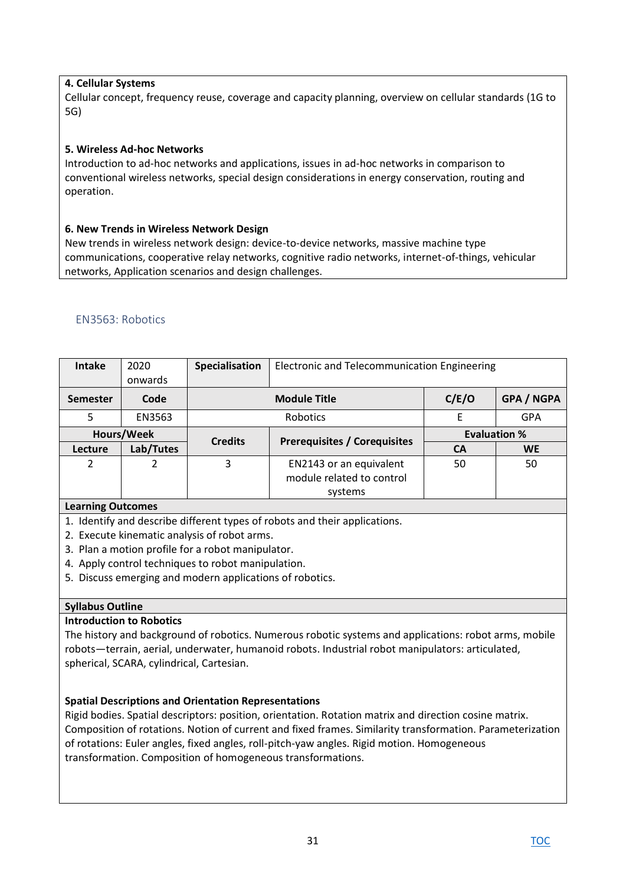**4. Cellular Systems**

Cellular concept, frequency reuse, coverage and capacity planning, overview on cellular standards (1G to 5G)

**5. Wireless Ad-hoc Networks**

Introduction to ad-hoc networks and applications, issues in ad-hoc networks in comparison to conventional wireless networks, special design considerations in energy conservation, routing and operation.

**6. New Trends in Wireless Network Design**

New trends in wireless network design: device-to-device networks, massive machine type communications, cooperative relay networks, cognitive radio networks, internet-of-things, vehicular networks, Application scenarios and design challenges.

## EN3563: Robotics

| **Intake** | 2020 onwards | **Specialisation** | Electronic and Telecommunication Engineering | | |
|---|---|---|---|---|---|
| **Semester** | **Code** | **Module Title** | | **C/E/O** | **GPA / NGPA** |
| 5 | EN3563 | Robotics | | E | GPA |
| **Hours/Week** | | **Credits** | **Prerequisites / Corequisites** | **Evaluation %** | |
| **Lecture** | **Lab/Tutes** | | | **CA** | **WE** |
| 2 | 2 | 3 | EN2143 or an equivalent module related to control systems | 50 | 50 |

**Learning Outcomes**

1. Identify and describe different types of robots and their applications.
2. Execute kinematic analysis of robot arms.
3. Plan a motion profile for a robot manipulator.
4. Apply control techniques to robot manipulation.
5. Discuss emerging and modern applications of robotics.

**Syllabus Outline**

**Introduction to Robotics**

The history and background of robotics. Numerous robotic systems and applications: robot arms, mobile robots—terrain, aerial, underwater, humanoid robots. Industrial robot manipulators: articulated, spherical, SCARA, cylindrical, Cartesian.

**Spatial Descriptions and Orientation Representations**

Rigid bodies. Spatial descriptors: position, orientation. Rotation matrix and direction cosine matrix. Composition of rotations. Notion of current and fixed frames. Similarity transformation. Parameterization of rotations: Euler angles, fixed angles, roll-pitch-yaw angles. Rigid motion. Homogeneous transformation. Composition of homogeneous transformations.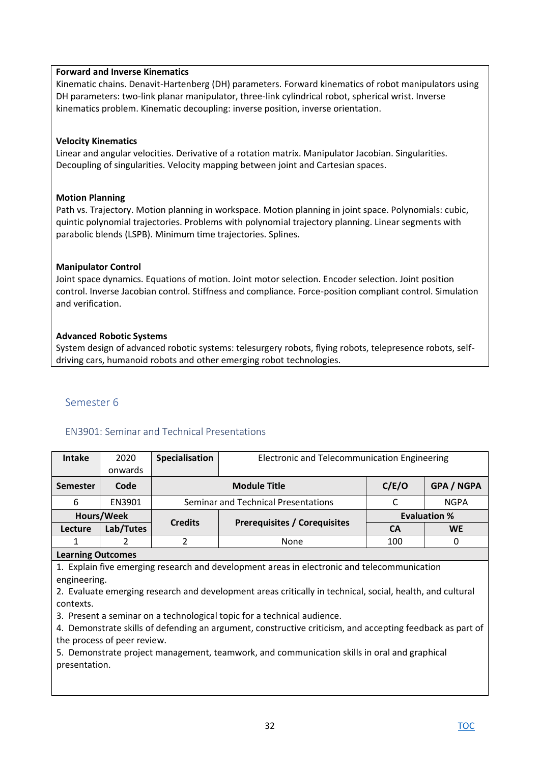**Forward and Inverse Kinematics**
Kinematic chains. Denavit-Hartenberg (DH) parameters. Forward kinematics of robot manipulators using DH parameters: two-link planar manipulator, three-link cylindrical robot, spherical wrist. Inverse kinematics problem. Kinematic decoupling: inverse position, inverse orientation.

**Velocity Kinematics**
Linear and angular velocities. Derivative of a rotation matrix. Manipulator Jacobian. Singularities. Decoupling of singularities. Velocity mapping between joint and Cartesian spaces.

**Motion Planning**
Path vs. Trajectory. Motion planning in workspace. Motion planning in joint space. Polynomials: cubic, quintic polynomial trajectories. Problems with polynomial trajectory planning. Linear segments with parabolic blends (LSPB). Minimum time trajectories. Splines.

**Manipulator Control**
Joint space dynamics. Equations of motion. Joint motor selection. Encoder selection. Joint position control. Inverse Jacobian control. Stiffness and compliance. Force-position compliant control. Simulation and verification.

**Advanced Robotic Systems**
System design of advanced robotic systems: telesurgery robots, flying robots, telepresence robots, self-driving cars, humanoid robots and other emerging robot technologies.

## Semester 6

### EN3901: Seminar and Technical Presentations

| Intake | 2020 onwards | Specialisation | Electronic and Telecommunication Engineering | | |
|---|---|---|---|---|---|
| **Semester** | **Code** | **Module Title** | | **C/E/O** | **GPA / NGPA** |
| 6 | EN3901 | Seminar and Technical Presentations | | C | NGPA |
| **Hours/Week** | | **Credits** | **Prerequisites / Corequisites** | **Evaluation %** | |
| **Lecture** | **Lab/Tutes** | | | **CA** | **WE** |
| 1 | 2 | 2 | None | 100 | 0 |

**Learning Outcomes**

1. Explain five emerging research and development areas in electronic and telecommunication engineering.
2. Evaluate emerging research and development areas critically in technical, social, health, and cultural contexts.
3. Present a seminar on a technological topic for a technical audience.
4. Demonstrate skills of defending an argument, constructive criticism, and accepting feedback as part of the process of peer review.
5. Demonstrate project management, teamwork, and communication skills in oral and graphical presentation.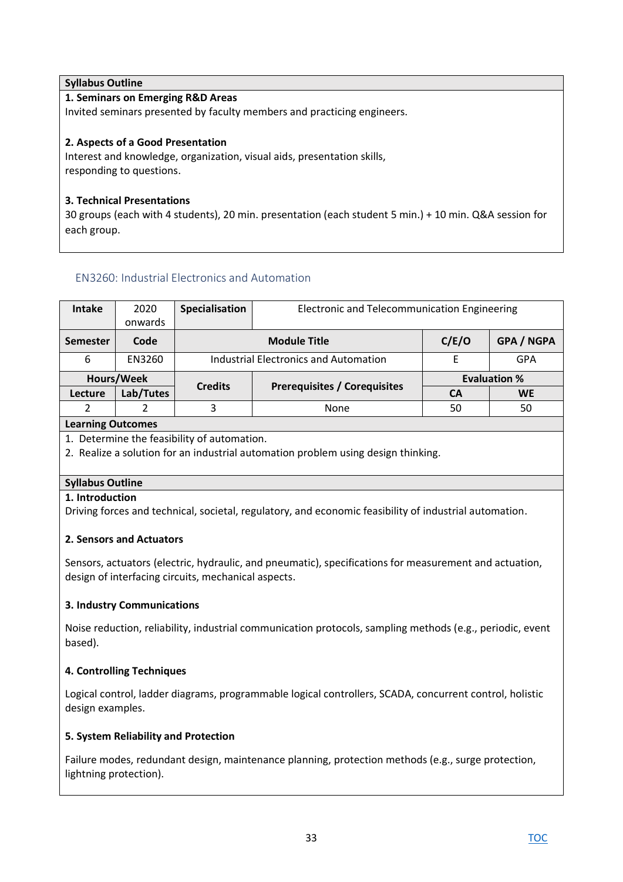**Syllabus Outline**

**1. Seminars on Emerging R&D Areas**

Invited seminars presented by faculty members and practicing engineers.

**2. Aspects of a Good Presentation**

Interest and knowledge, organization, visual aids, presentation skills,
responding to questions.

**3. Technical Presentations**

30 groups (each with 4 students), 20 min. presentation (each student 5 min.) + 10 min. Q&A session for each group.

## EN3260: Industrial Electronics and Automation

| Intake | 2020 onwards | Specialisation | Electronic and Telecommunication Engineering | | |
|---|---|---|---|---|---|
| **Semester** | **Code** | **Module Title** | | **C/E/O** | **GPA / NGPA** |
| 6 | EN3260 | Industrial Electronics and Automation | | E | GPA |
| **Hours/Week** | | **Credits** | **Prerequisites / Corequisites** | **Evaluation %** | |
| **Lecture** | **Lab/Tutes** | | | **CA** | **WE** |
| 2 | 2 | 3 | None | 50 | 50 |

**Learning Outcomes**

1. Determine the feasibility of automation.
2. Realize a solution for an industrial automation problem using design thinking.

**Syllabus Outline**

**1. Introduction**

Driving forces and technical, societal, regulatory, and economic feasibility of industrial automation.

**2. Sensors and Actuators**

Sensors, actuators (electric, hydraulic, and pneumatic), specifications for measurement and actuation, design of interfacing circuits, mechanical aspects.

**3. Industry Communications**

Noise reduction, reliability, industrial communication protocols, sampling methods (e.g., periodic, event based).

**4. Controlling Techniques**

Logical control, ladder diagrams, programmable logical controllers, SCADA, concurrent control, holistic design examples.

**5. System Reliability and Protection**

Failure modes, redundant design, maintenance planning, protection methods (e.g., surge protection, lightning protection).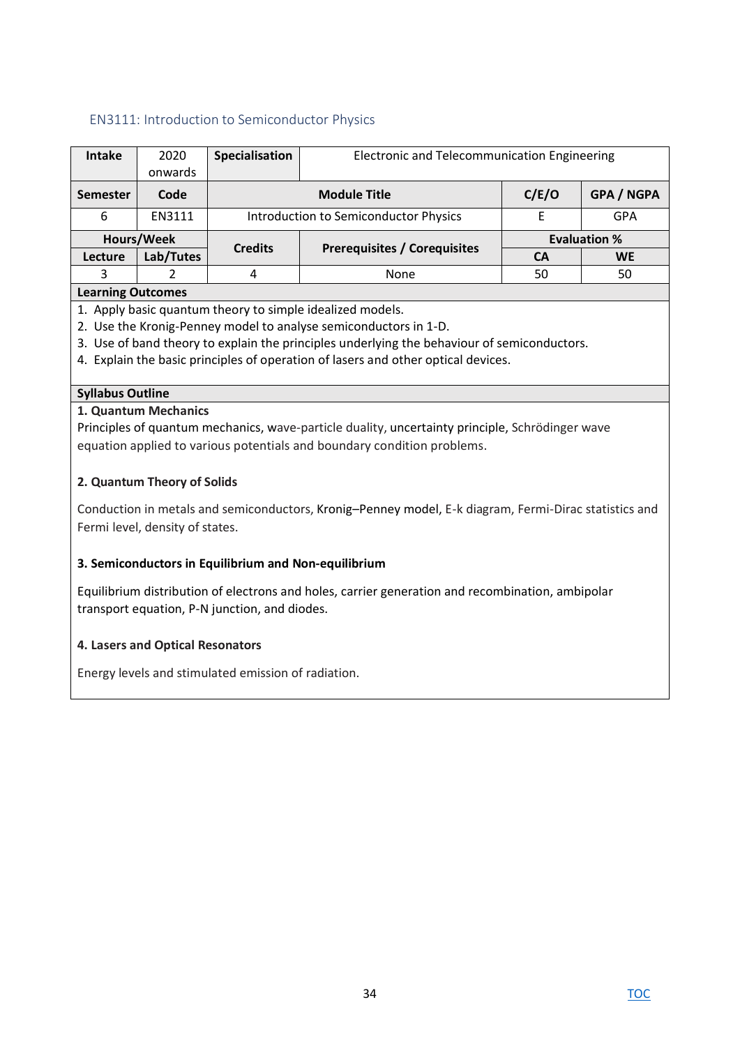## EN3111: Introduction to Semiconductor Physics

| Intake | 2020 onwards | Specialisation | Electronic and Telecommunication Engineering | | |
|---|---|---|---|---|---|
| **Semester** | **Code** | **Module Title** | | **C/E/O** | **GPA / NGPA** |
| 6 | EN3111 | Introduction to Semiconductor Physics | | E | GPA |
| **Hours/Week** | | **Credits** | **Prerequisites / Corequisites** | **Evaluation %** | |
| **Lecture** | **Lab/Tutes** | | | **CA** | **WE** |
| 3 | 2 | 4 | None | 50 | 50 |

**Learning Outcomes**

1. Apply basic quantum theory to simple idealized models.
2. Use the Kronig-Penney model to analyse semiconductors in 1-D.
3. Use of band theory to explain the principles underlying the behaviour of semiconductors.
4. Explain the basic principles of operation of lasers and other optical devices.

**Syllabus Outline**

**1. Quantum Mechanics**

Principles of quantum mechanics, wave-particle duality, uncertainty principle, Schrödinger wave equation applied to various potentials and boundary condition problems.

**2. Quantum Theory of Solids**

Conduction in metals and semiconductors, Kronig–Penney model, E-k diagram, Fermi-Dirac statistics and Fermi level, density of states.

**3. Semiconductors in Equilibrium and Non-equilibrium**

Equilibrium distribution of electrons and holes, carrier generation and recombination, ambipolar transport equation, P-N junction, and diodes.

**4. Lasers and Optical Resonators**

Energy levels and stimulated emission of radiation.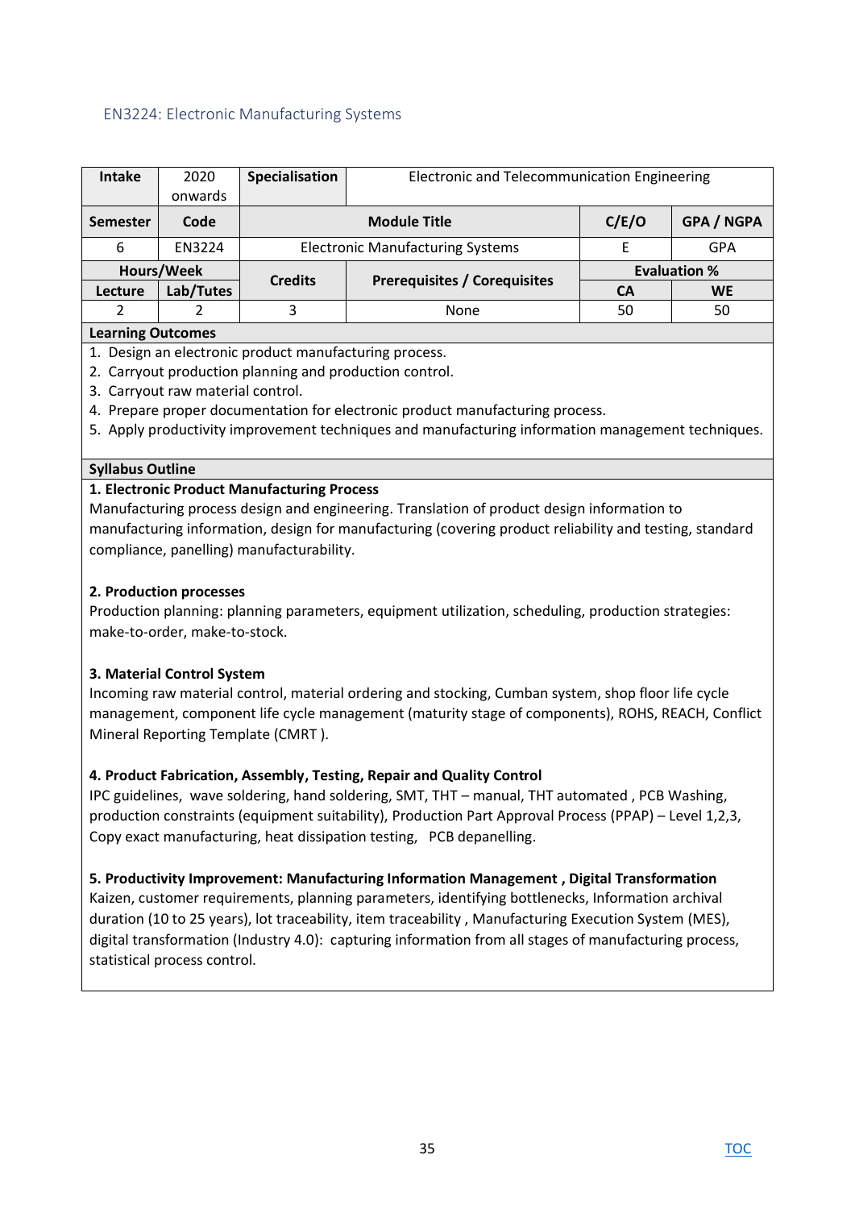## EN3224: Electronic Manufacturing Systems

| Intake | 2020 onwards | Specialisation | Electronic and Telecommunication Engineering | | |
|---|---|---|---|---|---|
| **Semester** | **Code** | **Module Title** | | **C/E/O** | **GPA / NGPA** |
| 6 | EN3224 | Electronic Manufacturing Systems | | E | GPA |
| **Hours/Week** | | **Credits** | **Prerequisites / Corequisites** | **Evaluation %** | |
| **Lecture** | **Lab/Tutes** | | | **CA** | **WE** |
| 2 | 2 | 3 | None | 50 | 50 |

**Learning Outcomes**

1. Design an electronic product manufacturing process.
2. Carryout production planning and production control.
3. Carryout raw material control.
4. Prepare proper documentation for electronic product manufacturing process.
5. Apply productivity improvement techniques and manufacturing information management techniques.

**Syllabus Outline**

**1. Electronic Product Manufacturing Process**

Manufacturing process design and engineering. Translation of product design information to manufacturing information, design for manufacturing (covering product reliability and testing, standard compliance, panelling) manufacturability.

**2. Production processes**

Production planning: planning parameters, equipment utilization, scheduling, production strategies: make-to-order, make-to-stock.

**3. Material Control System**

Incoming raw material control, material ordering and stocking, Cumban system, shop floor life cycle management, component life cycle management (maturity stage of components), ROHS, REACH, Conflict Mineral Reporting Template (CMRT ).

**4. Product Fabrication, Assembly, Testing, Repair and Quality Control**

IPC guidelines, wave soldering, hand soldering, SMT, THT – manual, THT automated , PCB Washing, production constraints (equipment suitability), Production Part Approval Process (PPAP) – Level 1,2,3, Copy exact manufacturing, heat dissipation testing, PCB depanelling.

**5. Productivity Improvement: Manufacturing Information Management , Digital Transformation**

Kaizen, customer requirements, planning parameters, identifying bottlenecks, Information archival duration (10 to 25 years), lot traceability, item traceability , Manufacturing Execution System (MES), digital transformation (Industry 4.0): capturing information from all stages of manufacturing process, statistical process control.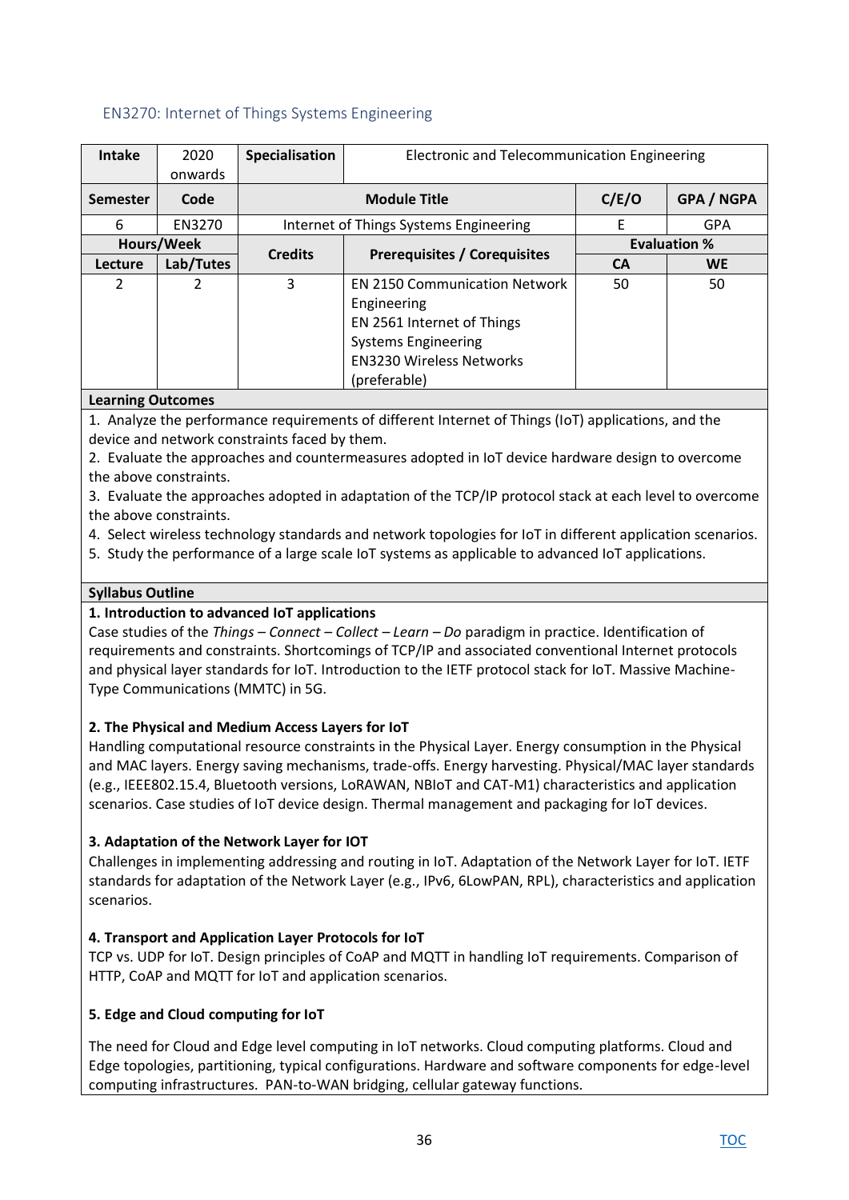## EN3270: Internet of Things Systems Engineering

| Intake | 2020 onwards | Specialisation | Electronic and Telecommunication Engineering | | |
|---|---|---|---|---|---|
| **Semester** | **Code** | **Module Title** | | **C/E/O** | **GPA / NGPA** |
| 6 | EN3270 | Internet of Things Systems Engineering | | E | GPA |
| **Hours/Week** | | **Credits** | **Prerequisites / Corequisites** | **Evaluation %** | |
| **Lecture** | **Lab/Tutes** | | | **CA** | **WE** |
| 2 | 2 | 3 | EN 2150 Communication Network Engineering<br>EN 2561 Internet of Things Systems Engineering<br>EN3230 Wireless Networks (preferable) | 50 | 50 |

**Learning Outcomes**

1. Analyze the performance requirements of different Internet of Things (IoT) applications, and the device and network constraints faced by them.
2. Evaluate the approaches and countermeasures adopted in IoT device hardware design to overcome the above constraints.
3. Evaluate the approaches adopted in adaptation of the TCP/IP protocol stack at each level to overcome the above constraints.
4. Select wireless technology standards and network topologies for IoT in different application scenarios.
5. Study the performance of a large scale IoT systems as applicable to advanced IoT applications.

**Syllabus Outline**

**1. Introduction to advanced IoT applications**

Case studies of the *Things – Connect – Collect – Learn – Do* paradigm in practice. Identification of requirements and constraints. Shortcomings of TCP/IP and associated conventional Internet protocols and physical layer standards for IoT. Introduction to the IETF protocol stack for IoT. Massive Machine-Type Communications (MMTC) in 5G.

**2. The Physical and Medium Access Layers for IoT**

Handling computational resource constraints in the Physical Layer. Energy consumption in the Physical and MAC layers. Energy saving mechanisms, trade-offs. Energy harvesting. Physical/MAC layer standards (e.g., IEEE802.15.4, Bluetooth versions, LoRAWAN, NBIoT and CAT-M1) characteristics and application scenarios. Case studies of IoT device design. Thermal management and packaging for IoT devices.

**3. Adaptation of the Network Layer for IOT**

Challenges in implementing addressing and routing in IoT. Adaptation of the Network Layer for IoT. IETF standards for adaptation of the Network Layer (e.g., IPv6, 6LowPAN, RPL), characteristics and application scenarios.

**4. Transport and Application Layer Protocols for IoT**

TCP vs. UDP for IoT. Design principles of CoAP and MQTT in handling IoT requirements. Comparison of HTTP, CoAP and MQTT for IoT and application scenarios.

**5. Edge and Cloud computing for IoT**

The need for Cloud and Edge level computing in IoT networks. Cloud computing platforms. Cloud and Edge topologies, partitioning, typical configurations. Hardware and software components for edge-level computing infrastructures. PAN-to-WAN bridging, cellular gateway functions.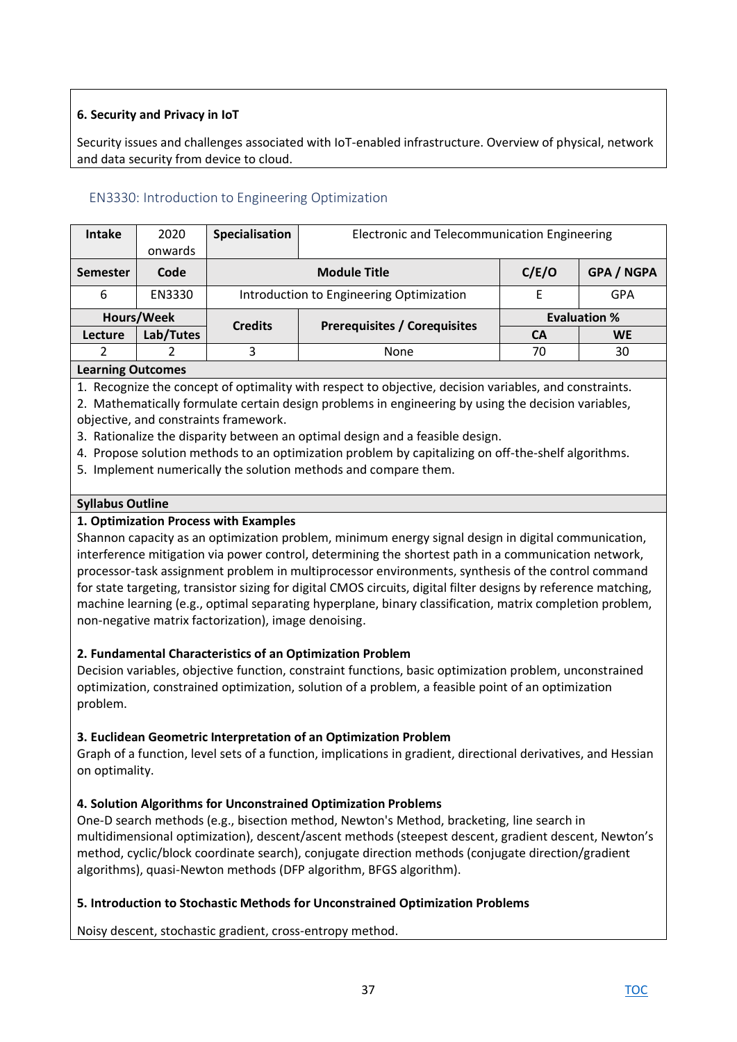**6. Security and Privacy in IoT**

Security issues and challenges associated with IoT-enabled infrastructure. Overview of physical, network and data security from device to cloud.

## EN3330: Introduction to Engineering Optimization

| Intake | 2020 onwards | Specialisation | Electronic and Telecommunication Engineering | | |
|---|---|---|---|---|---|
| **Semester** | **Code** | **Module Title** | | **C/E/O** | **GPA / NGPA** |
| 6 | EN3330 | Introduction to Engineering Optimization | | E | GPA |
| **Hours/Week** | | **Credits** | **Prerequisites / Corequisites** | **Evaluation %** | |
| **Lecture** | **Lab/Tutes** | | | **CA** | **WE** |
| 2 | 2 | 3 | None | 70 | 30 |

**Learning Outcomes**

1. Recognize the concept of optimality with respect to objective, decision variables, and constraints.
2. Mathematically formulate certain design problems in engineering by using the decision variables, objective, and constraints framework.
3. Rationalize the disparity between an optimal design and a feasible design.
4. Propose solution methods to an optimization problem by capitalizing on off-the-shelf algorithms.
5. Implement numerically the solution methods and compare them.

**Syllabus Outline**

**1. Optimization Process with Examples**

Shannon capacity as an optimization problem, minimum energy signal design in digital communication, interference mitigation via power control, determining the shortest path in a communication network, processor-task assignment problem in multiprocessor environments, synthesis of the control command for state targeting, transistor sizing for digital CMOS circuits, digital filter designs by reference matching, machine learning (e.g., optimal separating hyperplane, binary classification, matrix completion problem, non-negative matrix factorization), image denoising.

**2. Fundamental Characteristics of an Optimization Problem**

Decision variables, objective function, constraint functions, basic optimization problem, unconstrained optimization, constrained optimization, solution of a problem, a feasible point of an optimization problem.

**3. Euclidean Geometric Interpretation of an Optimization Problem**

Graph of a function, level sets of a function, implications in gradient, directional derivatives, and Hessian on optimality.

**4. Solution Algorithms for Unconstrained Optimization Problems**

One-D search methods (e.g., bisection method, Newton's Method, bracketing, line search in multidimensional optimization), descent/ascent methods (steepest descent, gradient descent, Newton's method, cyclic/block coordinate search), conjugate direction methods (conjugate direction/gradient algorithms), quasi-Newton methods (DFP algorithm, BFGS algorithm).

**5. Introduction to Stochastic Methods for Unconstrained Optimization Problems**

Noisy descent, stochastic gradient, cross-entropy method.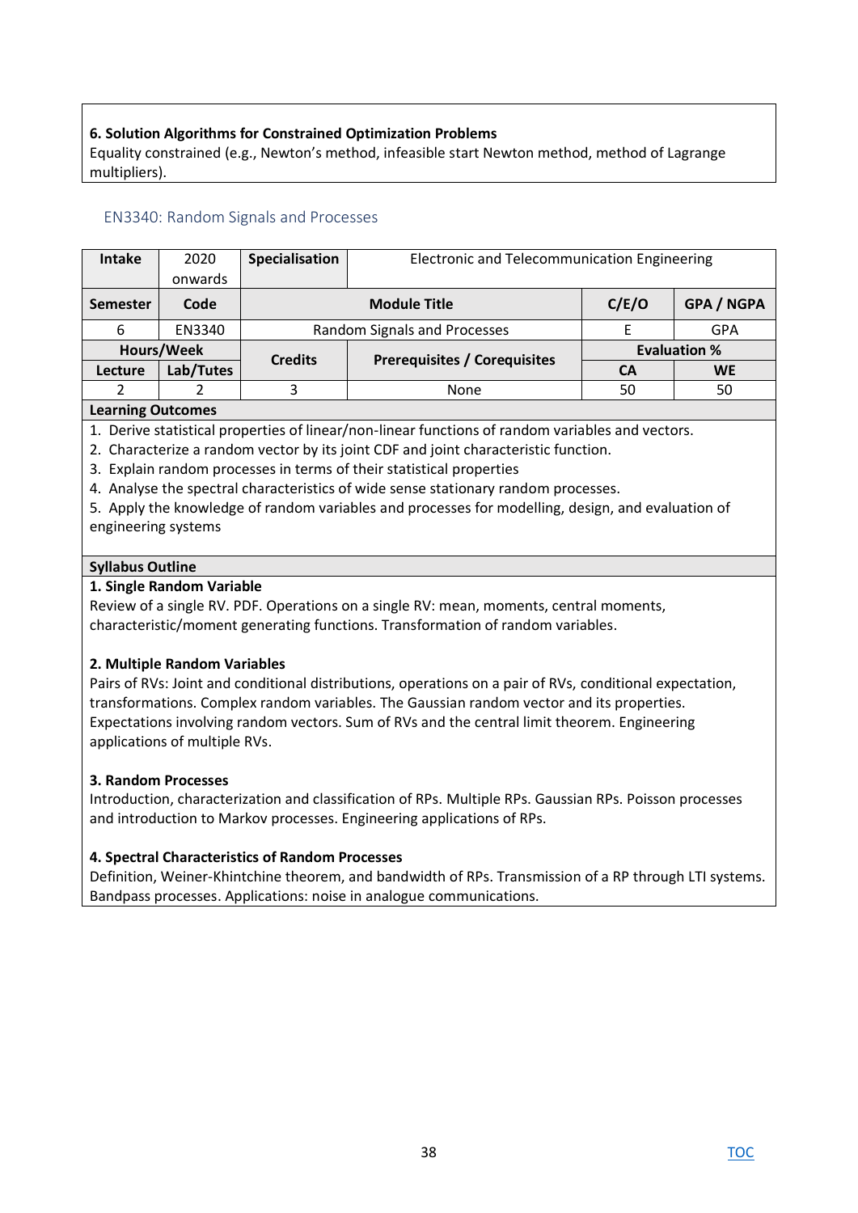**6. Solution Algorithms for Constrained Optimization Problems**
Equality constrained (e.g., Newton's method, infeasible start Newton method, method of Lagrange multipliers).

## EN3340: Random Signals and Processes

| Intake | 2020 onwards | Specialisation | Electronic and Telecommunication Engineering | | |
|---|---|---|---|---|---|
| **Semester** | **Code** | **Module Title** | | **C/E/O** | **GPA / NGPA** |
| 6 | EN3340 | Random Signals and Processes | | E | GPA |
| **Hours/Week** | | **Credits** | **Prerequisites / Corequisites** | **Evaluation %** | |
| **Lecture** | **Lab/Tutes** | | | **CA** | **WE** |
| 2 | 2 | 3 | None | 50 | 50 |

**Learning Outcomes**

1. Derive statistical properties of linear/non-linear functions of random variables and vectors.
2. Characterize a random vector by its joint CDF and joint characteristic function.
3. Explain random processes in terms of their statistical properties
4. Analyse the spectral characteristics of wide sense stationary random processes.
5. Apply the knowledge of random variables and processes for modelling, design, and evaluation of engineering systems

**Syllabus Outline**

**1. Single Random Variable**
Review of a single RV. PDF. Operations on a single RV: mean, moments, central moments, characteristic/moment generating functions. Transformation of random variables.

**2. Multiple Random Variables**
Pairs of RVs: Joint and conditional distributions, operations on a pair of RVs, conditional expectation, transformations. Complex random variables. The Gaussian random vector and its properties. Expectations involving random vectors. Sum of RVs and the central limit theorem. Engineering applications of multiple RVs.

**3. Random Processes**
Introduction, characterization and classification of RPs. Multiple RPs. Gaussian RPs. Poisson processes and introduction to Markov processes. Engineering applications of RPs.

**4. Spectral Characteristics of Random Processes**
Definition, Weiner-Khintchine theorem, and bandwidth of RPs. Transmission of a RP through LTI systems. Bandpass processes. Applications: noise in analogue communications.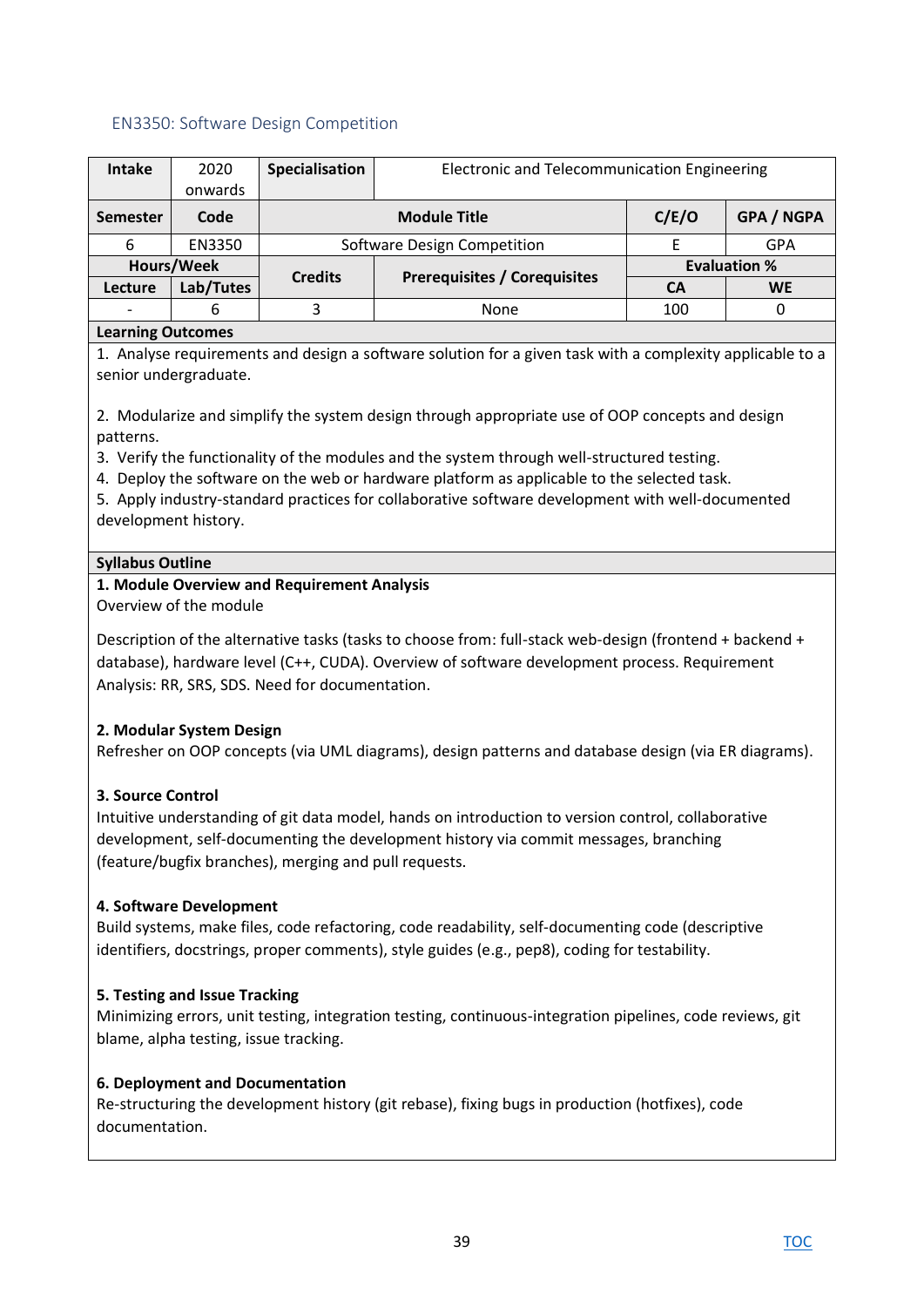## EN3350: Software Design Competition

| Intake | 2020 onwards | Specialisation | Electronic and Telecommunication Engineering | | |
|---|---|---|---|---|---|
| **Semester** | **Code** | **Module Title** | | **C/E/O** | **GPA / NGPA** |
| 6 | EN3350 | Software Design Competition | | E | GPA |
| **Hours/Week** | | **Credits** | **Prerequisites / Corequisites** | **Evaluation %** | |
| **Lecture** | **Lab/Tutes** | | | **CA** | **WE** |
| - | 6 | 3 | None | 100 | 0 |

**Learning Outcomes**

1. Analyse requirements and design a software solution for a given task with a complexity applicable to a senior undergraduate.

2. Modularize and simplify the system design through appropriate use of OOP concepts and design patterns.
3. Verify the functionality of the modules and the system through well-structured testing.
4. Deploy the software on the web or hardware platform as applicable to the selected task.
5. Apply industry-standard practices for collaborative software development with well-documented development history.

**Syllabus Outline**

**1. Module Overview and Requirement Analysis**

Overview of the module

Description of the alternative tasks (tasks to choose from: full-stack web-design (frontend + backend + database), hardware level (C++, CUDA). Overview of software development process. Requirement Analysis: RR, SRS, SDS. Need for documentation.

**2. Modular System Design**

Refresher on OOP concepts (via UML diagrams), design patterns and database design (via ER diagrams).

**3. Source Control**

Intuitive understanding of git data model, hands on introduction to version control, collaborative development, self-documenting the development history via commit messages, branching (feature/bugfix branches), merging and pull requests.

**4. Software Development**

Build systems, make files, code refactoring, code readability, self-documenting code (descriptive identifiers, docstrings, proper comments), style guides (e.g., pep8), coding for testability.

**5. Testing and Issue Tracking**

Minimizing errors, unit testing, integration testing, continuous-integration pipelines, code reviews, git blame, alpha testing, issue tracking.

**6. Deployment and Documentation**

Re-structuring the development history (git rebase), fixing bugs in production (hotfixes), code documentation.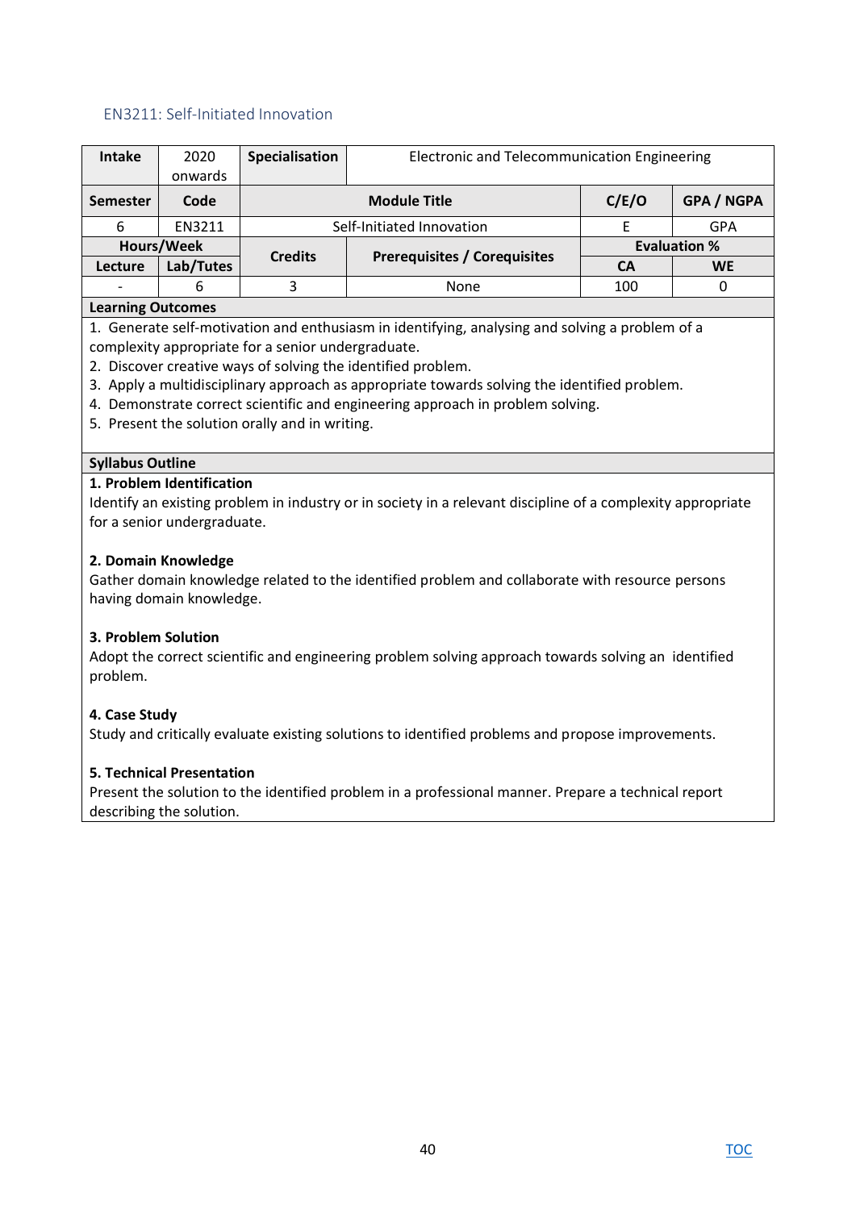## EN3211: Self-Initiated Innovation

| Intake | 2020 onwards | Specialisation | Electronic and Telecommunication Engineering | | |
|---|---|---|---|---|---|
| **Semester** | **Code** | **Module Title** | | **C/E/O** | **GPA / NGPA** |
| 6 | EN3211 | Self-Initiated Innovation | | E | GPA |
| **Hours/Week** | | **Credits** | **Prerequisites / Corequisites** | **Evaluation %** | |
| **Lecture** | **Lab/Tutes** | | | **CA** | **WE** |
| - | 6 | 3 | None | 100 | 0 |

**Learning Outcomes**

1. Generate self-motivation and enthusiasm in identifying, analysing and solving a problem of a complexity appropriate for a senior undergraduate.
2. Discover creative ways of solving the identified problem.
3. Apply a multidisciplinary approach as appropriate towards solving the identified problem.
4. Demonstrate correct scientific and engineering approach in problem solving.
5. Present the solution orally and in writing.

**Syllabus Outline**

**1. Problem Identification**

Identify an existing problem in industry or in society in a relevant discipline of a complexity appropriate for a senior undergraduate.

**2. Domain Knowledge**

Gather domain knowledge related to the identified problem and collaborate with resource persons having domain knowledge.

**3. Problem Solution**

Adopt the correct scientific and engineering problem solving approach towards solving an identified problem.

**4. Case Study**

Study and critically evaluate existing solutions to identified problems and propose improvements.

**5. Technical Presentation**

Present the solution to the identified problem in a professional manner. Prepare a technical report describing the solution.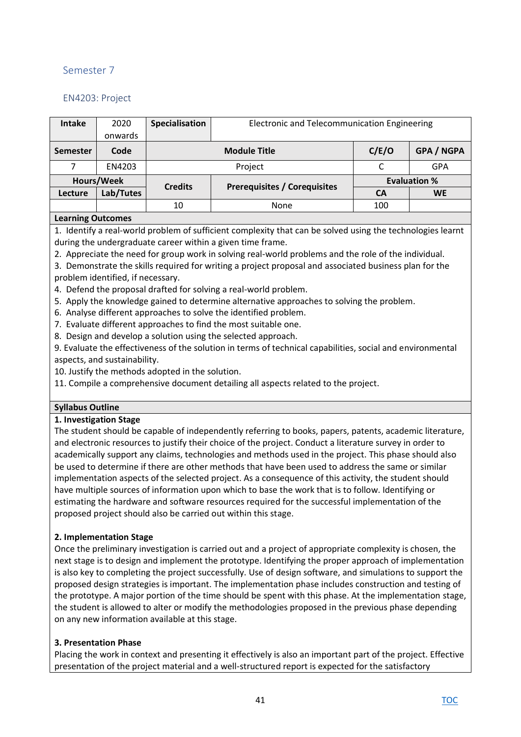## Semester 7

### EN4203: Project

| Intake | 2020 onwards | Specialisation | Electronic and Telecommunication Engineering | | |
|---|---|---|---|---|---|
| **Semester** | **Code** | **Module Title** | | **C/E/O** | **GPA / NGPA** |
| 7 | EN4203 | Project | | C | GPA |
| **Hours/Week** | | **Credits** | **Prerequisites / Corequisites** | **Evaluation %** | |
| **Lecture** | **Lab/Tutes** | | | **CA** | **WE** |
| | | 10 | None | 100 | |

**Learning Outcomes**

1. Identify a real-world problem of sufficient complexity that can be solved using the technologies learnt during the undergraduate career within a given time frame.
2. Appreciate the need for group work in solving real-world problems and the role of the individual.
3. Demonstrate the skills required for writing a project proposal and associated business plan for the problem identified, if necessary.
4. Defend the proposal drafted for solving a real-world problem.
5. Apply the knowledge gained to determine alternative approaches to solving the problem.
6. Analyse different approaches to solve the identified problem.
7. Evaluate different approaches to find the most suitable one.
8. Design and develop a solution using the selected approach.
9. Evaluate the effectiveness of the solution in terms of technical capabilities, social and environmental aspects, and sustainability.
10. Justify the methods adopted in the solution.
11. Compile a comprehensive document detailing all aspects related to the project.

**Syllabus Outline**

**1. Investigation Stage**

The student should be capable of independently referring to books, papers, patents, academic literature, and electronic resources to justify their choice of the project. Conduct a literature survey in order to academically support any claims, technologies and methods used in the project. This phase should also be used to determine if there are other methods that have been used to address the same or similar implementation aspects of the selected project. As a consequence of this activity, the student should have multiple sources of information upon which to base the work that is to follow. Identifying or estimating the hardware and software resources required for the successful implementation of the proposed project should also be carried out within this stage.

**2. Implementation Stage**

Once the preliminary investigation is carried out and a project of appropriate complexity is chosen, the next stage is to design and implement the prototype. Identifying the proper approach of implementation is also key to completing the project successfully. Use of design software, and simulations to support the proposed design strategies is important. The implementation phase includes construction and testing of the prototype. A major portion of the time should be spent with this phase. At the implementation stage, the student is allowed to alter or modify the methodologies proposed in the previous phase depending on any new information available at this stage.

**3. Presentation Phase**

Placing the work in context and presenting it effectively is also an important part of the project. Effective presentation of the project material and a well-structured report is expected for the satisfactory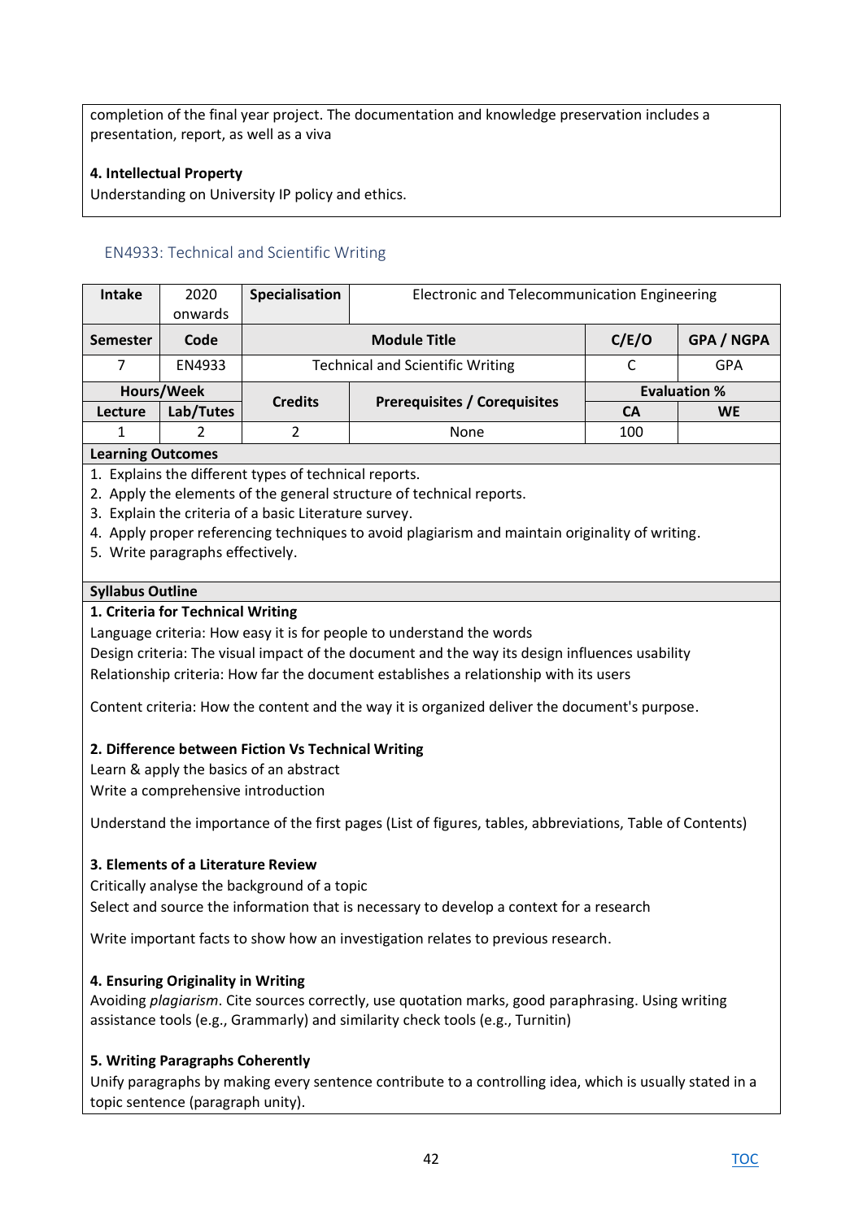completion of the final year project. The documentation and knowledge preservation includes a presentation, report, as well as a viva

**4. Intellectual Property**
Understanding on University IP policy and ethics.

## EN4933: Technical and Scientific Writing

| Intake | 2020 onwards | Specialisation | Electronic and Telecommunication Engineering | | |
|---|---|---|---|---|---|
| **Semester** | **Code** | **Module Title** | | **C/E/O** | **GPA / NGPA** |
| 7 | EN4933 | Technical and Scientific Writing | | C | GPA |
| **Hours/Week** | | **Credits** | **Prerequisites / Corequisites** | **Evaluation %** | |
| **Lecture** | **Lab/Tutes** | | | **CA** | **WE** |
| 1 | 2 | 2 | None | 100 | |

**Learning Outcomes**

1. Explains the different types of technical reports.
2. Apply the elements of the general structure of technical reports.
3. Explain the criteria of a basic Literature survey.
4. Apply proper referencing techniques to avoid plagiarism and maintain originality of writing.
5. Write paragraphs effectively.

**Syllabus Outline**

**1. Criteria for Technical Writing**
Language criteria: How easy it is for people to understand the words
Design criteria: The visual impact of the document and the way its design influences usability
Relationship criteria: How far the document establishes a relationship with its users

Content criteria: How the content and the way it is organized deliver the document's purpose.

**2. Difference between Fiction Vs Technical Writing**
Learn & apply the basics of an abstract
Write a comprehensive introduction

Understand the importance of the first pages (List of figures, tables, abbreviations, Table of Contents)

**3. Elements of a Literature Review**
Critically analyse the background of a topic
Select and source the information that is necessary to develop a context for a research

Write important facts to show how an investigation relates to previous research.

**4. Ensuring Originality in Writing**
Avoiding *plagiarism*. Cite sources correctly, use quotation marks, good paraphrasing. Using writing assistance tools (e.g., Grammarly) and similarity check tools (e.g., Turnitin)

**5. Writing Paragraphs Coherently**
Unify paragraphs by making every sentence contribute to a controlling idea, which is usually stated in a topic sentence (paragraph unity).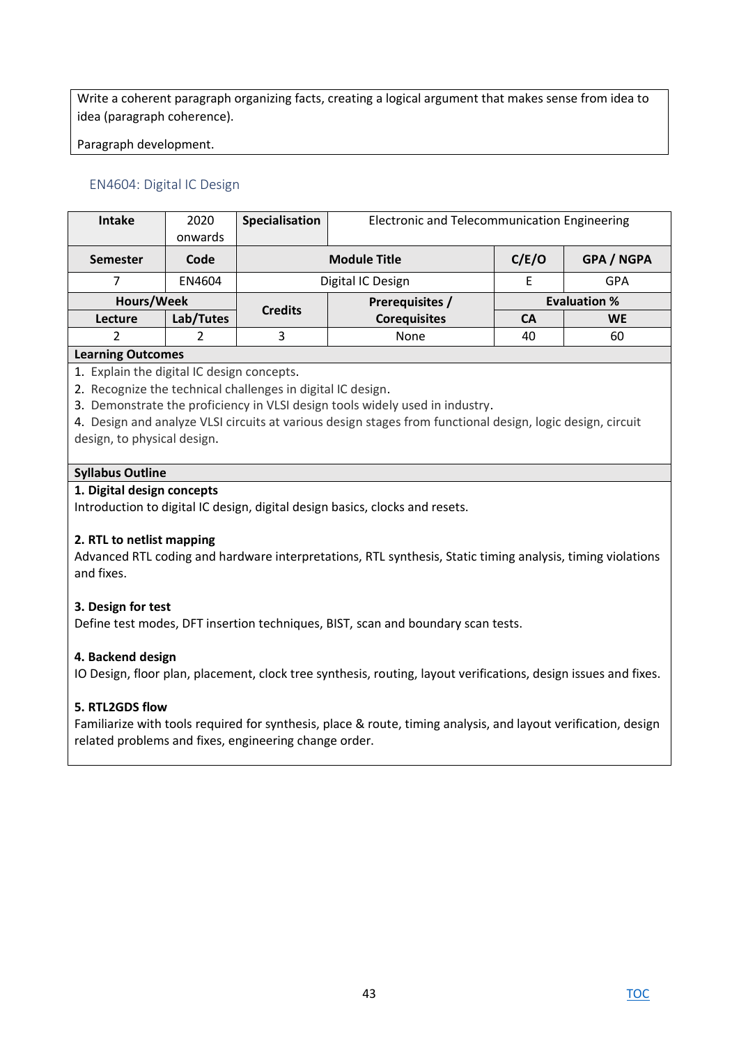| Write a coherent paragraph organizing facts, creating a logical argument that makes sense from idea to idea (paragraph coherence). Paragraph development. |
|---|

### EN4604: Digital IC Design

| Intake | 2020 onwards | Specialisation | Electronic and Telecommunication Engineering | | |
|---|---|---|---|---|---|
| **Semester** | **Code** | **Module Title** | | **C/E/O** | **GPA / NGPA** |
| 7 | EN4604 | Digital IC Design | | E | GPA |
| **Hours/Week** | | **Credits** | **Prerequisites / Corequisites** | **Evaluation %** | |
| **Lecture** | **Lab/Tutes** | | | **CA** | **WE** |
| 2 | 2 | 3 | None | 40 | 60 |

**Learning Outcomes**

1. Explain the digital IC design concepts.
2. Recognize the technical challenges in digital IC design.
3. Demonstrate the proficiency in VLSI design tools widely used in industry.
4. Design and analyze VLSI circuits at various design stages from functional design, logic design, circuit design, to physical design.

**Syllabus Outline**

**1. Digital design concepts**
Introduction to digital IC design, digital design basics, clocks and resets.

**2. RTL to netlist mapping**
Advanced RTL coding and hardware interpretations, RTL synthesis, Static timing analysis, timing violations and fixes.

**3. Design for test**
Define test modes, DFT insertion techniques, BIST, scan and boundary scan tests.

**4. Backend design**
IO Design, floor plan, placement, clock tree synthesis, routing, layout verifications, design issues and fixes.

**5. RTL2GDS flow**
Familiarize with tools required for synthesis, place & route, timing analysis, and layout verification, design related problems and fixes, engineering change order.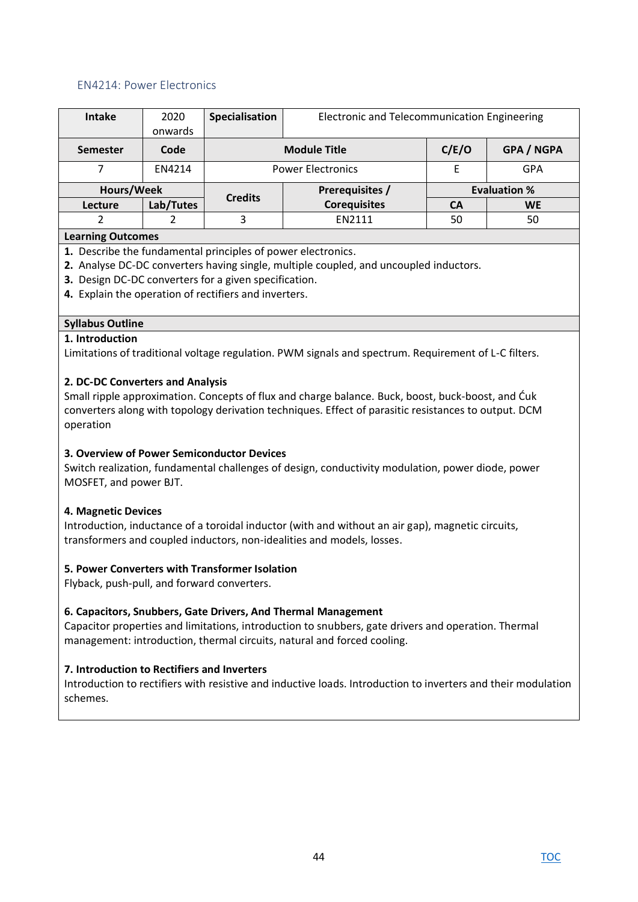## EN4214: Power Electronics

| Intake | 2020 onwards | Specialisation | Electronic and Telecommunication Engineering | | |
|---|---|---|---|---|---|
| **Semester** | **Code** | **Module Title** | | **C/E/O** | **GPA / NGPA** |
| 7 | EN4214 | Power Electronics | | E | GPA |
| **Hours/Week** | | **Credits** | **Prerequisites / Corequisites** | **Evaluation %** | |
| **Lecture** | **Lab/Tutes** | | | **CA** | **WE** |
| 2 | 2 | 3 | EN2111 | 50 | 50 |

**Learning Outcomes**

1. Describe the fundamental principles of power electronics.
2. Analyse DC-DC converters having single, multiple coupled, and uncoupled inductors.
3. Design DC-DC converters for a given specification.
4. Explain the operation of rectifiers and inverters.

**Syllabus Outline**

**1. Introduction**

Limitations of traditional voltage regulation. PWM signals and spectrum. Requirement of L-C filters.

**2. DC-DC Converters and Analysis**

Small ripple approximation. Concepts of flux and charge balance. Buck, boost, buck-boost, and Ćuk converters along with topology derivation techniques. Effect of parasitic resistances to output. DCM operation

**3. Overview of Power Semiconductor Devices**

Switch realization, fundamental challenges of design, conductivity modulation, power diode, power MOSFET, and power BJT.

**4. Magnetic Devices**

Introduction, inductance of a toroidal inductor (with and without an air gap), magnetic circuits, transformers and coupled inductors, non-idealities and models, losses.

**5. Power Converters with Transformer Isolation**

Flyback, push-pull, and forward converters.

**6. Capacitors, Snubbers, Gate Drivers, And Thermal Management**

Capacitor properties and limitations, introduction to snubbers, gate drivers and operation. Thermal management: introduction, thermal circuits, natural and forced cooling.

**7. Introduction to Rectifiers and Inverters**

Introduction to rectifiers with resistive and inductive loads. Introduction to inverters and their modulation schemes.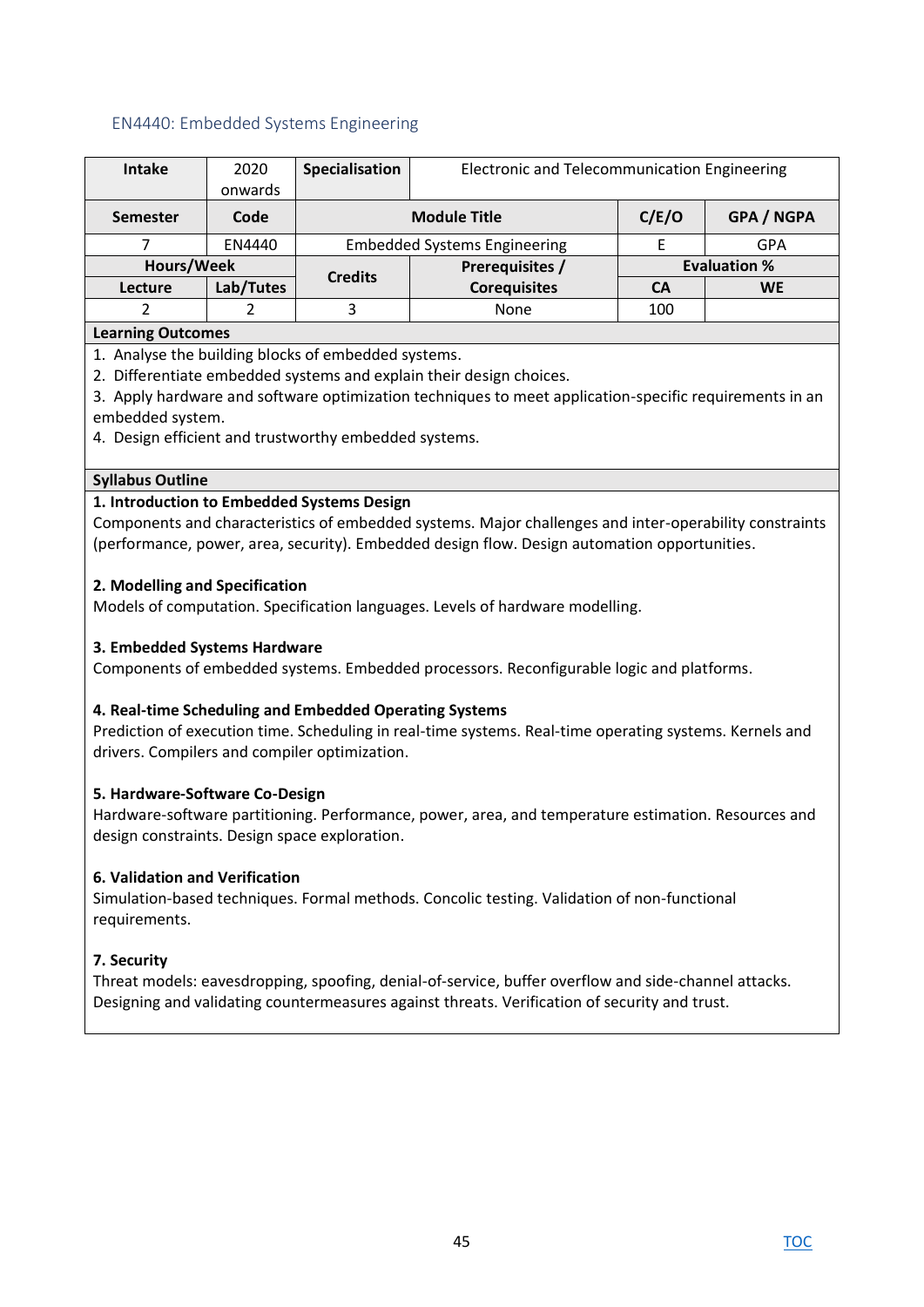## EN4440: Embedded Systems Engineering

| Intake | 2020 onwards | Specialisation | Electronic and Telecommunication Engineering | | |
|---|---|---|---|---|---|
| **Semester** | **Code** | **Module Title** | | **C/E/O** | **GPA / NGPA** |
| 7 | EN4440 | Embedded Systems Engineering | | E | GPA |
| **Hours/Week** | | **Credits** | **Prerequisites / Corequisites** | **Evaluation %** | |
| **Lecture** | **Lab/Tutes** | | | **CA** | **WE** |
| 2 | 2 | 3 | None | 100 | |

**Learning Outcomes**

1. Analyse the building blocks of embedded systems.
2. Differentiate embedded systems and explain their design choices.
3. Apply hardware and software optimization techniques to meet application-specific requirements in an embedded system.
4. Design efficient and trustworthy embedded systems.

**Syllabus Outline**

**1. Introduction to Embedded Systems Design**

Components and characteristics of embedded systems. Major challenges and inter-operability constraints (performance, power, area, security). Embedded design flow. Design automation opportunities.

**2. Modelling and Specification**

Models of computation. Specification languages. Levels of hardware modelling.

**3. Embedded Systems Hardware**

Components of embedded systems. Embedded processors. Reconfigurable logic and platforms.

**4. Real-time Scheduling and Embedded Operating Systems**

Prediction of execution time. Scheduling in real-time systems. Real-time operating systems. Kernels and drivers. Compilers and compiler optimization.

**5. Hardware-Software Co-Design**

Hardware-software partitioning. Performance, power, area, and temperature estimation. Resources and design constraints. Design space exploration.

**6. Validation and Verification**

Simulation-based techniques. Formal methods. Concolic testing. Validation of non-functional requirements.

**7. Security**

Threat models: eavesdropping, spoofing, denial-of-service, buffer overflow and side-channel attacks. Designing and validating countermeasures against threats. Verification of security and trust.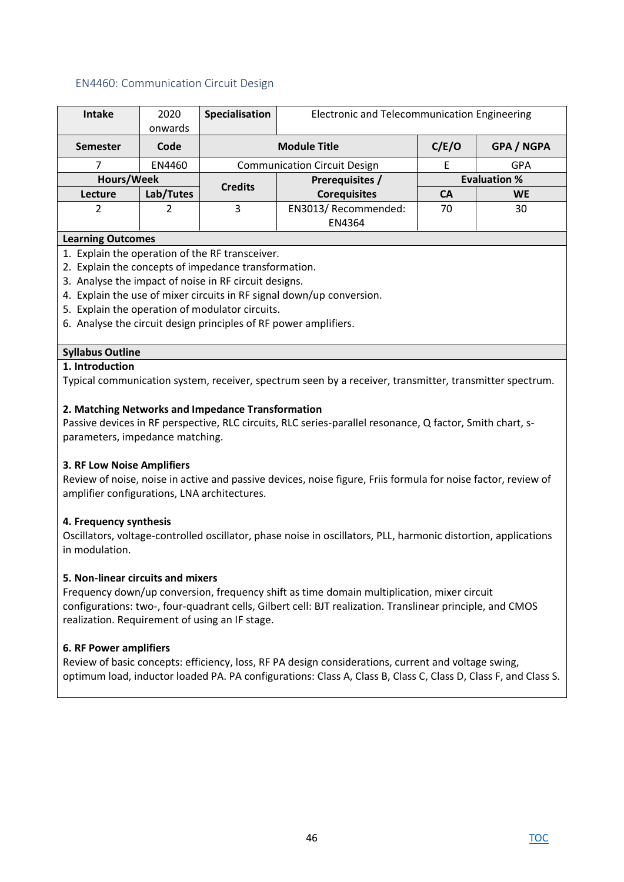## EN4460: Communication Circuit Design

| Intake | 2020 onwards | Specialisation | Electronic and Telecommunication Engineering | | |
|---|---|---|---|---|---|
| **Semester** | **Code** | **Module Title** | | **C/E/O** | **GPA / NGPA** |
| 7 | EN4460 | Communication Circuit Design | | E | GPA |
| **Hours/Week** | | **Credits** | **Prerequisites / Corequisites** | **Evaluation %** | |
| **Lecture** | **Lab/Tutes** | | | **CA** | **WE** |
| 2 | 2 | 3 | EN3013/ Recommended: EN4364 | 70 | 30 |

**Learning Outcomes**

1. Explain the operation of the RF transceiver.
2. Explain the concepts of impedance transformation.
3. Analyse the impact of noise in RF circuit designs.
4. Explain the use of mixer circuits in RF signal down/up conversion.
5. Explain the operation of modulator circuits.
6. Analyse the circuit design principles of RF power amplifiers.

**Syllabus Outline**

**1. Introduction**

Typical communication system, receiver, spectrum seen by a receiver, transmitter, transmitter spectrum.

**2. Matching Networks and Impedance Transformation**

Passive devices in RF perspective, RLC circuits, RLC series-parallel resonance, Q factor, Smith chart, s-parameters, impedance matching.

**3. RF Low Noise Amplifiers**

Review of noise, noise in active and passive devices, noise figure, Friis formula for noise factor, review of amplifier configurations, LNA architectures.

**4. Frequency synthesis**

Oscillators, voltage-controlled oscillator, phase noise in oscillators, PLL, harmonic distortion, applications in modulation.

**5. Non-linear circuits and mixers**

Frequency down/up conversion, frequency shift as time domain multiplication, mixer circuit configurations: two-, four-quadrant cells, Gilbert cell: BJT realization. Translinear principle, and CMOS realization. Requirement of using an IF stage.

**6. RF Power amplifiers**

Review of basic concepts: efficiency, loss, RF PA design considerations, current and voltage swing, optimum load, inductor loaded PA. PA configurations: Class A, Class B, Class C, Class D, Class F, and Class S.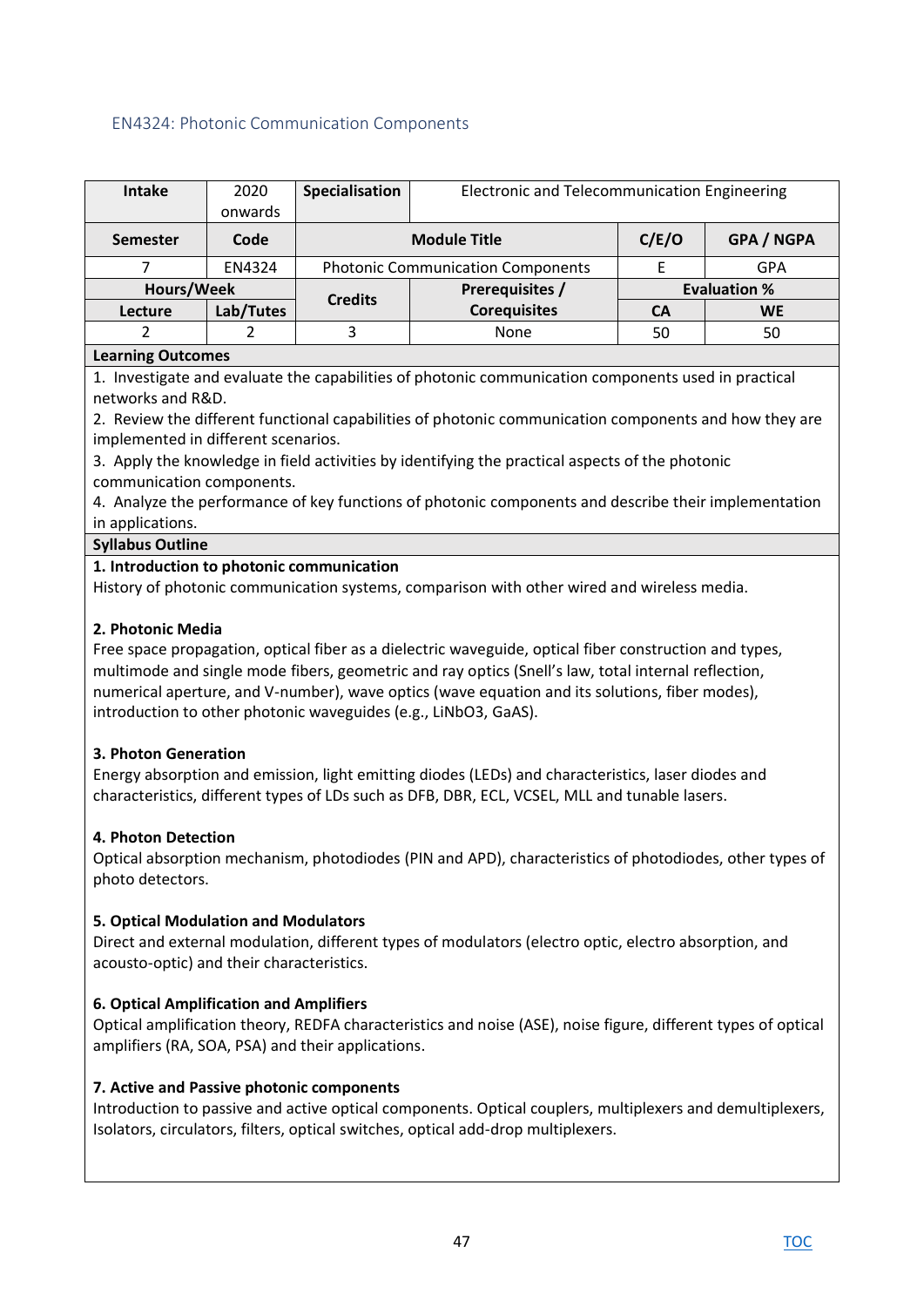## EN4324: Photonic Communication Components

| Intake | 2020 onwards | Specialisation | Electronic and Telecommunication Engineering | | |
|---|---|---|---|---|---|
| **Semester** | **Code** | **Module Title** | | **C/E/O** | **GPA / NGPA** |
| 7 | EN4324 | Photonic Communication Components | | E | GPA |
| **Hours/Week** | | **Credits** | **Prerequisites / Corequisites** | **Evaluation %** | |
| **Lecture** | **Lab/Tutes** | | | **CA** | **WE** |
| 2 | 2 | 3 | None | 50 | 50 |

**Learning Outcomes**

1. Investigate and evaluate the capabilities of photonic communication components used in practical networks and R&D.
2. Review the different functional capabilities of photonic communication components and how they are implemented in different scenarios.
3. Apply the knowledge in field activities by identifying the practical aspects of the photonic communication components.
4. Analyze the performance of key functions of photonic components and describe their implementation in applications.

**Syllabus Outline**

**1. Introduction to photonic communication**

History of photonic communication systems, comparison with other wired and wireless media.

**2. Photonic Media**

Free space propagation, optical fiber as a dielectric waveguide, optical fiber construction and types, multimode and single mode fibers, geometric and ray optics (Snell's law, total internal reflection, numerical aperture, and V-number), wave optics (wave equation and its solutions, fiber modes), introduction to other photonic waveguides (e.g., $LiNbO_3$, GaAs).

**3. Photon Generation**

Energy absorption and emission, light emitting diodes (LEDs) and characteristics, laser diodes and characteristics, different types of LDs such as DFB, DBR, ECL, VCSEL, MLL and tunable lasers.

**4. Photon Detection**

Optical absorption mechanism, photodiodes (PIN and APD), characteristics of photodiodes, other types of photo detectors.

**5. Optical Modulation and Modulators**

Direct and external modulation, different types of modulators (electro optic, electro absorption, and acousto-optic) and their characteristics.

**6. Optical Amplification and Amplifiers**

Optical amplification theory, REDFA characteristics and noise (ASE), noise figure, different types of optical amplifiers (RA, SOA, PSA) and their applications.

**7. Active and Passive photonic components**

Introduction to passive and active optical components. Optical couplers, multiplexers and demultiplexers, Isolators, circulators, filters, optical switches, optical add-drop multiplexers.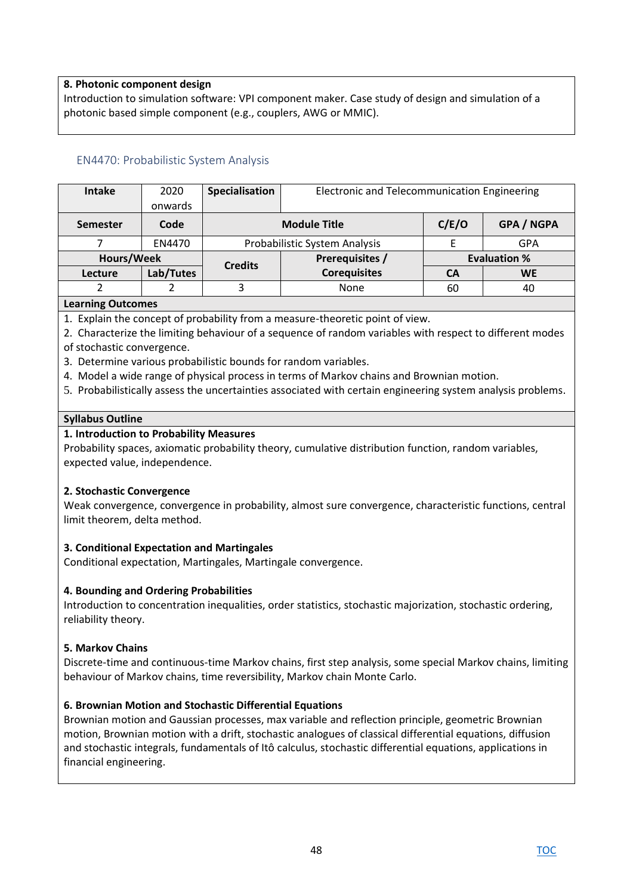**8. Photonic component design**
Introduction to simulation software: VPI component maker. Case study of design and simulation of a photonic based simple component (e.g., couplers, AWG or MMIC).

## EN4470: Probabilistic System Analysis

| Intake | 2020 onwards | Specialisation | Electronic and Telecommunication Engineering | | |
|---|---|---|---|---|---|
| **Semester** | **Code** | **Module Title** | | **C/E/O** | **GPA / NGPA** |
| 7 | EN4470 | Probabilistic System Analysis | | E | GPA |
| **Hours/Week** | | **Credits** | **Prerequisites / Corequisites** | **Evaluation %** | |
| **Lecture** | **Lab/Tutes** | | | **CA** | **WE** |
| 2 | 2 | 3 | None | 60 | 40 |

**Learning Outcomes**

1. Explain the concept of probability from a measure-theoretic point of view.
2. Characterize the limiting behaviour of a sequence of random variables with respect to different modes of stochastic convergence.
3. Determine various probabilistic bounds for random variables.
4. Model a wide range of physical process in terms of Markov chains and Brownian motion.
5. Probabilistically assess the uncertainties associated with certain engineering system analysis problems.

**Syllabus Outline**

**1. Introduction to Probability Measures**
Probability spaces, axiomatic probability theory, cumulative distribution function, random variables, expected value, independence.

**2. Stochastic Convergence**
Weak convergence, convergence in probability, almost sure convergence, characteristic functions, central limit theorem, delta method.

**3. Conditional Expectation and Martingales**
Conditional expectation, Martingales, Martingale convergence.

**4. Bounding and Ordering Probabilities**
Introduction to concentration inequalities, order statistics, stochastic majorization, stochastic ordering, reliability theory.

**5. Markov Chains**
Discrete-time and continuous-time Markov chains, first step analysis, some special Markov chains, limiting behaviour of Markov chains, time reversibility, Markov chain Monte Carlo.

**6. Brownian Motion and Stochastic Differential Equations**
Brownian motion and Gaussian processes, max variable and reflection principle, geometric Brownian motion, Brownian motion with a drift, stochastic analogues of classical differential equations, diffusion and stochastic integrals, fundamentals of Itô calculus, stochastic differential equations, applications in financial engineering.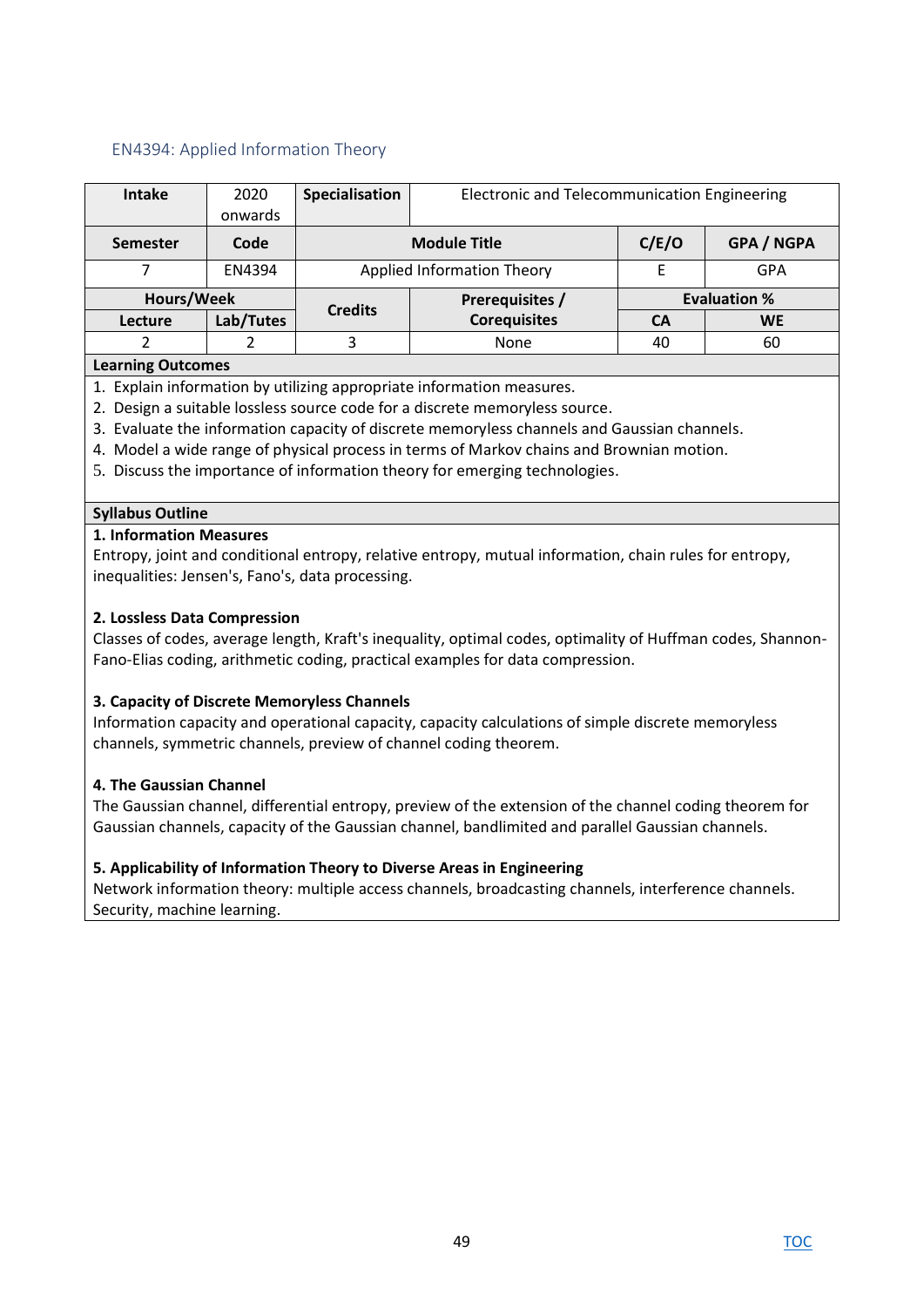## EN4394: Applied Information Theory

| Intake | 2020 onwards | Specialisation | Electronic and Telecommunication Engineering | | |
|---|---|---|---|---|---|
| **Semester** | **Code** | **Module Title** | | **C/E/O** | **GPA / NGPA** |
| 7 | EN4394 | Applied Information Theory | | E | GPA |
| **Hours/Week** | | **Credits** | **Prerequisites / Corequisites** | **Evaluation %** | |
| **Lecture** | **Lab/Tutes** | | | **CA** | **WE** |
| 2 | 2 | 3 | None | 40 | 60 |

**Learning Outcomes**

1. Explain information by utilizing appropriate information measures.
2. Design a suitable lossless source code for a discrete memoryless source.
3. Evaluate the information capacity of discrete memoryless channels and Gaussian channels.
4. Model a wide range of physical process in terms of Markov chains and Brownian motion.
5. Discuss the importance of information theory for emerging technologies.

**Syllabus Outline**

**1. Information Measures**

Entropy, joint and conditional entropy, relative entropy, mutual information, chain rules for entropy, inequalities: Jensen's, Fano's, data processing.

**2. Lossless Data Compression**

Classes of codes, average length, Kraft's inequality, optimal codes, optimality of Huffman codes, Shannon-Fano-Elias coding, arithmetic coding, practical examples for data compression.

**3. Capacity of Discrete Memoryless Channels**

Information capacity and operational capacity, capacity calculations of simple discrete memoryless channels, symmetric channels, preview of channel coding theorem.

**4. The Gaussian Channel**

The Gaussian channel, differential entropy, preview of the extension of the channel coding theorem for Gaussian channels, capacity of the Gaussian channel, bandlimited and parallel Gaussian channels.

**5. Applicability of Information Theory to Diverse Areas in Engineering**

Network information theory: multiple access channels, broadcasting channels, interference channels. Security, machine learning.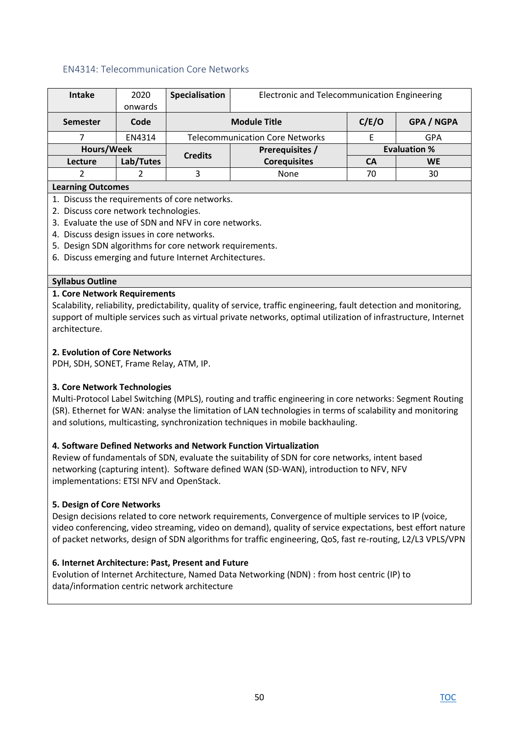## EN4314: Telecommunication Core Networks

| Intake | 2020 onwards | Specialisation | Electronic and Telecommunication Engineering | | |
|---|---|---|---|---|---|
| **Semester** | **Code** | **Module Title** | | **C/E/O** | **GPA / NGPA** |
| 7 | EN4314 | Telecommunication Core Networks | | E | GPA |
| **Hours/Week** | | **Credits** | **Prerequisites / Corequisites** | **Evaluation %** | |
| **Lecture** | **Lab/Tutes** | | | **CA** | **WE** |
| 2 | 2 | 3 | None | 70 | 30 |

**Learning Outcomes**

1. Discuss the requirements of core networks.
2. Discuss core network technologies.
3. Evaluate the use of SDN and NFV in core networks.
4. Discuss design issues in core networks.
5. Design SDN algorithms for core network requirements.
6. Discuss emerging and future Internet Architectures.

**Syllabus Outline**

**1. Core Network Requirements**

Scalability, reliability, predictability, quality of service, traffic engineering, fault detection and monitoring, support of multiple services such as virtual private networks, optimal utilization of infrastructure, Internet architecture.

**2. Evolution of Core Networks**

PDH, SDH, SONET, Frame Relay, ATM, IP.

**3. Core Network Technologies**

Multi-Protocol Label Switching (MPLS), routing and traffic engineering in core networks: Segment Routing (SR). Ethernet for WAN: analyse the limitation of LAN technologies in terms of scalability and monitoring and solutions, multicasting, synchronization techniques in mobile backhauling.

**4. Software Defined Networks and Network Function Virtualization**

Review of fundamentals of SDN, evaluate the suitability of SDN for core networks, intent based networking (capturing intent). Software defined WAN (SD-WAN), introduction to NFV, NFV implementations: ETSI NFV and OpenStack.

**5. Design of Core Networks**

Design decisions related to core network requirements, Convergence of multiple services to IP (voice, video conferencing, video streaming, video on demand), quality of service expectations, best effort nature of packet networks, design of SDN algorithms for traffic engineering, QoS, fast re-routing, L2/L3 VPLS/VPN

**6. Internet Architecture: Past, Present and Future**

Evolution of Internet Architecture, Named Data Networking (NDN) : from host centric (IP) to data/information centric network architecture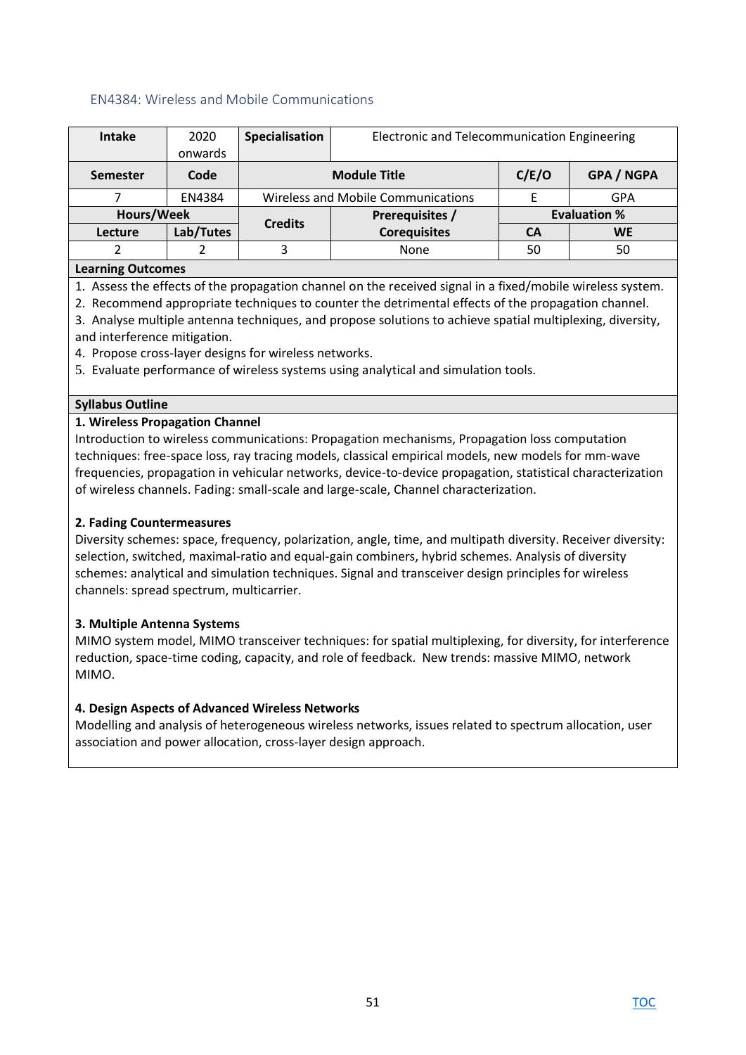## EN4384: Wireless and Mobile Communications

| Intake | 2020 onwards | Specialisation | Electronic and Telecommunication Engineering | | |
|---|---|---|---|---|---|
| **Semester** | **Code** | **Module Title** | | **C/E/O** | **GPA / NGPA** |
| 7 | EN4384 | Wireless and Mobile Communications | | E | GPA |
| **Hours/Week** | | **Credits** | **Prerequisites / Corequisites** | **Evaluation %** | |
| **Lecture** | **Lab/Tutes** | | | **CA** | **WE** |
| 2 | 2 | 3 | None | 50 | 50 |

**Learning Outcomes**

1. Assess the effects of the propagation channel on the received signal in a fixed/mobile wireless system.
2. Recommend appropriate techniques to counter the detrimental effects of the propagation channel.
3. Analyse multiple antenna techniques, and propose solutions to achieve spatial multiplexing, diversity, and interference mitigation.
4. Propose cross-layer designs for wireless networks.
5. Evaluate performance of wireless systems using analytical and simulation tools.

**Syllabus Outline**

**1. Wireless Propagation Channel**

Introduction to wireless communications: Propagation mechanisms, Propagation loss computation techniques: free-space loss, ray tracing models, classical empirical models, new models for mm-wave frequencies, propagation in vehicular networks, device-to-device propagation, statistical characterization of wireless channels. Fading: small-scale and large-scale, Channel characterization.

**2. Fading Countermeasures**

Diversity schemes: space, frequency, polarization, angle, time, and multipath diversity. Receiver diversity: selection, switched, maximal-ratio and equal-gain combiners, hybrid schemes. Analysis of diversity schemes: analytical and simulation techniques. Signal and transceiver design principles for wireless channels: spread spectrum, multicarrier.

**3. Multiple Antenna Systems**

MIMO system model, MIMO transceiver techniques: for spatial multiplexing, for diversity, for interference reduction, space-time coding, capacity, and role of feedback. New trends: massive MIMO, network MIMO.

**4. Design Aspects of Advanced Wireless Networks**

Modelling and analysis of heterogeneous wireless networks, issues related to spectrum allocation, user association and power allocation, cross-layer design approach.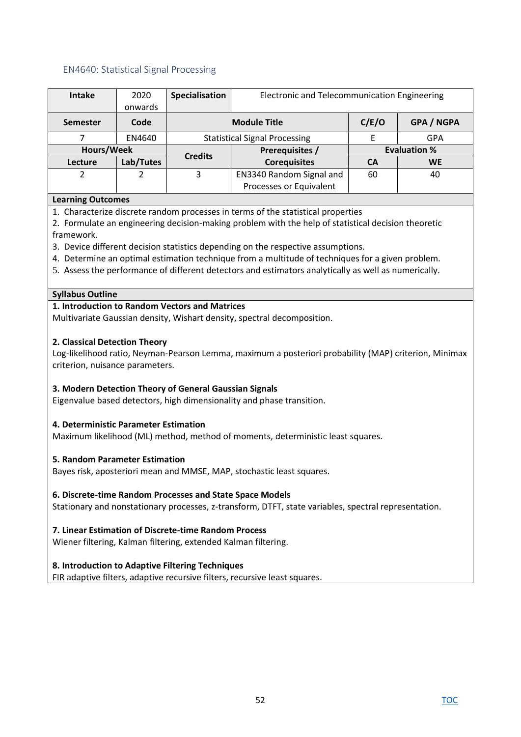## EN4640: Statistical Signal Processing

| Intake | 2020 onwards | Specialisation | Electronic and Telecommunication Engineering | | |
|---|---|---|---|---|---|
| **Semester** | **Code** | **Module Title** | | **C/E/O** | **GPA / NGPA** |
| 7 | EN4640 | Statistical Signal Processing | | E | GPA |
| **Hours/Week** | | **Credits** | **Prerequisites / Corequisites** | **Evaluation %** | |
| **Lecture** | **Lab/Tutes** | | | **CA** | **WE** |
| 2 | 2 | 3 | EN3340 Random Signal and Processes or Equivalent | 60 | 40 |

**Learning Outcomes**

1. Characterize discrete random processes in terms of the statistical properties
2. Formulate an engineering decision-making problem with the help of statistical decision theoretic framework.
3. Device different decision statistics depending on the respective assumptions.
4. Determine an optimal estimation technique from a multitude of techniques for a given problem.
5. Assess the performance of different detectors and estimators analytically as well as numerically.

**Syllabus Outline**

**1. Introduction to Random Vectors and Matrices**
Multivariate Gaussian density, Wishart density, spectral decomposition.

**2. Classical Detection Theory**
Log-likelihood ratio, Neyman-Pearson Lemma, maximum a posteriori probability (MAP) criterion, Minimax criterion, nuisance parameters.

**3. Modern Detection Theory of General Gaussian Signals**
Eigenvalue based detectors, high dimensionality and phase transition.

**4. Deterministic Parameter Estimation**
Maximum likelihood (ML) method, method of moments, deterministic least squares.

**5. Random Parameter Estimation**
Bayes risk, aposteriori mean and MMSE, MAP, stochastic least squares.

**6. Discrete-time Random Processes and State Space Models**
Stationary and nonstationary processes, z-transform, DTFT, state variables, spectral representation.

**7. Linear Estimation of Discrete-time Random Process**
Wiener filtering, Kalman filtering, extended Kalman filtering.

**8. Introduction to Adaptive Filtering Techniques**
FIR adaptive filters, adaptive recursive filters, recursive least squares.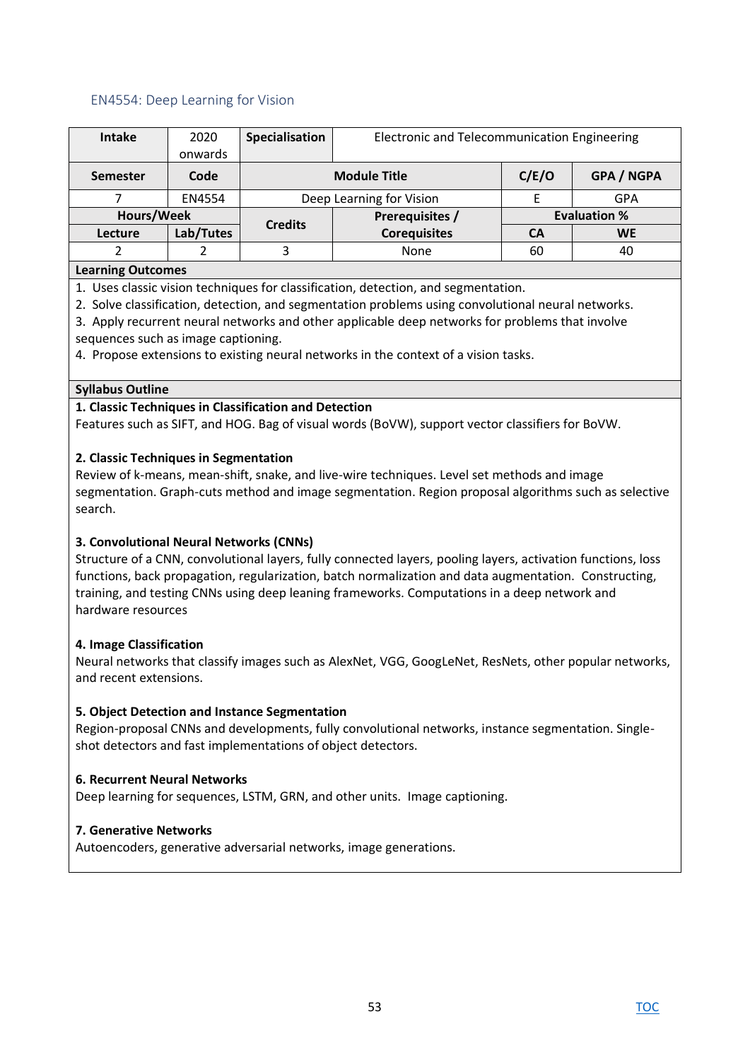## EN4554: Deep Learning for Vision

| Intake | 2020 onwards | Specialisation | Electronic and Telecommunication Engineering | | |
|---|---|---|---|---|---|
| Semester | Code | Module Title | | C/E/O | GPA / NGPA |
| 7 | EN4554 | Deep Learning for Vision | | E | GPA |
| Hours/Week | | Credits | Prerequisites / Corequisites | Evaluation % | |
| Lecture | Lab/Tutes | | | CA | WE |
| 2 | 2 | 3 | None | 60 | 40 |

**Learning Outcomes**

1. Uses classic vision techniques for classification, detection, and segmentation.
2. Solve classification, detection, and segmentation problems using convolutional neural networks.
3. Apply recurrent neural networks and other applicable deep networks for problems that involve sequences such as image captioning.
4. Propose extensions to existing neural networks in the context of a vision tasks.

**Syllabus Outline**

**1. Classic Techniques in Classification and Detection**
Features such as SIFT, and HOG. Bag of visual words (BoVW), support vector classifiers for BoVW.

**2. Classic Techniques in Segmentation**
Review of k-means, mean-shift, snake, and live-wire techniques. Level set methods and image segmentation. Graph-cuts method and image segmentation. Region proposal algorithms such as selective search.

**3. Convolutional Neural Networks (CNNs)**
Structure of a CNN, convolutional layers, fully connected layers, pooling layers, activation functions, loss functions, back propagation, regularization, batch normalization and data augmentation. Constructing, training, and testing CNNs using deep leaning frameworks. Computations in a deep network and hardware resources

**4. Image Classification**
Neural networks that classify images such as AlexNet, VGG, GoogLeNet, ResNets, other popular networks, and recent extensions.

**5. Object Detection and Instance Segmentation**
Region-proposal CNNs and developments, fully convolutional networks, instance segmentation. Single-shot detectors and fast implementations of object detectors.

**6. Recurrent Neural Networks**
Deep learning for sequences, LSTM, GRN, and other units. Image captioning.

**7. Generative Networks**
Autoencoders, generative adversarial networks, image generations.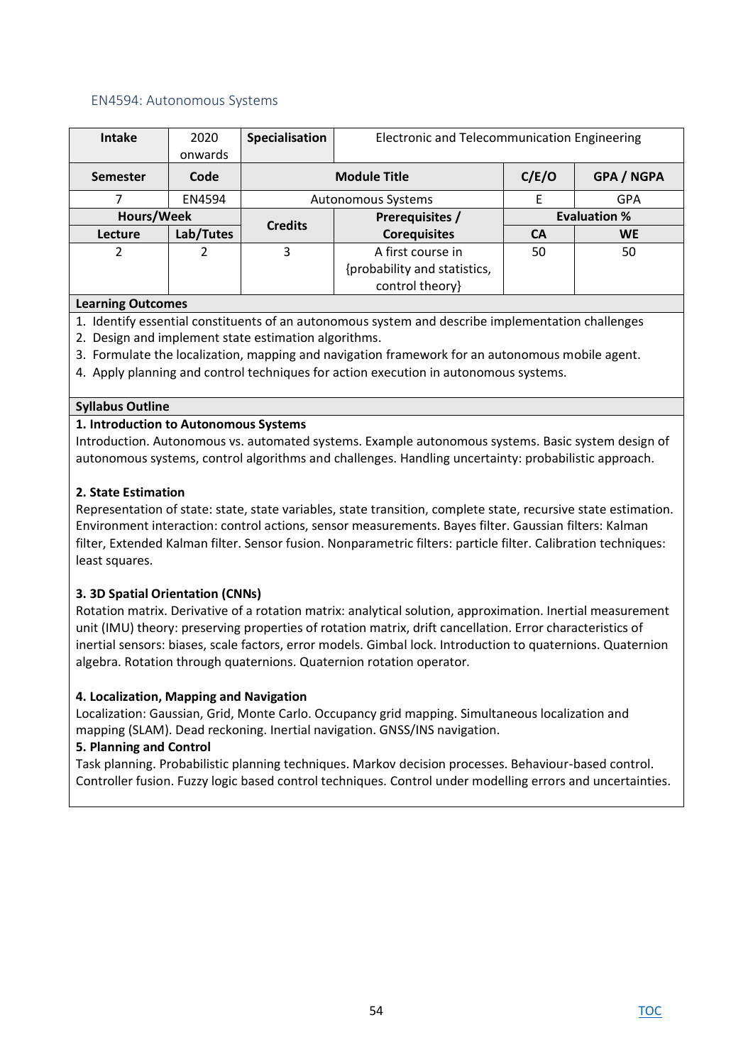### EN4594: Autonomous Systems

| Intake | 2020 onwards | Specialisation | Electronic and Telecommunication Engineering | | |
|---|---|---|---|---|---|
| **Semester** | **Code** | **Module Title** | | **C/E/O** | **GPA / NGPA** |
| 7 | EN4594 | Autonomous Systems | | E | GPA |
| **Hours/Week** | | **Credits** | **Prerequisites / Corequisites** | **Evaluation %** | |
| **Lecture** | **Lab/Tutes** | | | **CA** | **WE** |
| 2 | 2 | 3 | A first course in {probability and statistics, control theory} | 50 | 50 |

**Learning Outcomes**

1. Identify essential constituents of an autonomous system and describe implementation challenges
2. Design and implement state estimation algorithms.
3. Formulate the localization, mapping and navigation framework for an autonomous mobile agent.
4. Apply planning and control techniques for action execution in autonomous systems.

**Syllabus Outline**

**1. Introduction to Autonomous Systems**

Introduction. Autonomous vs. automated systems. Example autonomous systems. Basic system design of autonomous systems, control algorithms and challenges. Handling uncertainty: probabilistic approach.

**2. State Estimation**

Representation of state: state, state variables, state transition, complete state, recursive state estimation. Environment interaction: control actions, sensor measurements. Bayes filter. Gaussian filters: Kalman filter, Extended Kalman filter. Sensor fusion. Nonparametric filters: particle filter. Calibration techniques: least squares.

**3. 3D Spatial Orientation (CNNs)**

Rotation matrix. Derivative of a rotation matrix: analytical solution, approximation. Inertial measurement unit (IMU) theory: preserving properties of rotation matrix, drift cancellation. Error characteristics of inertial sensors: biases, scale factors, error models. Gimbal lock. Introduction to quaternions. Quaternion algebra. Rotation through quaternions. Quaternion rotation operator.

**4. Localization, Mapping and Navigation**

Localization: Gaussian, Grid, Monte Carlo. Occupancy grid mapping. Simultaneous localization and mapping (SLAM). Dead reckoning. Inertial navigation. GNSS/INS navigation.

**5. Planning and Control**

Task planning. Probabilistic planning techniques. Markov decision processes. Behaviour-based control. Controller fusion. Fuzzy logic based control techniques. Control under modelling errors and uncertainties.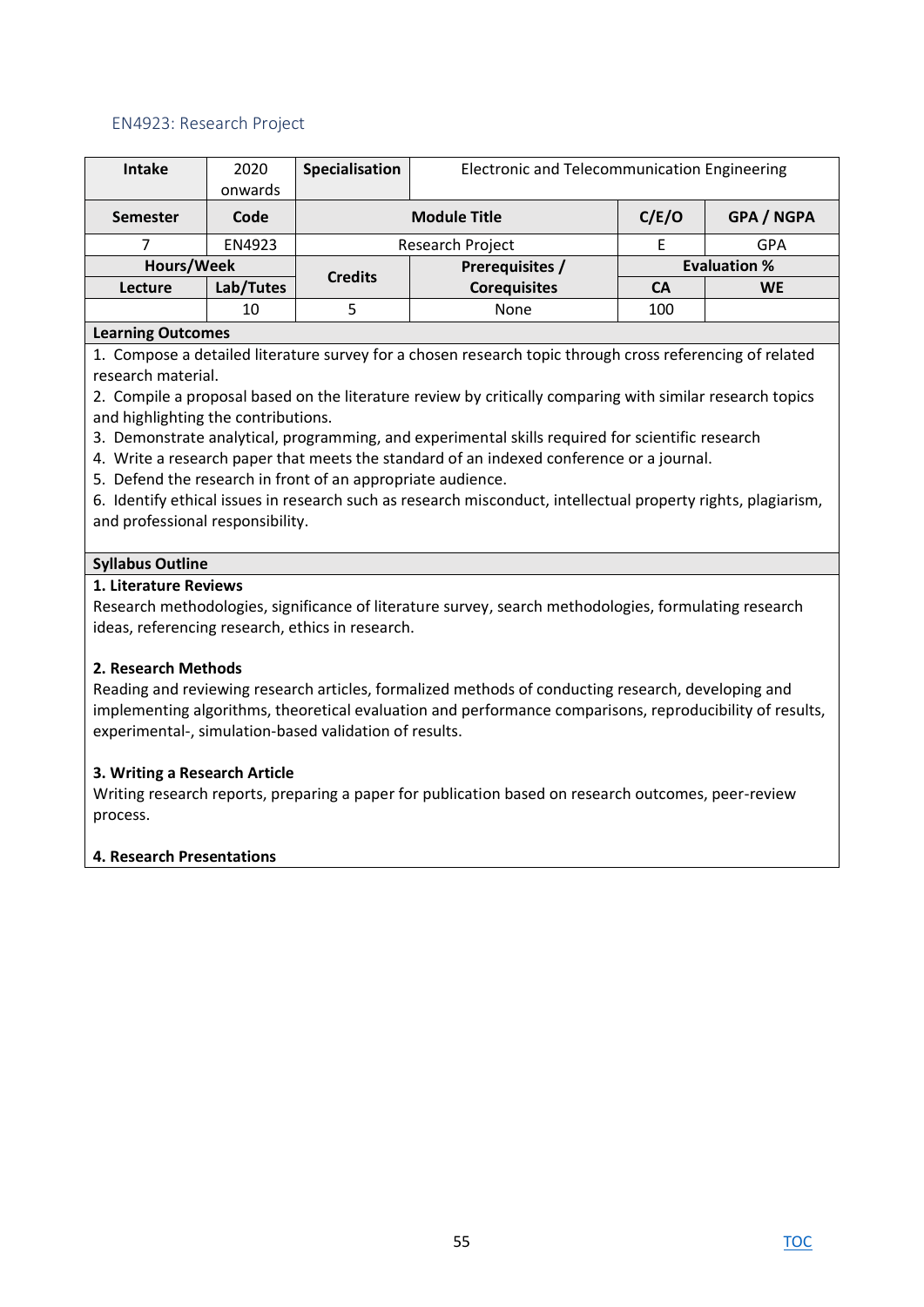## EN4923: Research Project

| Intake | 2020 onwards | Specialisation | Electronic and Telecommunication Engineering | | |
|---|---|---|---|---|---|
| **Semester** | **Code** | **Module Title** | | **C/E/O** | **GPA / NGPA** |
| 7 | EN4923 | Research Project | | E | GPA |
| **Hours/Week** | | **Credits** | **Prerequisites / Corequisites** | **Evaluation %** | |
| **Lecture** | **Lab/Tutes** | | | **CA** | **WE** |
| | 10 | 5 | None | 100 | |

**Learning Outcomes**

1. Compose a detailed literature survey for a chosen research topic through cross referencing of related research material.
2. Compile a proposal based on the literature review by critically comparing with similar research topics and highlighting the contributions.
3. Demonstrate analytical, programming, and experimental skills required for scientific research
4. Write a research paper that meets the standard of an indexed conference or a journal.
5. Defend the research in front of an appropriate audience.
6. Identify ethical issues in research such as research misconduct, intellectual property rights, plagiarism, and professional responsibility.

**Syllabus Outline**

**1. Literature Reviews**

Research methodologies, significance of literature survey, search methodologies, formulating research ideas, referencing research, ethics in research.

**2. Research Methods**

Reading and reviewing research articles, formalized methods of conducting research, developing and implementing algorithms, theoretical evaluation and performance comparisons, reproducibility of results, experimental-, simulation-based validation of results.

**3. Writing a Research Article**

Writing research reports, preparing a paper for publication based on research outcomes, peer-review process.

**4. Research Presentations**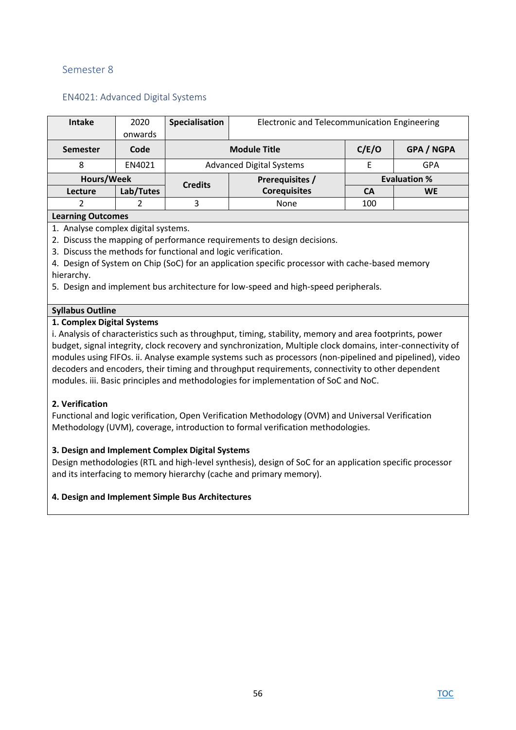## Semester 8

### EN4021: Advanced Digital Systems

| Intake | 2020 onwards | Specialisation | Electronic and Telecommunication Engineering | | |
|---|---|---|---|---|---|
| **Semester** | **Code** | **Module Title** | | **C/E/O** | **GPA / NGPA** |
| 8 | EN4021 | Advanced Digital Systems | | E | GPA |
| **Hours/Week** | | **Credits** | **Prerequisites / Corequisites** | **Evaluation %** | |
| **Lecture** | **Lab/Tutes** | | | **CA** | **WE** |
| 2 | 2 | 3 | None | 100 | |

**Learning Outcomes**

1. Analyse complex digital systems.
2. Discuss the mapping of performance requirements to design decisions.
3. Discuss the methods for functional and logic verification.
4. Design of System on Chip (SoC) for an application specific processor with cache-based memory hierarchy.
5. Design and implement bus architecture for low-speed and high-speed peripherals.

**Syllabus Outline**

**1. Complex Digital Systems**

i. Analysis of characteristics such as throughput, timing, stability, memory and area footprints, power budget, signal integrity, clock recovery and synchronization, Multiple clock domains, inter-connectivity of modules using FIFOs. ii. Analyse example systems such as processors (non-pipelined and pipelined), video decoders and encoders, their timing and throughput requirements, connectivity to other dependent modules. iii. Basic principles and methodologies for implementation of SoC and NoC.

**2. Verification**

Functional and logic verification, Open Verification Methodology (OVM) and Universal Verification Methodology (UVM), coverage, introduction to formal verification methodologies.

**3. Design and Implement Complex Digital Systems**

Design methodologies (RTL and high-level synthesis), design of SoC for an application specific processor and its interfacing to memory hierarchy (cache and primary memory).

**4. Design and Implement Simple Bus Architectures**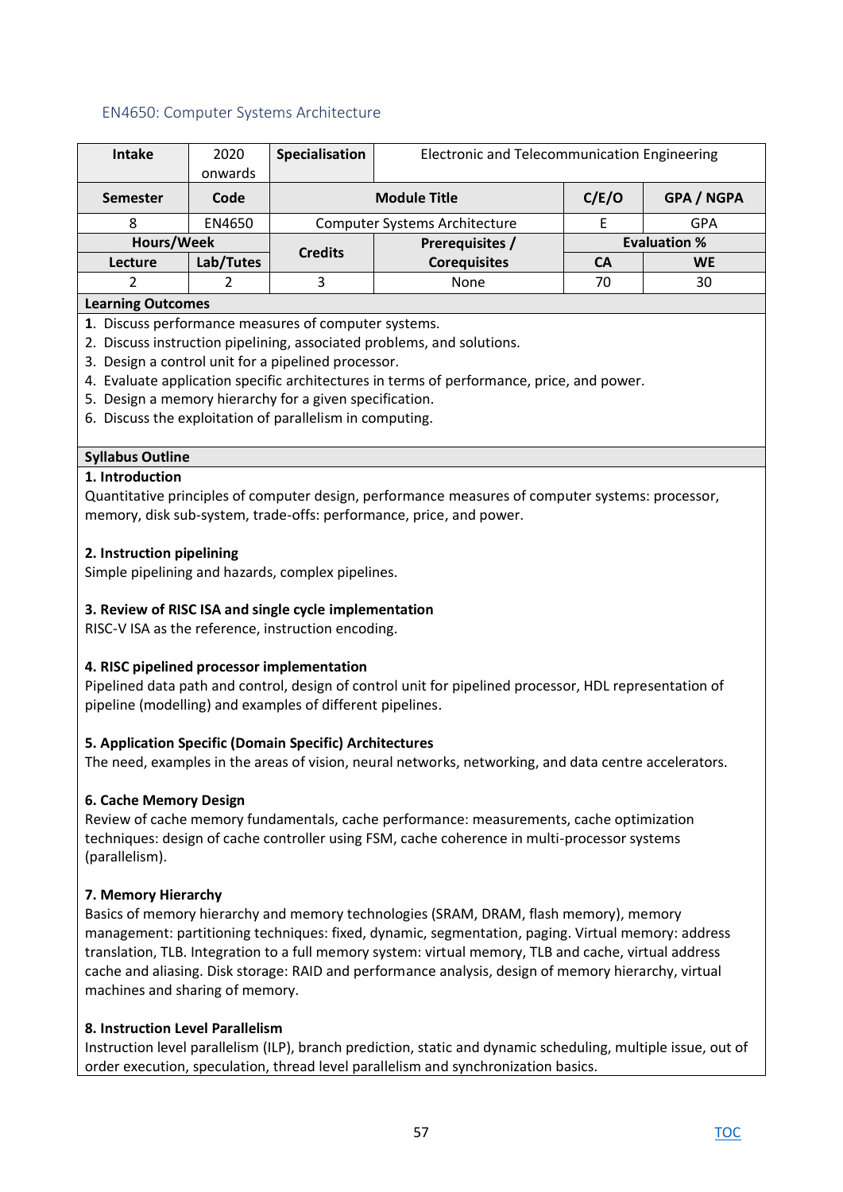## EN4650: Computer Systems Architecture

| Intake | 2020 onwards | Specialisation | Electronic and Telecommunication Engineering | | |
|---|---|---|---|---|---|
| **Semester** | **Code** | **Module Title** | | **C/E/O** | **GPA / NGPA** |
| 8 | EN4650 | Computer Systems Architecture | | E | GPA |
| **Hours/Week** | | **Credits** | **Prerequisites / Corequisites** | **Evaluation %** | |
| **Lecture** | **Lab/Tutes** | | | **CA** | **WE** |
| 2 | 2 | 3 | None | 70 | 30 |

**Learning Outcomes**

1. Discuss performance measures of computer systems.
2. Discuss instruction pipelining, associated problems, and solutions.
3. Design a control unit for a pipelined processor.
4. Evaluate application specific architectures in terms of performance, price, and power.
5. Design a memory hierarchy for a given specification.
6. Discuss the exploitation of parallelism in computing.

**Syllabus Outline**

**1. Introduction**

Quantitative principles of computer design, performance measures of computer systems: processor, memory, disk sub-system, trade-offs: performance, price, and power.

**2. Instruction pipelining**

Simple pipelining and hazards, complex pipelines.

**3. Review of RISC ISA and single cycle implementation**

RISC-V ISA as the reference, instruction encoding.

**4. RISC pipelined processor implementation**

Pipelined data path and control, design of control unit for pipelined processor, HDL representation of pipeline (modelling) and examples of different pipelines.

**5. Application Specific (Domain Specific) Architectures**

The need, examples in the areas of vision, neural networks, networking, and data centre accelerators.

**6. Cache Memory Design**

Review of cache memory fundamentals, cache performance: measurements, cache optimization techniques: design of cache controller using FSM, cache coherence in multi-processor systems (parallelism).

**7. Memory Hierarchy**

Basics of memory hierarchy and memory technologies (SRAM, DRAM, flash memory), memory management: partitioning techniques: fixed, dynamic, segmentation, paging. Virtual memory: address translation, TLB. Integration to a full memory system: virtual memory, TLB and cache, virtual address cache and aliasing. Disk storage: RAID and performance analysis, design of memory hierarchy, virtual machines and sharing of memory.

**8. Instruction Level Parallelism**

Instruction level parallelism (ILP), branch prediction, static and dynamic scheduling, multiple issue, out of order execution, speculation, thread level parallelism and synchronization basics.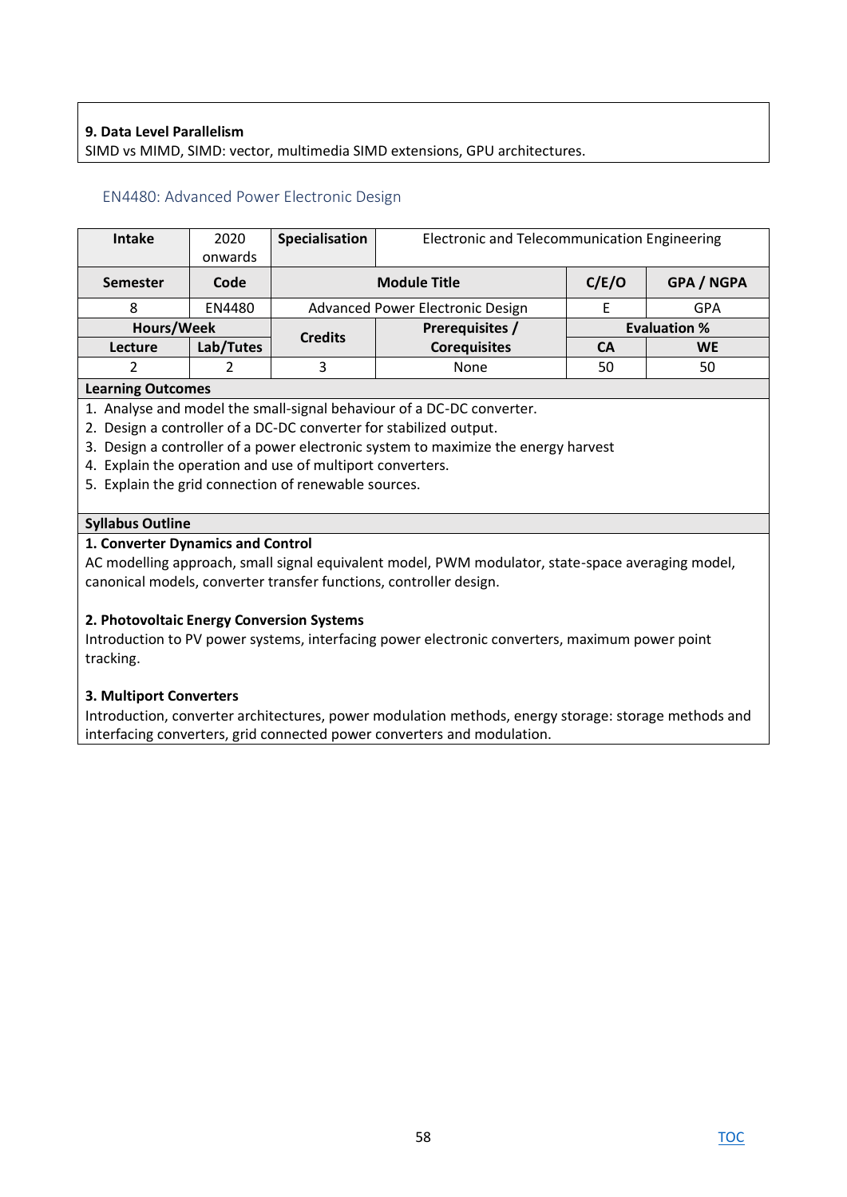**9. Data Level Parallelism**
SIMD vs MIMD, SIMD: vector, multimedia SIMD extensions, GPU architectures.

## EN4480: Advanced Power Electronic Design

| Intake | 2020 onwards | Specialisation | Electronic and Telecommunication Engineering | | |
|---|---|---|---|---|---|
| **Semester** | **Code** | **Module Title** | | **C/E/O** | **GPA / NGPA** |
| 8 | EN4480 | Advanced Power Electronic Design | | E | GPA |
| **Hours/Week** | | **Credits** | **Prerequisites / Corequisites** | **Evaluation %** | |
| **Lecture** | **Lab/Tutes** | | | **CA** | **WE** |
| 2 | 2 | 3 | None | 50 | 50 |

**Learning Outcomes**

1. Analyse and model the small-signal behaviour of a DC-DC converter.
2. Design a controller of a DC-DC converter for stabilized output.
3. Design a controller of a power electronic system to maximize the energy harvest
4. Explain the operation and use of multiport converters.
5. Explain the grid connection of renewable sources.

**Syllabus Outline**

**1. Converter Dynamics and Control**
AC modelling approach, small signal equivalent model, PWM modulator, state-space averaging model, canonical models, converter transfer functions, controller design.

**2. Photovoltaic Energy Conversion Systems**
Introduction to PV power systems, interfacing power electronic converters, maximum power point tracking.

**3. Multiport Converters**
Introduction, converter architectures, power modulation methods, energy storage: storage methods and interfacing converters, grid connected power converters and modulation.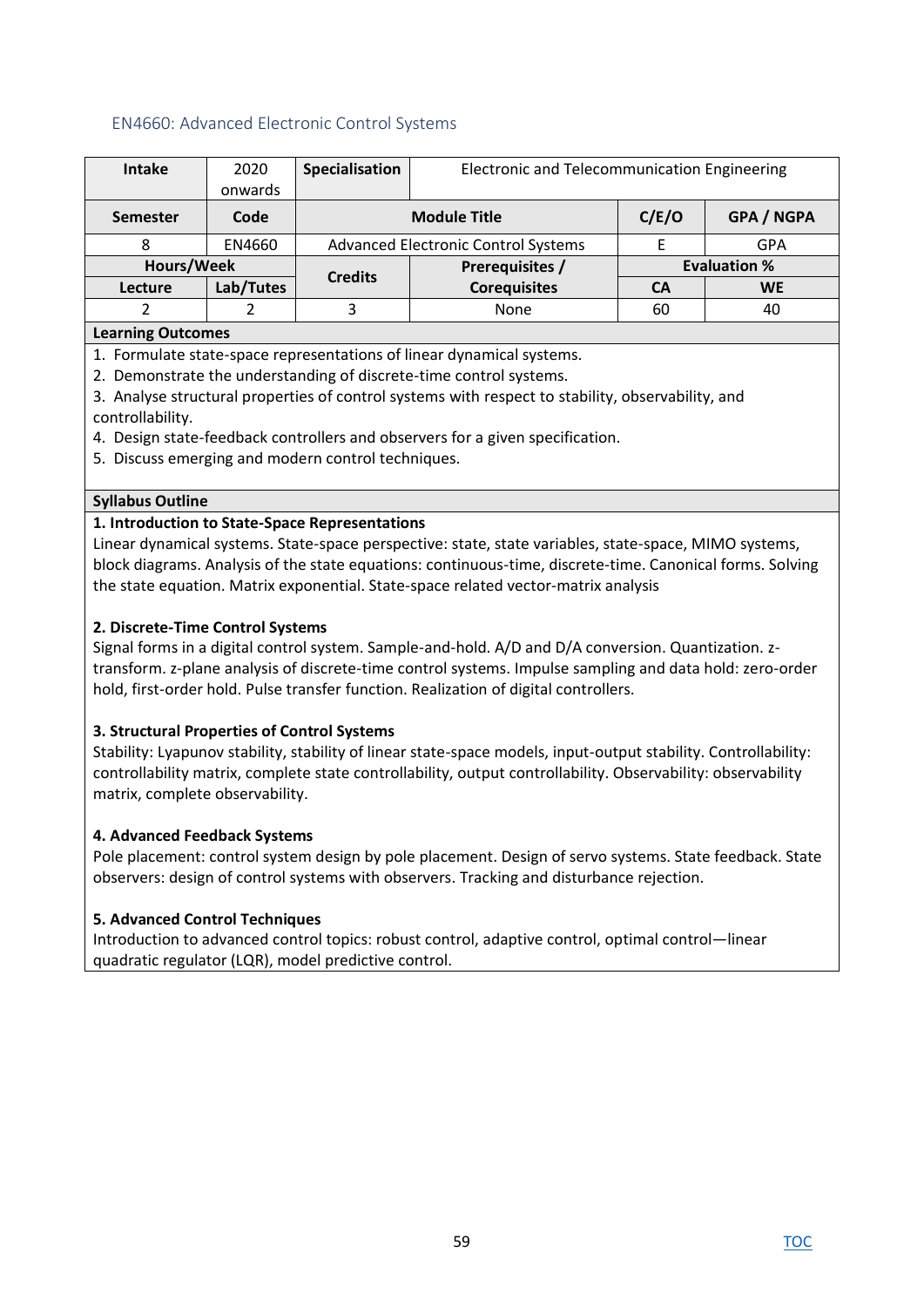## EN4660: Advanced Electronic Control Systems

| Intake | 2020 onwards | Specialisation | Electronic and Telecommunication Engineering | | |
|---|---|---|---|---|---|
| **Semester** | **Code** | **Module Title** | | **C/E/O** | **GPA / NGPA** |
| 8 | EN4660 | Advanced Electronic Control Systems | | E | GPA |
| **Hours/Week** | | **Credits** | **Prerequisites / Corequisites** | **Evaluation %** | |
| **Lecture** | **Lab/Tutes** | | | **CA** | **WE** |
| 2 | 2 | 3 | None | 60 | 40 |

**Learning Outcomes**

1. Formulate state-space representations of linear dynamical systems.
2. Demonstrate the understanding of discrete-time control systems.
3. Analyse structural properties of control systems with respect to stability, observability, and controllability.
4. Design state-feedback controllers and observers for a given specification.
5. Discuss emerging and modern control techniques.

**Syllabus Outline**

**1. Introduction to State-Space Representations**

Linear dynamical systems. State-space perspective: state, state variables, state-space, MIMO systems, block diagrams. Analysis of the state equations: continuous-time, discrete-time. Canonical forms. Solving the state equation. Matrix exponential. State-space related vector-matrix analysis

**2. Discrete-Time Control Systems**

Signal forms in a digital control system. Sample-and-hold. A/D and D/A conversion. Quantization. z-transform. z-plane analysis of discrete-time control systems. Impulse sampling and data hold: zero-order hold, first-order hold. Pulse transfer function. Realization of digital controllers.

**3. Structural Properties of Control Systems**

Stability: Lyapunov stability, stability of linear state-space models, input-output stability. Controllability: controllability matrix, complete state controllability, output controllability. Observability: observability matrix, complete observability.

**4. Advanced Feedback Systems**

Pole placement: control system design by pole placement. Design of servo systems. State feedback. State observers: design of control systems with observers. Tracking and disturbance rejection.

**5. Advanced Control Techniques**

Introduction to advanced control topics: robust control, adaptive control, optimal control—linear quadratic regulator (LQR), model predictive control.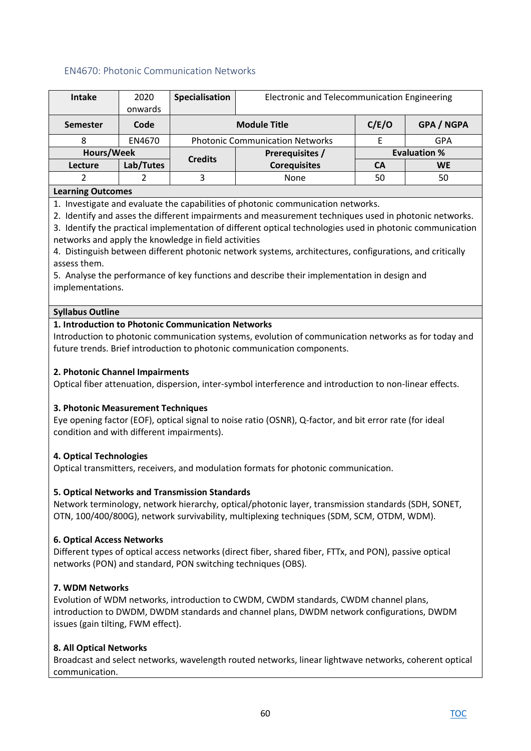## EN4670: Photonic Communication Networks

| Intake | 2020 onwards | Specialisation | Electronic and Telecommunication Engineering | | |
|---|---|---|---|---|---|
| **Semester** | **Code** | **Module Title** | | **C/E/O** | **GPA / NGPA** |
| 8 | EN4670 | Photonic Communication Networks | | E | GPA |
| **Hours/Week** | | **Credits** | **Prerequisites / Corequisites** | **Evaluation %** | |
| **Lecture** | **Lab/Tutes** | | | **CA** | **WE** |
| 2 | 2 | 3 | None | 50 | 50 |

**Learning Outcomes**

1. Investigate and evaluate the capabilities of photonic communication networks.
2. Identify and asses the different impairments and measurement techniques used in photonic networks.
3. Identify the practical implementation of different optical technologies used in photonic communication networks and apply the knowledge in field activities
4. Distinguish between different photonic network systems, architectures, configurations, and critically assess them.
5. Analyse the performance of key functions and describe their implementation in design and implementations.

**Syllabus Outline**

**1. Introduction to Photonic Communication Networks**

Introduction to photonic communication systems, evolution of communication networks as for today and future trends. Brief introduction to photonic communication components.

**2. Photonic Channel Impairments**

Optical fiber attenuation, dispersion, inter-symbol interference and introduction to non-linear effects.

**3. Photonic Measurement Techniques**

Eye opening factor (EOF), optical signal to noise ratio (OSNR), Q-factor, and bit error rate (for ideal condition and with different impairments).

**4. Optical Technologies**

Optical transmitters, receivers, and modulation formats for photonic communication.

**5. Optical Networks and Transmission Standards**

Network terminology, network hierarchy, optical/photonic layer, transmission standards (SDH, SONET, OTN, 100/400/800G), network survivability, multiplexing techniques (SDM, SCM, OTDM, WDM).

**6. Optical Access Networks**

Different types of optical access networks (direct fiber, shared fiber, FTTx, and PON), passive optical networks (PON) and standard, PON switching techniques (OBS).

**7. WDM Networks**

Evolution of WDM networks, introduction to CWDM, CWDM standards, CWDM channel plans, introduction to DWDM, DWDM standards and channel plans, DWDM network configurations, DWDM issues (gain tilting, FWM effect).

**8. All Optical Networks**

Broadcast and select networks, wavelength routed networks, linear lightwave networks, coherent optical communication.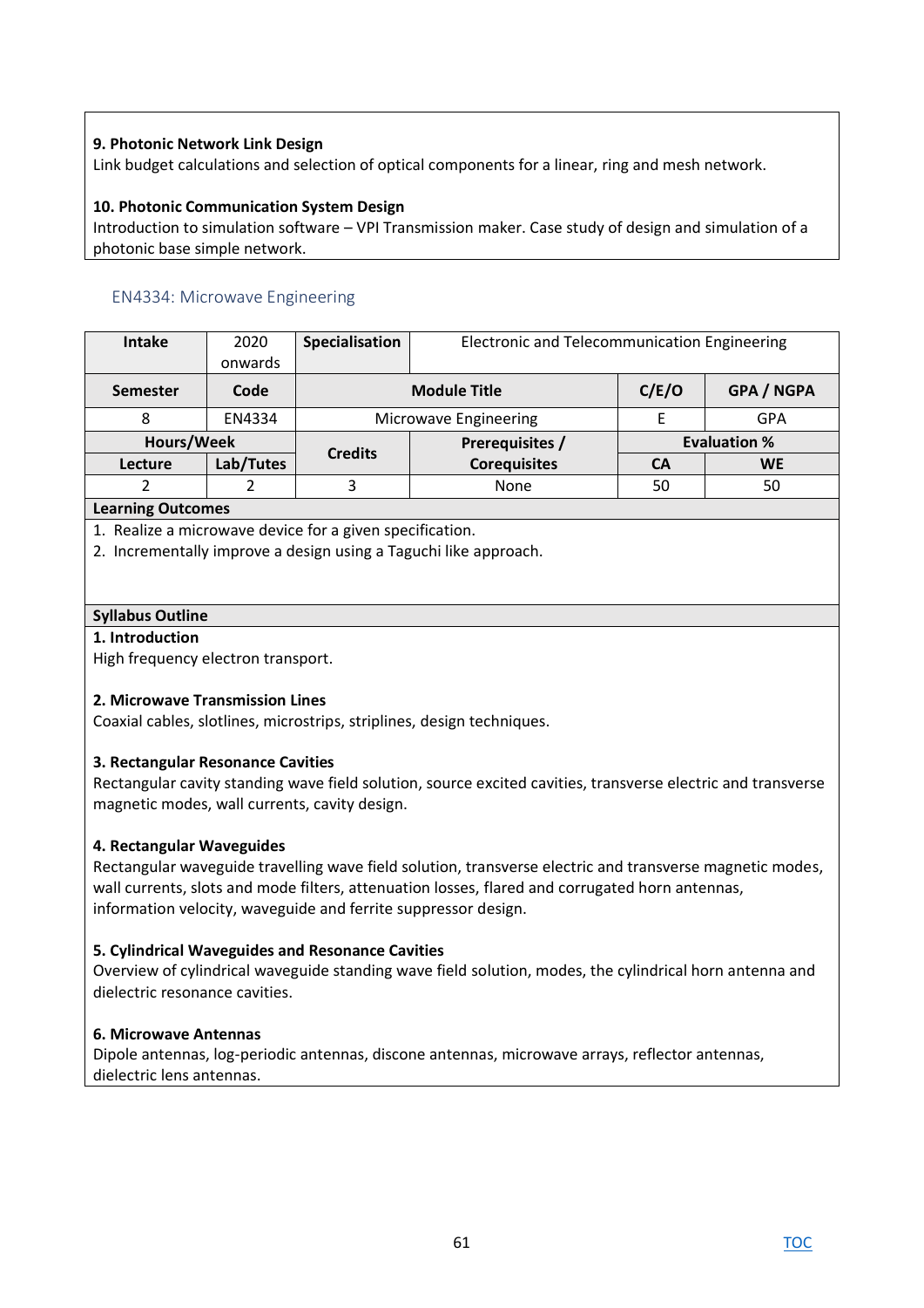**9. Photonic Network Link Design**
Link budget calculations and selection of optical components for a linear, ring and mesh network.

**10. Photonic Communication System Design**
Introduction to simulation software – VPI Transmission maker. Case study of design and simulation of a photonic base simple network.

## EN4334: Microwave Engineering

| **Intake** | 2020 onwards | **Specialisation** | Electronic and Telecommunication Engineering | | |
|---|---|---|---|---|---|
| **Semester** | **Code** | **Module Title** | | **C/E/O** | **GPA / NGPA** |
| 8 | EN4334 | Microwave Engineering | | E | GPA |
| **Hours/Week** | | **Credits** | **Prerequisites / Corequisites** | **Evaluation %** | |
| **Lecture** | **Lab/Tutes** | | | **CA** | **WE** |
| 2 | 2 | 3 | None | 50 | 50 |

**Learning Outcomes**

1. Realize a microwave device for a given specification.
2. Incrementally improve a design using a Taguchi like approach.

**Syllabus Outline**

**1. Introduction**
High frequency electron transport.

**2. Microwave Transmission Lines**
Coaxial cables, slotlines, microstrips, striplines, design techniques.

**3. Rectangular Resonance Cavities**
Rectangular cavity standing wave field solution, source excited cavities, transverse electric and transverse magnetic modes, wall currents, cavity design.

**4. Rectangular Waveguides**
Rectangular waveguide travelling wave field solution, transverse electric and transverse magnetic modes, wall currents, slots and mode filters, attenuation losses, flared and corrugated horn antennas, information velocity, waveguide and ferrite suppressor design.

**5. Cylindrical Waveguides and Resonance Cavities**
Overview of cylindrical waveguide standing wave field solution, modes, the cylindrical horn antenna and dielectric resonance cavities.

**6. Microwave Antennas**
Dipole antennas, log-periodic antennas, discone antennas, microwave arrays, reflector antennas, dielectric lens antennas.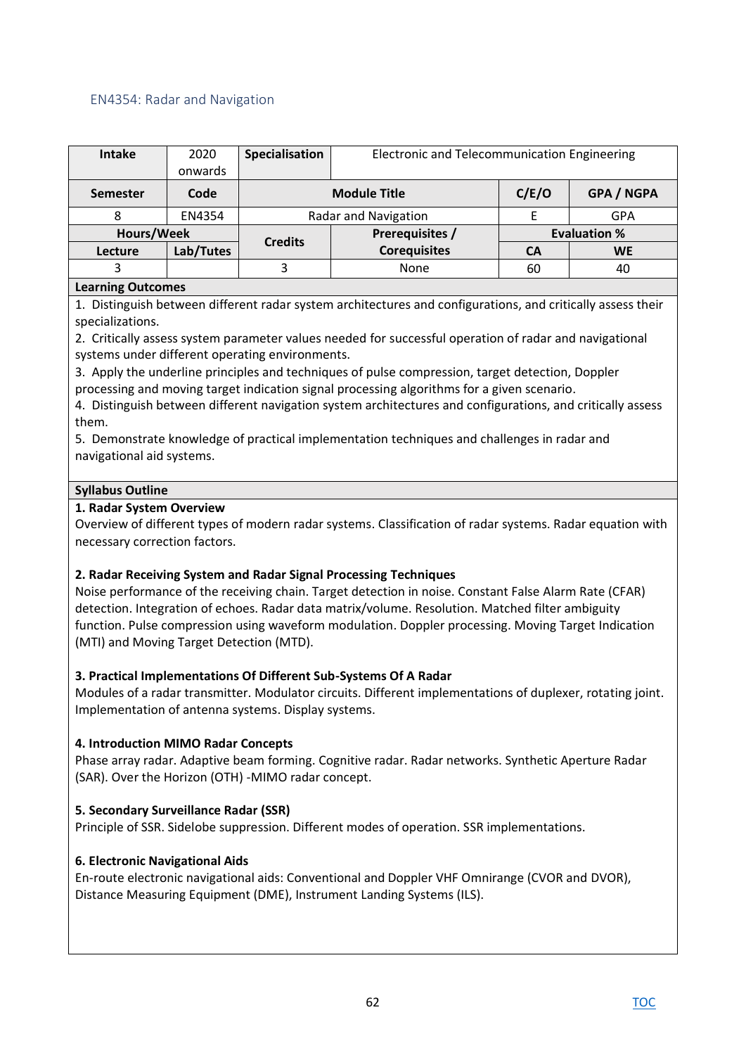## EN4354: Radar and Navigation

| Intake | 2020 onwards | Specialisation | Electronic and Telecommunication Engineering | | |
|---|---|---|---|---|---|
| **Semester** | **Code** | **Module Title** | | **C/E/O** | **GPA / NGPA** |
| 8 | EN4354 | Radar and Navigation | | E | GPA |
| **Hours/Week** | | **Credits** | **Prerequisites / Corequisites** | **Evaluation %** | |
| **Lecture** | **Lab/Tutes** | | | **CA** | **WE** |
| 3 | | 3 | None | 60 | 40 |

**Learning Outcomes**

1. Distinguish between different radar system architectures and configurations, and critically assess their specializations.
2. Critically assess system parameter values needed for successful operation of radar and navigational systems under different operating environments.
3. Apply the underline principles and techniques of pulse compression, target detection, Doppler processing and moving target indication signal processing algorithms for a given scenario.
4. Distinguish between different navigation system architectures and configurations, and critically assess them.
5. Demonstrate knowledge of practical implementation techniques and challenges in radar and navigational aid systems.

**Syllabus Outline**

**1. Radar System Overview**

Overview of different types of modern radar systems. Classification of radar systems. Radar equation with necessary correction factors.

**2. Radar Receiving System and Radar Signal Processing Techniques**

Noise performance of the receiving chain. Target detection in noise. Constant False Alarm Rate (CFAR) detection. Integration of echoes. Radar data matrix/volume. Resolution. Matched filter ambiguity function. Pulse compression using waveform modulation. Doppler processing. Moving Target Indication (MTI) and Moving Target Detection (MTD).

**3. Practical Implementations Of Different Sub-Systems Of A Radar**

Modules of a radar transmitter. Modulator circuits. Different implementations of duplexer, rotating joint. Implementation of antenna systems. Display systems.

**4. Introduction MIMO Radar Concepts**

Phase array radar. Adaptive beam forming. Cognitive radar. Radar networks. Synthetic Aperture Radar (SAR). Over the Horizon (OTH) -MIMO radar concept.

**5. Secondary Surveillance Radar (SSR)**

Principle of SSR. Sidelobe suppression. Different modes of operation. SSR implementations.

**6. Electronic Navigational Aids**

En-route electronic navigational aids: Conventional and Doppler VHF Omnirange (CVOR and DVOR), Distance Measuring Equipment (DME), Instrument Landing Systems (ILS).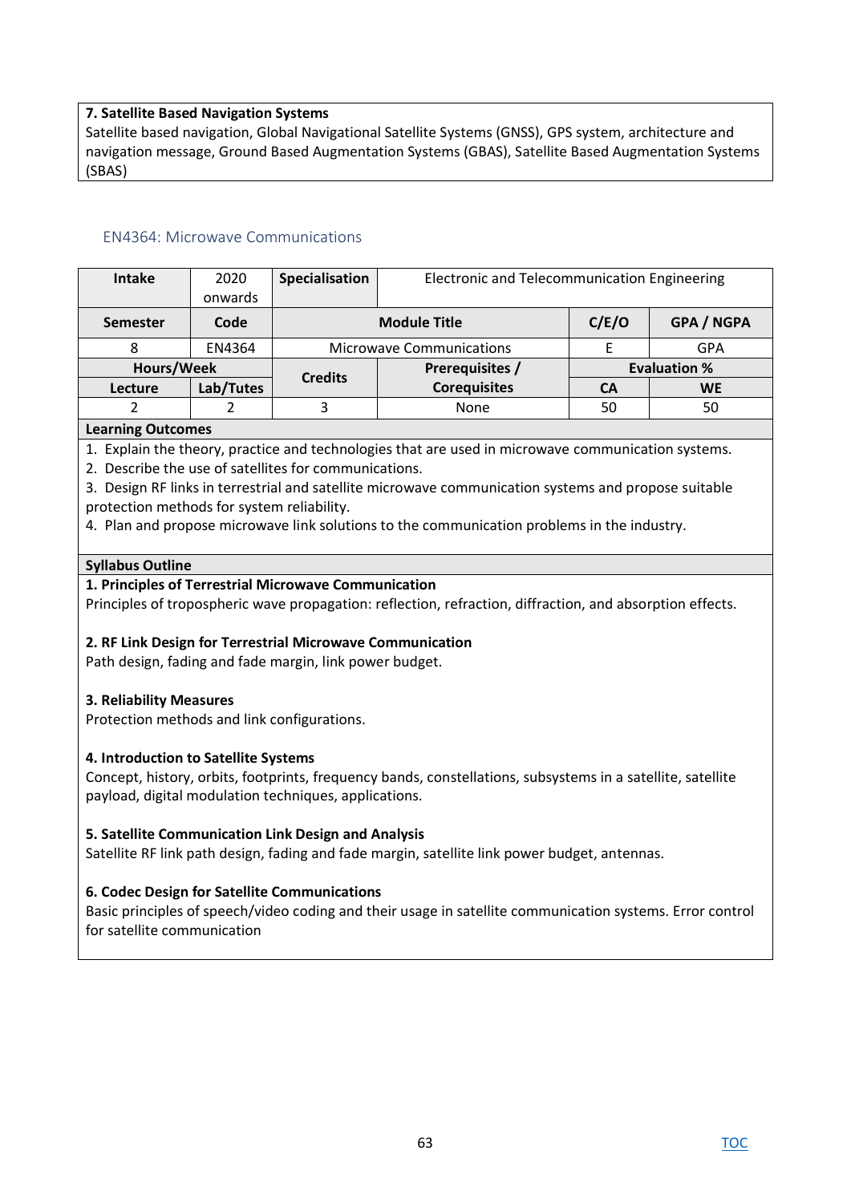**7. Satellite Based Navigation Systems**
Satellite based navigation, Global Navigational Satellite Systems (GNSS), GPS system, architecture and navigation message, Ground Based Augmentation Systems (GBAS), Satellite Based Augmentation Systems (SBAS)

## EN4364: Microwave Communications

| **Intake** | 2020 onwards | **Specialisation** | Electronic and Telecommunication Engineering | | |
|---|---|---|---|---|---|
| **Semester** | **Code** | **Module Title** | | **C/E/O** | **GPA / NGPA** |
| 8 | EN4364 | Microwave Communications | | E | GPA |
| **Hours/Week** | | **Credits** | **Prerequisites / Corequisites** | **Evaluation %** | |
| **Lecture** | **Lab/Tutes** | | | **CA** | **WE** |
| 2 | 2 | 3 | None | 50 | 50 |

**Learning Outcomes**

1. Explain the theory, practice and technologies that are used in microwave communication systems.
2. Describe the use of satellites for communications.
3. Design RF links in terrestrial and satellite microwave communication systems and propose suitable protection methods for system reliability.
4. Plan and propose microwave link solutions to the communication problems in the industry.

**Syllabus Outline**

**1. Principles of Terrestrial Microwave Communication**
Principles of tropospheric wave propagation: reflection, refraction, diffraction, and absorption effects.

**2. RF Link Design for Terrestrial Microwave Communication**
Path design, fading and fade margin, link power budget.

**3. Reliability Measures**
Protection methods and link configurations.

**4. Introduction to Satellite Systems**
Concept, history, orbits, footprints, frequency bands, constellations, subsystems in a satellite, satellite payload, digital modulation techniques, applications.

**5. Satellite Communication Link Design and Analysis**
Satellite RF link path design, fading and fade margin, satellite link power budget, antennas.

**6. Codec Design for Satellite Communications**
Basic principles of speech/video coding and their usage in satellite communication systems. Error control for satellite communication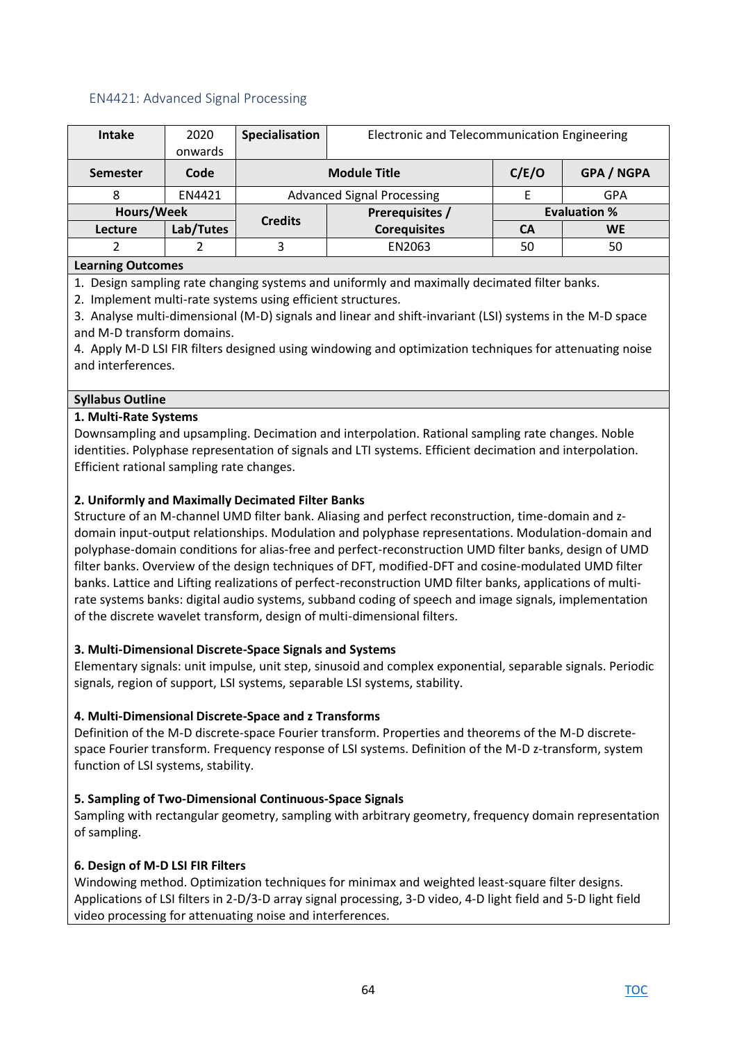## EN4421: Advanced Signal Processing

| Intake | 2020 onwards | Specialisation | Electronic and Telecommunication Engineering | | |
|---|---|---|---|---|---|
| **Semester** | **Code** | **Module Title** | | **C/E/O** | **GPA / NGPA** |
| 8 | EN4421 | Advanced Signal Processing | | E | GPA |
| **Hours/Week** | | **Credits** | **Prerequisites / Corequisites** | **Evaluation %** | |
| **Lecture** | **Lab/Tutes** | | | **CA** | **WE** |
| 2 | 2 | 3 | EN2063 | 50 | 50 |

**Learning Outcomes**

1. Design sampling rate changing systems and uniformly and maximally decimated filter banks.
2. Implement multi-rate systems using efficient structures.
3. Analyse multi-dimensional (M-D) signals and linear and shift-invariant (LSI) systems in the M-D space and M-D transform domains.
4. Apply M-D LSI FIR filters designed using windowing and optimization techniques for attenuating noise and interferences.

**Syllabus Outline**

**1. Multi-Rate Systems**

Downsampling and upsampling. Decimation and interpolation. Rational sampling rate changes. Noble identities. Polyphase representation of signals and LTI systems. Efficient decimation and interpolation. Efficient rational sampling rate changes.

**2. Uniformly and Maximally Decimated Filter Banks**

Structure of an M-channel UMD filter bank. Aliasing and perfect reconstruction, time-domain and z-domain input-output relationships. Modulation and polyphase representations. Modulation-domain and polyphase-domain conditions for alias-free and perfect-reconstruction UMD filter banks, design of UMD filter banks. Overview of the design techniques of DFT, modified-DFT and cosine-modulated UMD filter banks. Lattice and Lifting realizations of perfect-reconstruction UMD filter banks, applications of multi-rate systems banks: digital audio systems, subband coding of speech and image signals, implementation of the discrete wavelet transform, design of multi-dimensional filters.

**3. Multi-Dimensional Discrete-Space Signals and Systems**

Elementary signals: unit impulse, unit step, sinusoid and complex exponential, separable signals. Periodic signals, region of support, LSI systems, separable LSI systems, stability.

**4. Multi-Dimensional Discrete-Space and z Transforms**

Definition of the M-D discrete-space Fourier transform. Properties and theorems of the M-D discrete-space Fourier transform. Frequency response of LSI systems. Definition of the M-D z-transform, system function of LSI systems, stability.

**5. Sampling of Two-Dimensional Continuous-Space Signals**

Sampling with rectangular geometry, sampling with arbitrary geometry, frequency domain representation of sampling.

**6. Design of M-D LSI FIR Filters**

Windowing method. Optimization techniques for minimax and weighted least-square filter designs. Applications of LSI filters in 2-D/3-D array signal processing, 3-D video, 4-D light field and 5-D light field video processing for attenuating noise and interferences.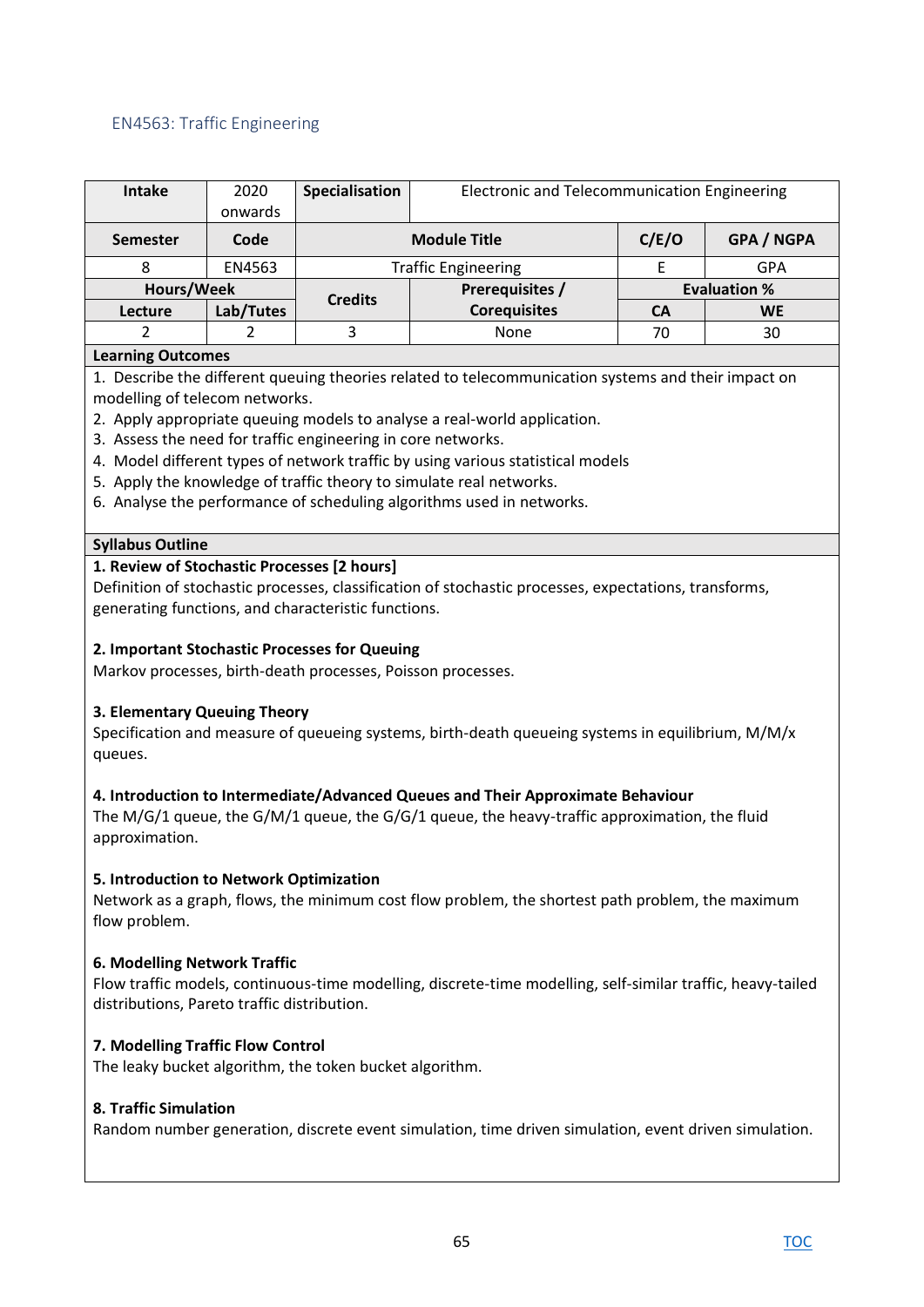## EN4563: Traffic Engineering

| Intake | 2020 onwards | Specialisation | Electronic and Telecommunication Engineering | | |
|---|---|---|---|---|---|
| **Semester** | **Code** | **Module Title** | | **C/E/O** | **GPA / NGPA** |
| 8 | EN4563 | Traffic Engineering | | E | GPA |
| **Hours/Week** | | **Credits** | **Prerequisites / Corequisites** | **Evaluation %** | |
| **Lecture** | **Lab/Tutes** | | | **CA** | **WE** |
| 2 | 2 | 3 | None | 70 | 30 |

**Learning Outcomes**

1. Describe the different queuing theories related to telecommunication systems and their impact on modelling of telecom networks.
2. Apply appropriate queuing models to analyse a real-world application.
3. Assess the need for traffic engineering in core networks.
4. Model different types of network traffic by using various statistical models
5. Apply the knowledge of traffic theory to simulate real networks.
6. Analyse the performance of scheduling algorithms used in networks.

**Syllabus Outline**

**1. Review of Stochastic Processes [2 hours]**
Definition of stochastic processes, classification of stochastic processes, expectations, transforms, generating functions, and characteristic functions.

**2. Important Stochastic Processes for Queuing**
Markov processes, birth-death processes, Poisson processes.

**3. Elementary Queuing Theory**
Specification and measure of queueing systems, birth-death queueing systems in equilibrium, M/M/x queues.

**4. Introduction to Intermediate/Advanced Queues and Their Approximate Behaviour**
The M/G/1 queue, the G/M/1 queue, the G/G/1 queue, the heavy-traffic approximation, the fluid approximation.

**5. Introduction to Network Optimization**
Network as a graph, flows, the minimum cost flow problem, the shortest path problem, the maximum flow problem.

**6. Modelling Network Traffic**
Flow traffic models, continuous-time modelling, discrete-time modelling, self-similar traffic, heavy-tailed distributions, Pareto traffic distribution.

**7. Modelling Traffic Flow Control**
The leaky bucket algorithm, the token bucket algorithm.

**8. Traffic Simulation**
Random number generation, discrete event simulation, time driven simulation, event driven simulation.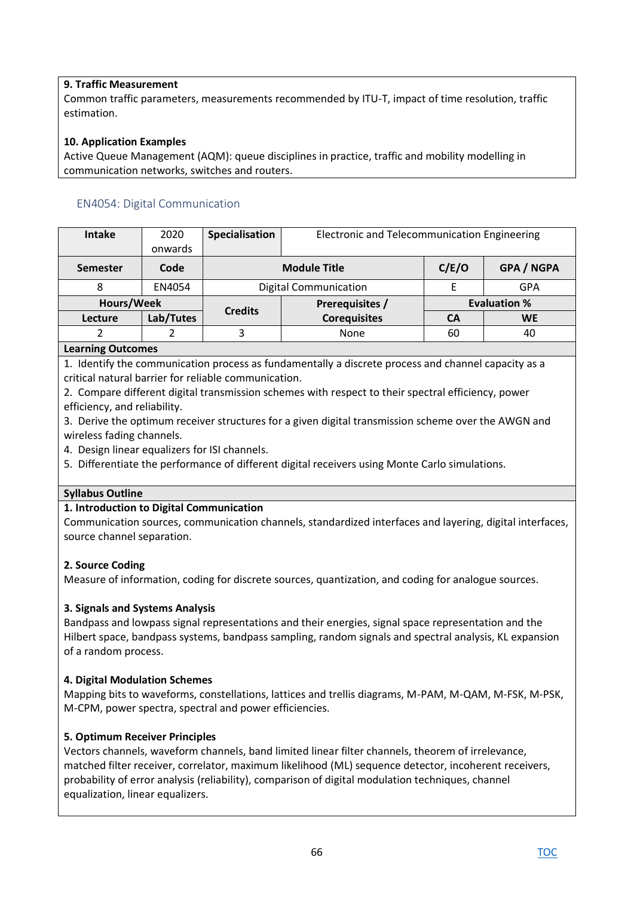**9. Traffic Measurement**
Common traffic parameters, measurements recommended by ITU-T, impact of time resolution, traffic estimation.

**10. Application Examples**
Active Queue Management (AQM): queue disciplines in practice, traffic and mobility modelling in communication networks, switches and routers.

## EN4054: Digital Communication

| Intake | 2020 onwards | Specialisation | Electronic and Telecommunication Engineering | | |
|---|---|---|---|---|---|
| **Semester** | **Code** | **Module Title** | | **C/E/O** | **GPA / NGPA** |
| 8 | EN4054 | Digital Communication | | E | GPA |
| **Hours/Week** | | **Credits** | **Prerequisites / Corequisites** | **Evaluation %** | |
| **Lecture** | **Lab/Tutes** | | | **CA** | **WE** |
| 2 | 2 | 3 | None | 60 | 40 |

**Learning Outcomes**

1. Identify the communication process as fundamentally a discrete process and channel capacity as a critical natural barrier for reliable communication.
2. Compare different digital transmission schemes with respect to their spectral efficiency, power efficiency, and reliability.
3. Derive the optimum receiver structures for a given digital transmission scheme over the AWGN and wireless fading channels.
4. Design linear equalizers for ISI channels.
5. Differentiate the performance of different digital receivers using Monte Carlo simulations.

**Syllabus Outline**

**1. Introduction to Digital Communication**
Communication sources, communication channels, standardized interfaces and layering, digital interfaces, source channel separation.

**2. Source Coding**
Measure of information, coding for discrete sources, quantization, and coding for analogue sources.

**3. Signals and Systems Analysis**
Bandpass and lowpass signal representations and their energies, signal space representation and the Hilbert space, bandpass systems, bandpass sampling, random signals and spectral analysis, KL expansion of a random process.

**4. Digital Modulation Schemes**
Mapping bits to waveforms, constellations, lattices and trellis diagrams, M-PAM, M-QAM, M-FSK, M-PSK, M-CPM, power spectra, spectral and power efficiencies.

**5. Optimum Receiver Principles**
Vectors channels, waveform channels, band limited linear filter channels, theorem of irrelevance, matched filter receiver, correlator, maximum likelihood (ML) sequence detector, incoherent receivers, probability of error analysis (reliability), comparison of digital modulation techniques, channel equalization, linear equalizers.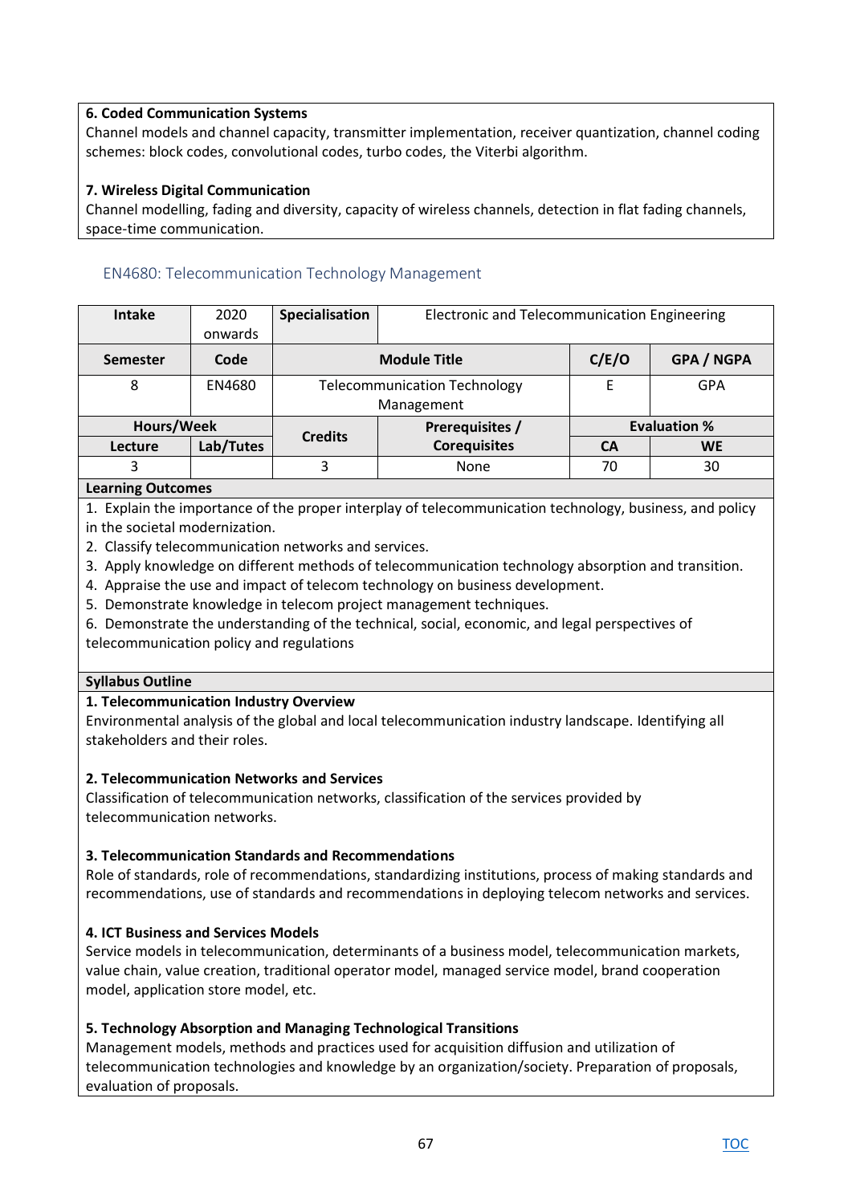**6. Coded Communication Systems**
Channel models and channel capacity, transmitter implementation, receiver quantization, channel coding schemes: block codes, convolutional codes, turbo codes, the Viterbi algorithm.

**7. Wireless Digital Communication**
Channel modelling, fading and diversity, capacity of wireless channels, detection in flat fading channels, space-time communication.

## EN4680: Telecommunication Technology Management

| Intake | 2020 onwards | Specialisation | Electronic and Telecommunication Engineering | | |
|---|---|---|---|---|---|
| **Semester** | **Code** | **Module Title** | | **C/E/O** | **GPA / NGPA** |
| 8 | EN4680 | Telecommunication Technology Management | | E | GPA |
| **Hours/Week** | | **Credits** | **Prerequisites / Corequisites** | **Evaluation %** | |
| **Lecture** | **Lab/Tutes** | | | **CA** | **WE** |
| 3 | | 3 | None | 70 | 30 |

**Learning Outcomes**

1. Explain the importance of the proper interplay of telecommunication technology, business, and policy in the societal modernization.
2. Classify telecommunication networks and services.
3. Apply knowledge on different methods of telecommunication technology absorption and transition.
4. Appraise the use and impact of telecom technology on business development.
5. Demonstrate knowledge in telecom project management techniques.
6. Demonstrate the understanding of the technical, social, economic, and legal perspectives of telecommunication policy and regulations

**Syllabus Outline**

**1. Telecommunication Industry Overview**
Environmental analysis of the global and local telecommunication industry landscape. Identifying all stakeholders and their roles.

**2. Telecommunication Networks and Services**
Classification of telecommunication networks, classification of the services provided by telecommunication networks.

**3. Telecommunication Standards and Recommendations**
Role of standards, role of recommendations, standardizing institutions, process of making standards and recommendations, use of standards and recommendations in deploying telecom networks and services.

**4. ICT Business and Services Models**
Service models in telecommunication, determinants of a business model, telecommunication markets, value chain, value creation, traditional operator model, managed service model, brand cooperation model, application store model, etc.

**5. Technology Absorption and Managing Technological Transitions**
Management models, methods and practices used for acquisition diffusion and utilization of telecommunication technologies and knowledge by an organization/society. Preparation of proposals, evaluation of proposals.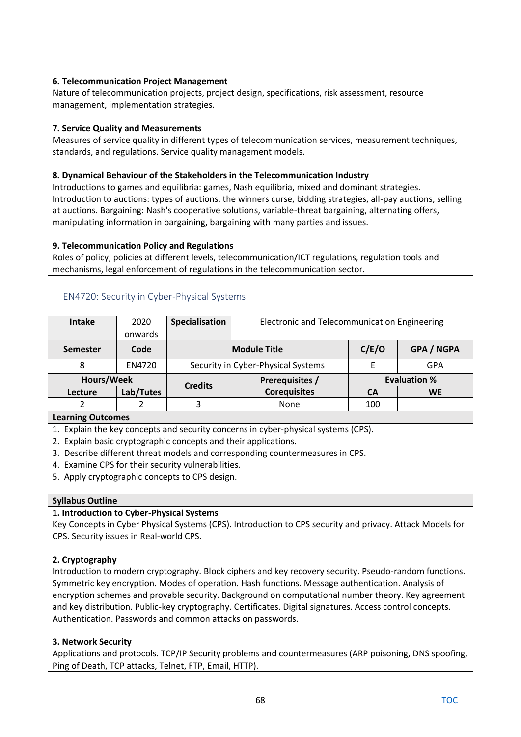**6. Telecommunication Project Management**
Nature of telecommunication projects, project design, specifications, risk assessment, resource management, implementation strategies.

**7. Service Quality and Measurements**
Measures of service quality in different types of telecommunication services, measurement techniques, standards, and regulations. Service quality management models.

**8. Dynamical Behaviour of the Stakeholders in the Telecommunication Industry**
Introductions to games and equilibria: games, Nash equilibria, mixed and dominant strategies. Introduction to auctions: types of auctions, the winners curse, bidding strategies, all-pay auctions, selling at auctions. Bargaining: Nash's cooperative solutions, variable-threat bargaining, alternating offers, manipulating information in bargaining, bargaining with many parties and issues.

**9. Telecommunication Policy and Regulations**
Roles of policy, policies at different levels, telecommunication/ICT regulations, regulation tools and mechanisms, legal enforcement of regulations in the telecommunication sector.

## EN4720: Security in Cyber-Physical Systems

| **Intake** | 2020 onwards | **Specialisation** | Electronic and Telecommunication Engineering | | |
|---|---|---|---|---|---|
| **Semester** | **Code** | **Module Title** | | **C/E/O** | **GPA / NGPA** |
| 8 | EN4720 | Security in Cyber-Physical Systems | | E | GPA |
| **Hours/Week** | | **Credits** | **Prerequisites / Corequisites** | **Evaluation %** | |
| **Lecture** | **Lab/Tutes** | | | **CA** | **WE** |
| 2 | 2 | 3 | None | 100 | |

**Learning Outcomes**

1. Explain the key concepts and security concerns in cyber-physical systems (CPS).
2. Explain basic cryptographic concepts and their applications.
3. Describe different threat models and corresponding countermeasures in CPS.
4. Examine CPS for their security vulnerabilities.
5. Apply cryptographic concepts to CPS design.

**Syllabus Outline**

**1. Introduction to Cyber-Physical Systems**
Key Concepts in Cyber Physical Systems (CPS). Introduction to CPS security and privacy. Attack Models for CPS. Security issues in Real-world CPS.

**2. Cryptography**
Introduction to modern cryptography. Block ciphers and key recovery security. Pseudo-random functions. Symmetric key encryption. Modes of operation. Hash functions. Message authentication. Analysis of encryption schemes and provable security. Background on computational number theory. Key agreement and key distribution. Public-key cryptography. Certificates. Digital signatures. Access control concepts. Authentication. Passwords and common attacks on passwords.

**3. Network Security**
Applications and protocols. TCP/IP Security problems and countermeasures (ARP poisoning, DNS spoofing, Ping of Death, TCP attacks, Telnet, FTP, Email, HTTP).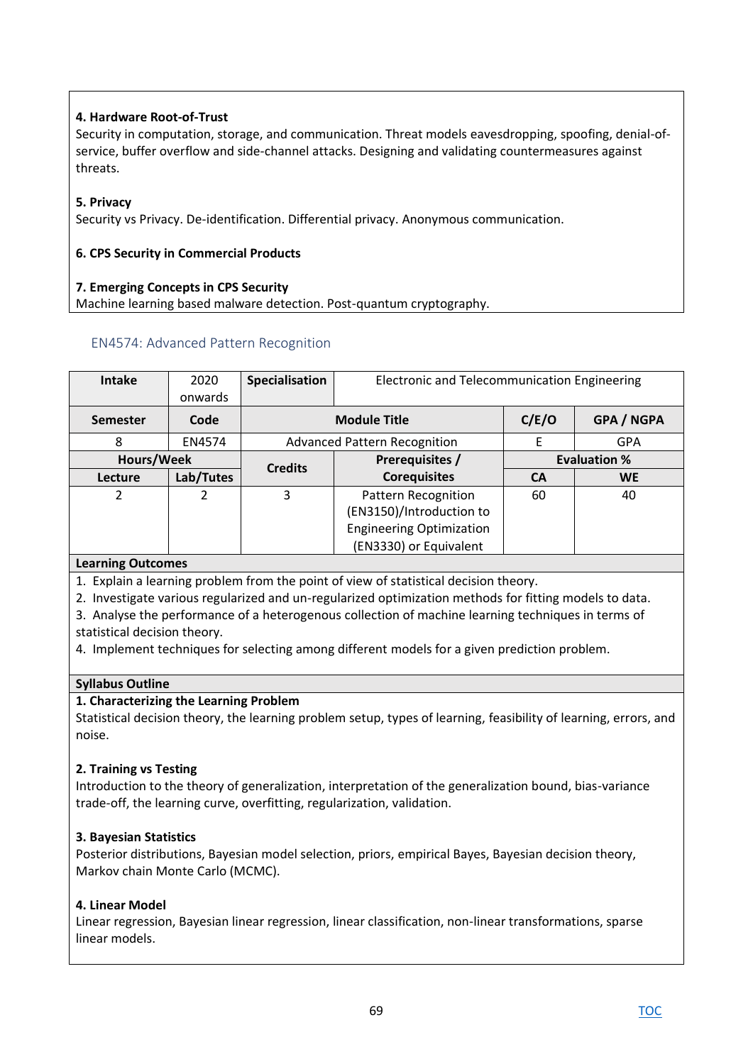**4. Hardware Root-of-Trust**

Security in computation, storage, and communication. Threat models eavesdropping, spoofing, denial-of-service, buffer overflow and side-channel attacks. Designing and validating countermeasures against threats.

**5. Privacy**

Security vs Privacy. De-identification. Differential privacy. Anonymous communication.

**6. CPS Security in Commercial Products**

**7. Emerging Concepts in CPS Security**

Machine learning based malware detection. Post-quantum cryptography.

### EN4574: Advanced Pattern Recognition

| Intake | 2020 onwards | Specialisation | Electronic and Telecommunication Engineering | | |
|---|---|---|---|---|---|
| **Semester** | **Code** | **Module Title** | | **C/E/O** | **GPA / NGPA** |
| 8 | EN4574 | Advanced Pattern Recognition | | E | GPA |
| **Hours/Week** | | **Credits** | **Prerequisites / Corequisites** | **Evaluation %** | |
| **Lecture** | **Lab/Tutes** | | | **CA** | **WE** |
| 2 | 2 | 3 | Pattern Recognition (EN3150)/Introduction to Engineering Optimization (EN3330) or Equivalent | 60 | 40 |

**Learning Outcomes**

1. Explain a learning problem from the point of view of statistical decision theory.
2. Investigate various regularized and un-regularized optimization methods for fitting models to data.
3. Analyse the performance of a heterogenous collection of machine learning techniques in terms of statistical decision theory.
4. Implement techniques for selecting among different models for a given prediction problem.

**Syllabus Outline**

**1. Characterizing the Learning Problem**

Statistical decision theory, the learning problem setup, types of learning, feasibility of learning, errors, and noise.

**2. Training vs Testing**

Introduction to the theory of generalization, interpretation of the generalization bound, bias-variance trade-off, the learning curve, overfitting, regularization, validation.

**3. Bayesian Statistics**

Posterior distributions, Bayesian model selection, priors, empirical Bayes, Bayesian decision theory, Markov chain Monte Carlo (MCMC).

**4. Linear Model**

Linear regression, Bayesian linear regression, linear classification, non-linear transformations, sparse linear models.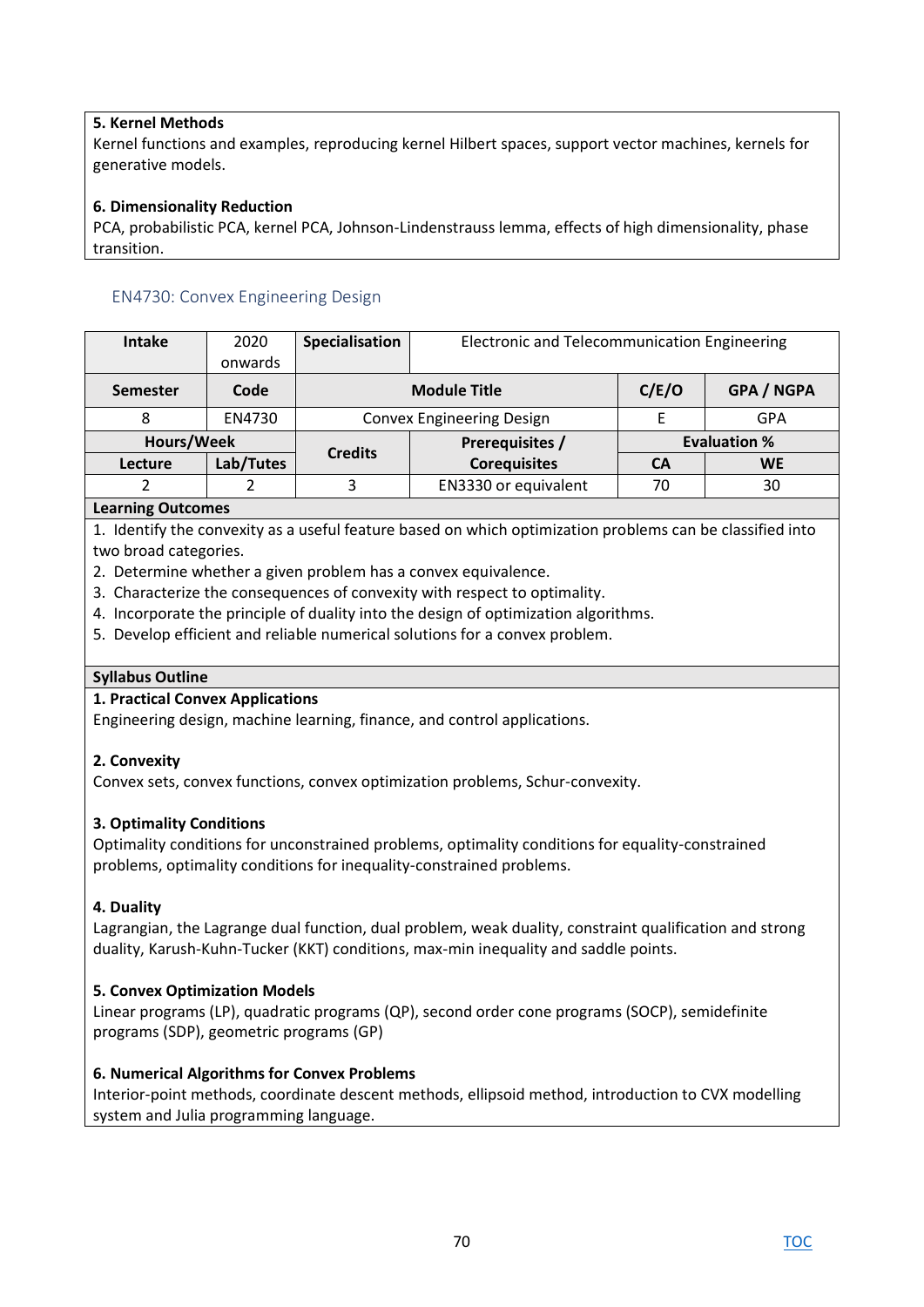**5. Kernel Methods**
Kernel functions and examples, reproducing kernel Hilbert spaces, support vector machines, kernels for generative models.

**6. Dimensionality Reduction**
PCA, probabilistic PCA, kernel PCA, Johnson-Lindenstrauss lemma, effects of high dimensionality, phase transition.

## EN4730: Convex Engineering Design

| **Intake** | 2020 onwards | **Specialisation** | Electronic and Telecommunication Engineering | | |
|---|---|---|---|---|---|
| **Semester** | **Code** | **Module Title** | | **C/E/O** | **GPA / NGPA** |
| 8 | EN4730 | Convex Engineering Design | | E | GPA |
| **Hours/Week** | | **Credits** | **Prerequisites / Corequisites** | **Evaluation %** | |
| **Lecture** | **Lab/Tutes** | | | **CA** | **WE** |
| 2 | 2 | 3 | EN3330 or equivalent | 70 | 30 |

**Learning Outcomes**

1. Identify the convexity as a useful feature based on which optimization problems can be classified into two broad categories.
2. Determine whether a given problem has a convex equivalence.
3. Characterize the consequences of convexity with respect to optimality.
4. Incorporate the principle of duality into the design of optimization algorithms.
5. Develop efficient and reliable numerical solutions for a convex problem.

**Syllabus Outline**

**1. Practical Convex Applications**
Engineering design, machine learning, finance, and control applications.

**2. Convexity**
Convex sets, convex functions, convex optimization problems, Schur-convexity.

**3. Optimality Conditions**
Optimality conditions for unconstrained problems, optimality conditions for equality-constrained problems, optimality conditions for inequality-constrained problems.

**4. Duality**
Lagrangian, the Lagrange dual function, dual problem, weak duality, constraint qualification and strong duality, Karush-Kuhn-Tucker (KKT) conditions, max-min inequality and saddle points.

**5. Convex Optimization Models**
Linear programs (LP), quadratic programs (QP), second order cone programs (SOCP), semidefinite programs (SDP), geometric programs (GP)

**6. Numerical Algorithms for Convex Problems**
Interior-point methods, coordinate descent methods, ellipsoid method, introduction to CVX modelling system and Julia programming language.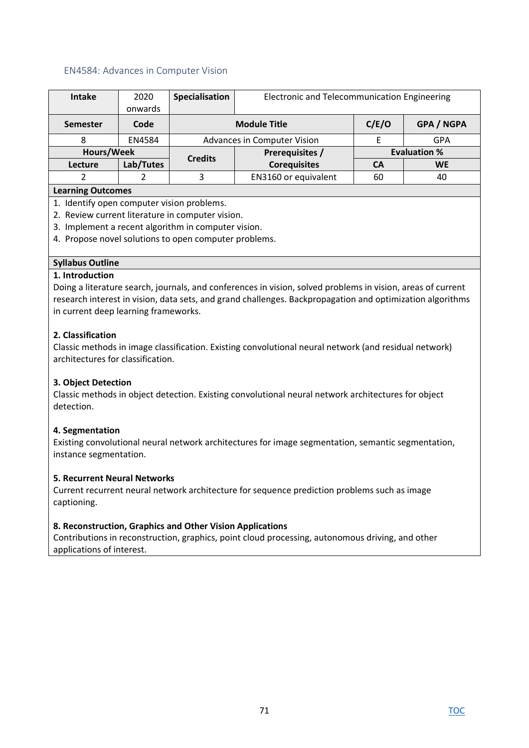## EN4584: Advances in Computer Vision

| Intake | 2020 onwards | Specialisation | Electronic and Telecommunication Engineering | | |
|---|---|---|---|---|---|
| **Semester** | **Code** | **Module Title** | | **C/E/O** | **GPA / NGPA** |
| 8 | EN4584 | Advances in Computer Vision | | E | GPA |
| **Hours/Week** | | **Credits** | **Prerequisites / Corequisites** | **Evaluation %** | |
| **Lecture** | **Lab/Tutes** | | | **CA** | **WE** |
| 2 | 2 | 3 | EN3160 or equivalent | 60 | 40 |

**Learning Outcomes**

1. Identify open computer vision problems.
2. Review current literature in computer vision.
3. Implement a recent algorithm in computer vision.
4. Propose novel solutions to open computer problems.

**Syllabus Outline**

**1. Introduction**

Doing a literature search, journals, and conferences in vision, solved problems in vision, areas of current research interest in vision, data sets, and grand challenges. Backpropagation and optimization algorithms in current deep learning frameworks.

**2. Classification**

Classic methods in image classification. Existing convolutional neural network (and residual network) architectures for classification.

**3. Object Detection**

Classic methods in object detection. Existing convolutional neural network architectures for object detection.

**4. Segmentation**

Existing convolutional neural network architectures for image segmentation, semantic segmentation, instance segmentation.

**5. Recurrent Neural Networks**

Current recurrent neural network architecture for sequence prediction problems such as image captioning.

**8. Reconstruction, Graphics and Other Vision Applications**

Contributions in reconstruction, graphics, point cloud processing, autonomous driving, and other applications of interest.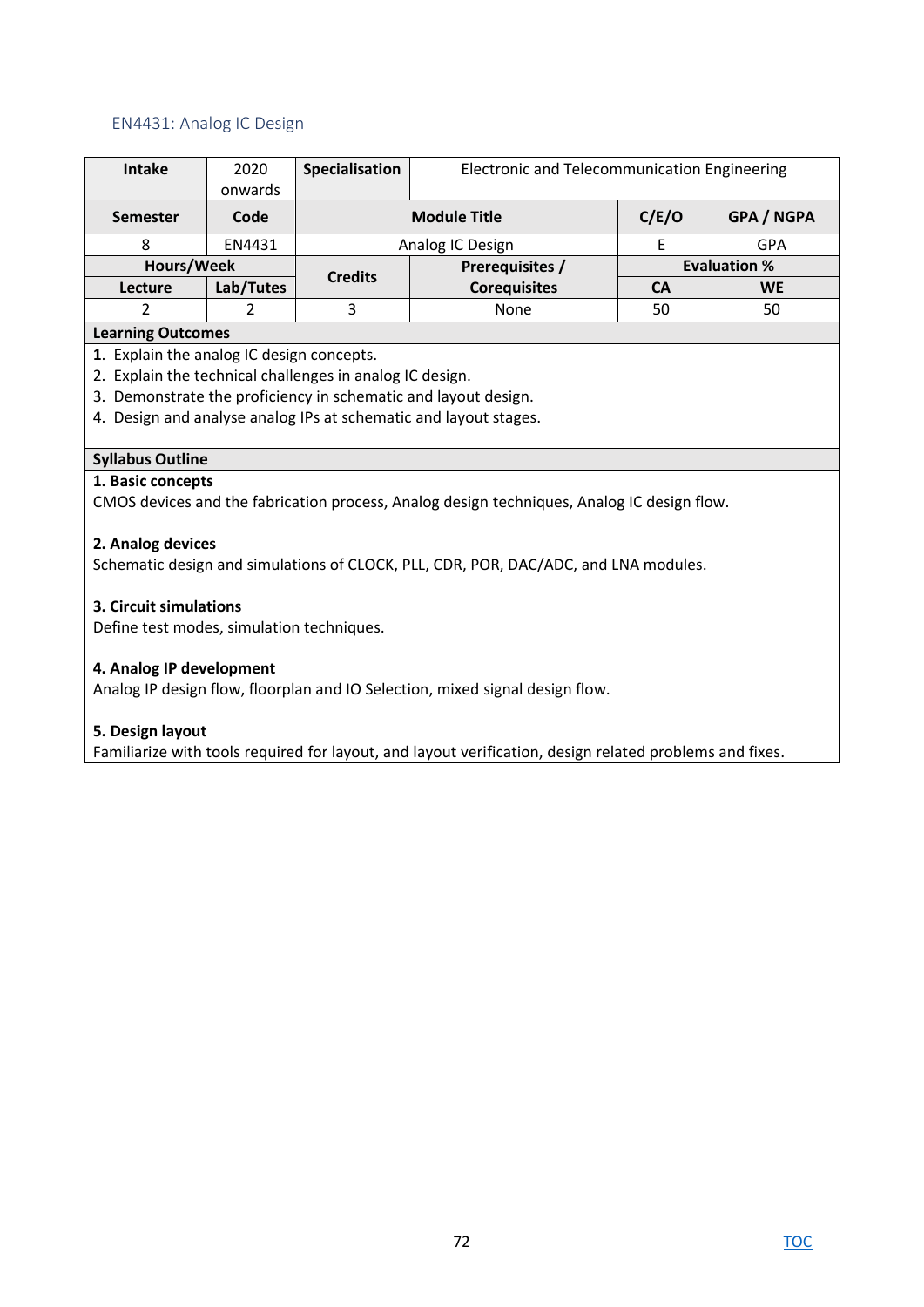## EN4431: Analog IC Design

| Intake | 2020 onwards | Specialisation | Electronic and Telecommunication Engineering | | |
|---|---|---|---|---|---|
| **Semester** | **Code** | **Module Title** | | **C/E/O** | **GPA / NGPA** |
| 8 | EN4431 | Analog IC Design | | E | GPA |
| **Hours/Week** | | **Credits** | **Prerequisites / Corequisites** | **Evaluation %** | |
| **Lecture** | **Lab/Tutes** | | | **CA** | **WE** |
| 2 | 2 | 3 | None | 50 | 50 |

**Learning Outcomes**

1. Explain the analog IC design concepts.
2. Explain the technical challenges in analog IC design.
3. Demonstrate the proficiency in schematic and layout design.
4. Design and analyse analog IPs at schematic and layout stages.

**Syllabus Outline**

**1. Basic concepts**
CMOS devices and the fabrication process, Analog design techniques, Analog IC design flow.

**2. Analog devices**
Schematic design and simulations of CLOCK, PLL, CDR, POR, DAC/ADC, and LNA modules.

**3. Circuit simulations**
Define test modes, simulation techniques.

**4. Analog IP development**
Analog IP design flow, floorplan and IO Selection, mixed signal design flow.

**5. Design layout**
Familiarize with tools required for layout, and layout verification, design related problems and fixes.